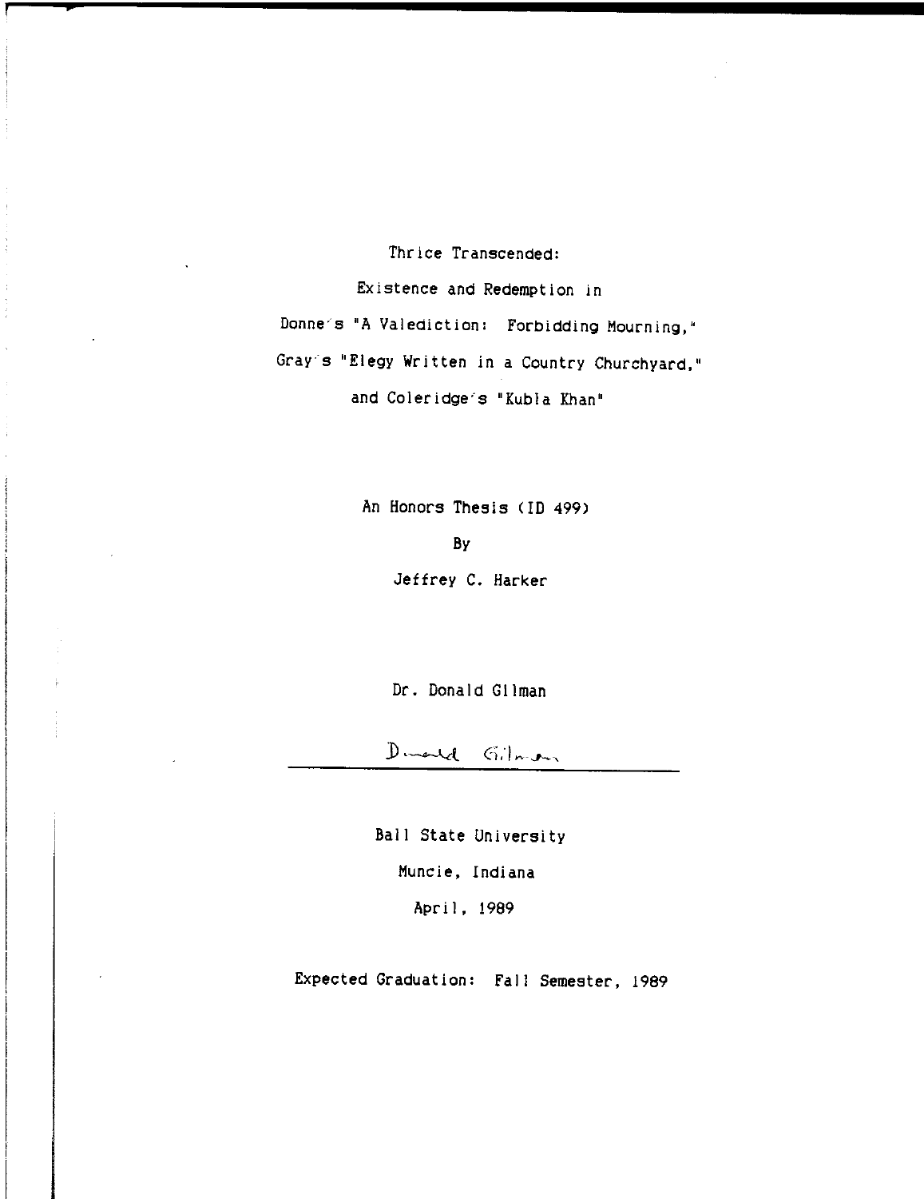# Thrice Transcended:

## Existence and Redemption in Donne's "A Valediction: Forbidding Mourning," Gray's "Elegy Written in a Country Churchyard," and Coleridge's "Kubla Khan"

An Honors Thesis (ID 499)

By

Jeffrey C. Harker

Dr. Donald Gilman

Donald Gilman

---

Ball State University

Muncie, Indiana

April, 1989

Expected Graduation: Fall Semester, 1989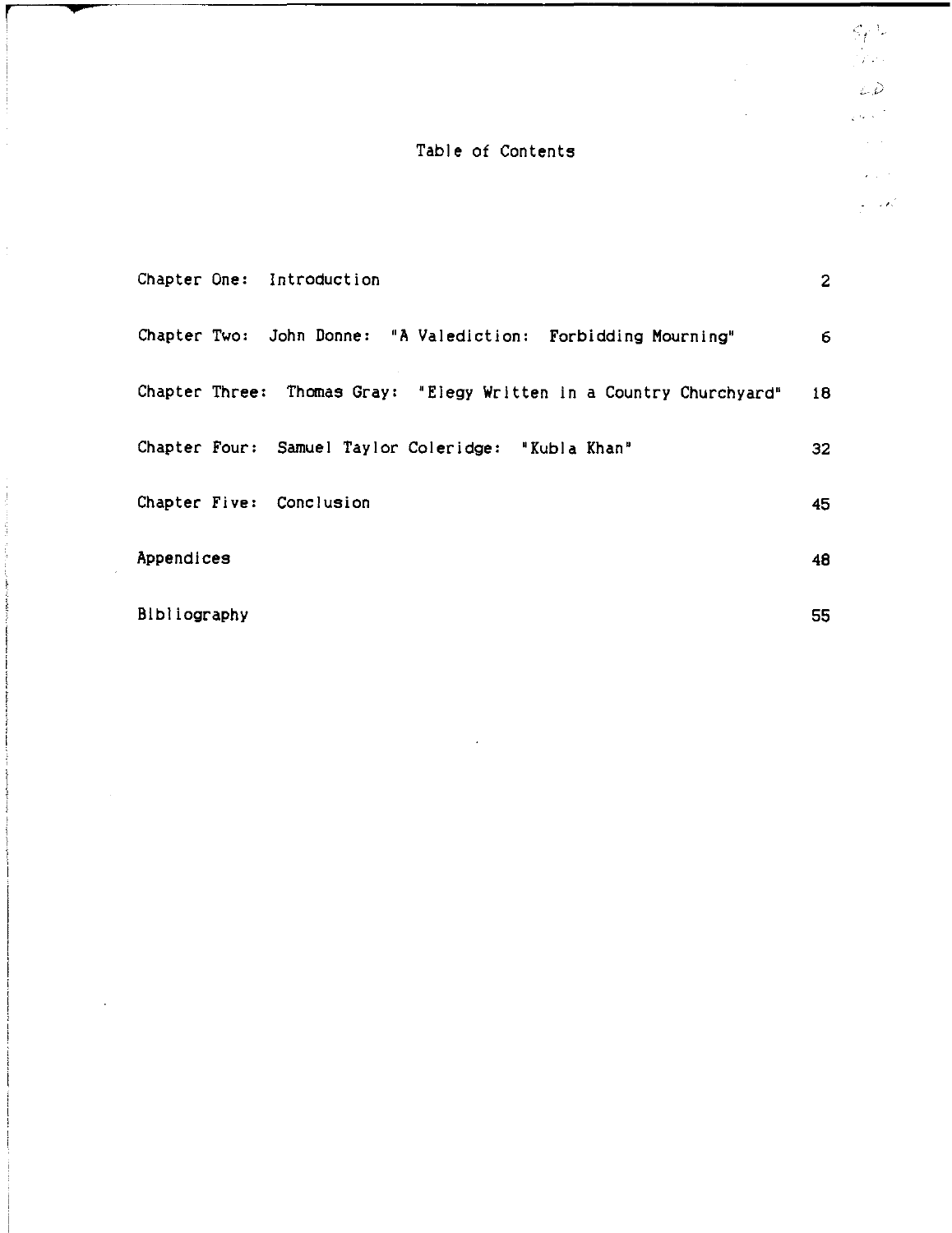# Table of Contents

| | |
|---|---|
| Chapter One: Introduction | 2 |
| Chapter Two: John Donne: "A Valediction: Forbidding Mourning" | 6 |
| Chapter Three: Thomas Gray: "Elegy Written in a Country Churchyard" | 18 |
| Chapter Four: Samuel Taylor Coleridge: "Kubla Khan" | 32 |
| Chapter Five: Conclusion | 45 |
| Appendices | 48 |
| Bibliography | 55 |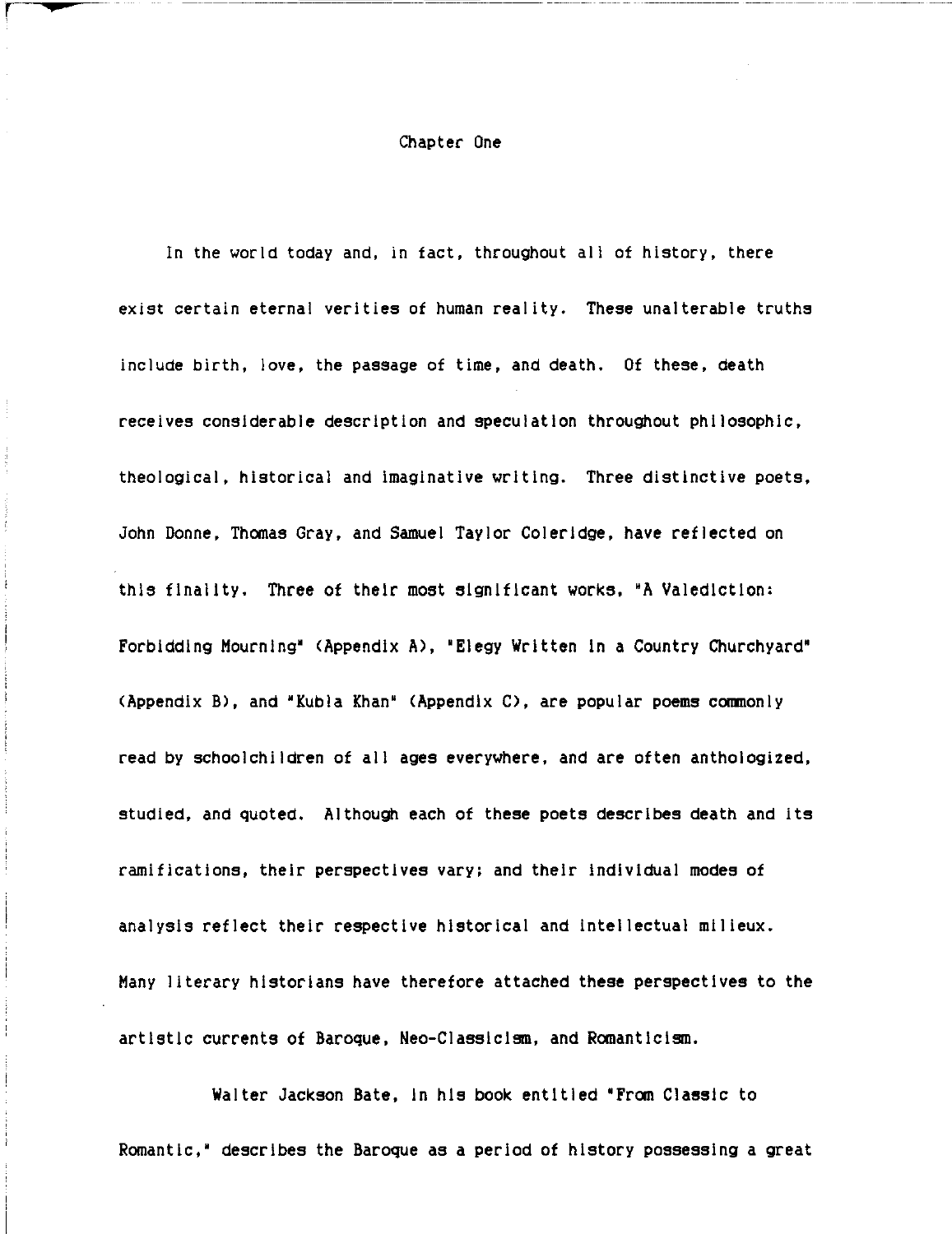# Chapter One

In the world today and, in fact, throughout all of history, there exist certain eternal verities of human reality. These unalterable truths include birth, love, the passage of time, and death. Of these, death receives considerable description and speculation throughout philosophic, theological, historical and imaginative writing. Three distinctive poets, John Donne, Thomas Gray, and Samuel Taylor Coleridge, have reflected on this finality. Three of their most significant works, "A Valediction: Forbidding Mourning" (Appendix A), "Elegy Written in a Country Churchyard" (Appendix B), and "Kubla Khan" (Appendix C), are popular poems commonly read by schoolchildren of all ages everywhere, and are often anthologized, studied, and quoted. Although each of these poets describes death and its ramifications, their perspectives vary; and their individual modes of analysis reflect their respective historical and intellectual milieux. Many literary historians have therefore attached these perspectives to the artistic currents of Baroque, Neo-Classicism, and Romanticism.

Walter Jackson Bate, in his book entitled "From Classic to Romantic," describes the Baroque as a period of history possessing a great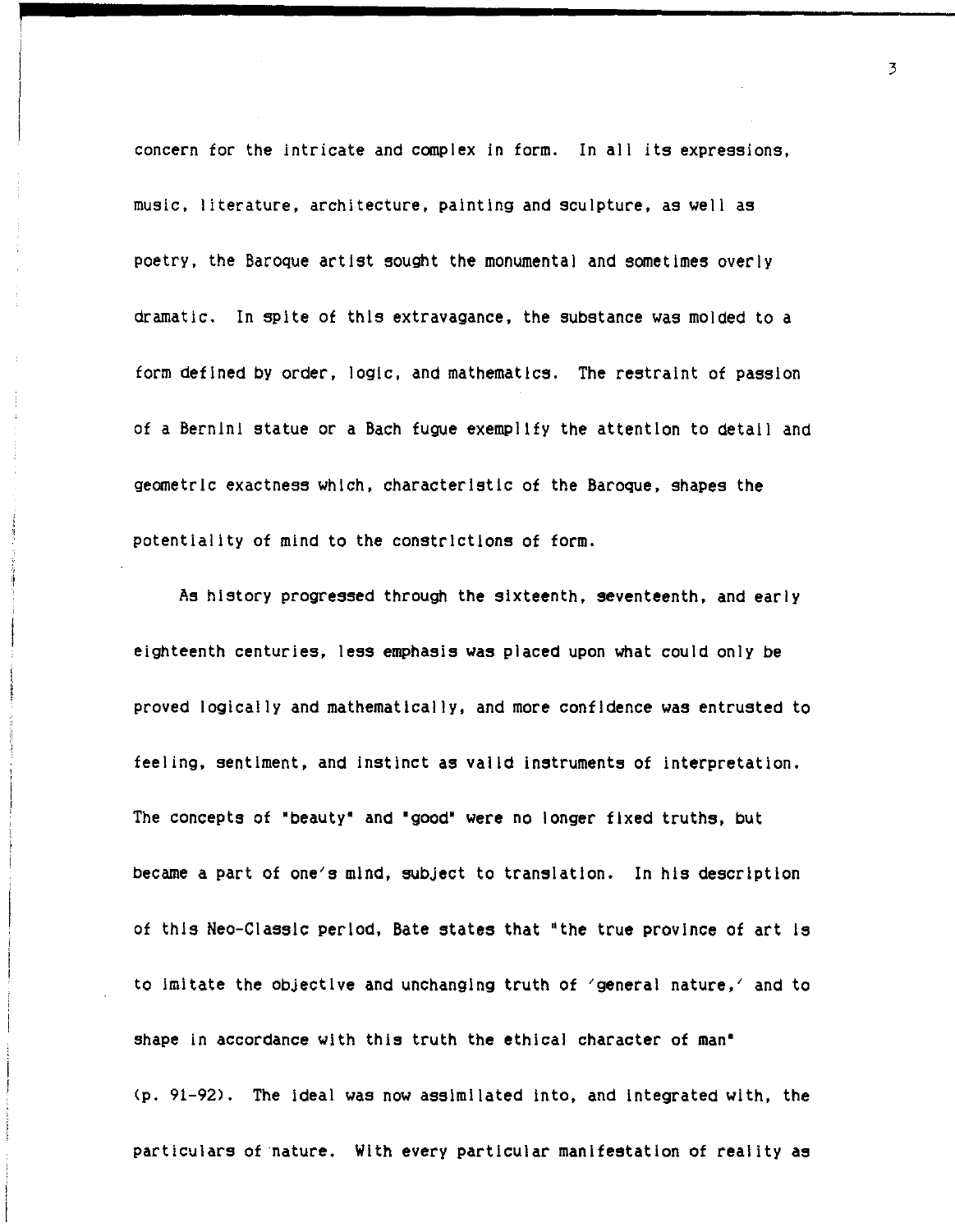concern for the intricate and complex in form. In all its expressions, music, literature, architecture, painting and sculpture, as well as poetry, the Baroque artist sought the monumental and sometimes overly dramatic. In spite of this extravagance, the substance was molded to a form defined by order, logic, and mathematics. The restraint of passion of a Bernini statue or a Bach fugue exemplify the attention to detail and geometric exactness which, characteristic of the Baroque, shapes the potentiality of mind to the constrictions of form.

As history progressed through the sixteenth, seventeenth, and early eighteenth centuries, less emphasis was placed upon what could only be proved logically and mathematically, and more confidence was entrusted to feeling, sentiment, and instinct as valid instruments of interpretation. The concepts of "beauty" and "good" were no longer fixed truths, but became a part of one's mind, subject to translation. In his description of this Neo-Classic period, Bate states that "the true province of art is to imitate the objective and unchanging truth of 'general nature,' and to shape in accordance with this truth the ethical character of man" (p. 91-92). The ideal was now assimilated into, and integrated with, the particulars of nature. With every particular manifestation of reality as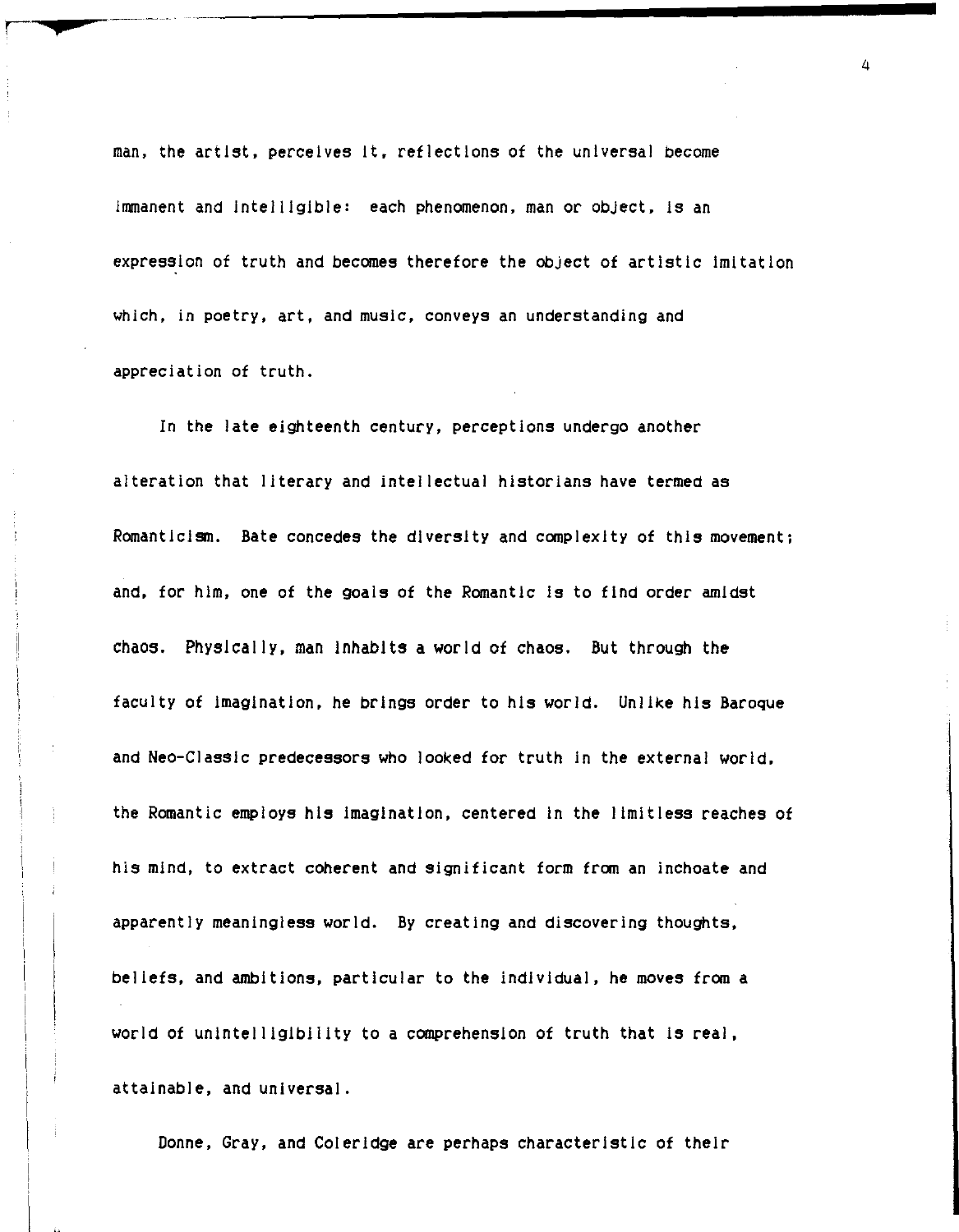man, the artist, perceives it, reflections of the universal become immanent and intelligible: each phenomenon, man or object, is an expression of truth and becomes therefore the object of artistic imitation which, in poetry, art, and music, conveys an understanding and appreciation of truth.

In the late eighteenth century, perceptions undergo another alteration that literary and intellectual historians have termed as Romanticism. Bate concedes the diversity and complexity of this movement; and, for him, one of the goals of the Romantic is to find order amidst chaos. Physically, man inhabits a world of chaos. But through the faculty of imagination, he brings order to his world. Unlike his Baroque and Neo-Classic predecessors who looked for truth in the external world, the Romantic employs his imagination, centered in the limitless reaches of his mind, to extract coherent and significant form from an inchoate and apparently meaningless world. By creating and discovering thoughts, beliefs, and ambitions, particular to the individual, he moves from a world of unintelligibility to a comprehension of truth that is real, attainable, and universal.

Donne, Gray, and Coleridge are perhaps characteristic of their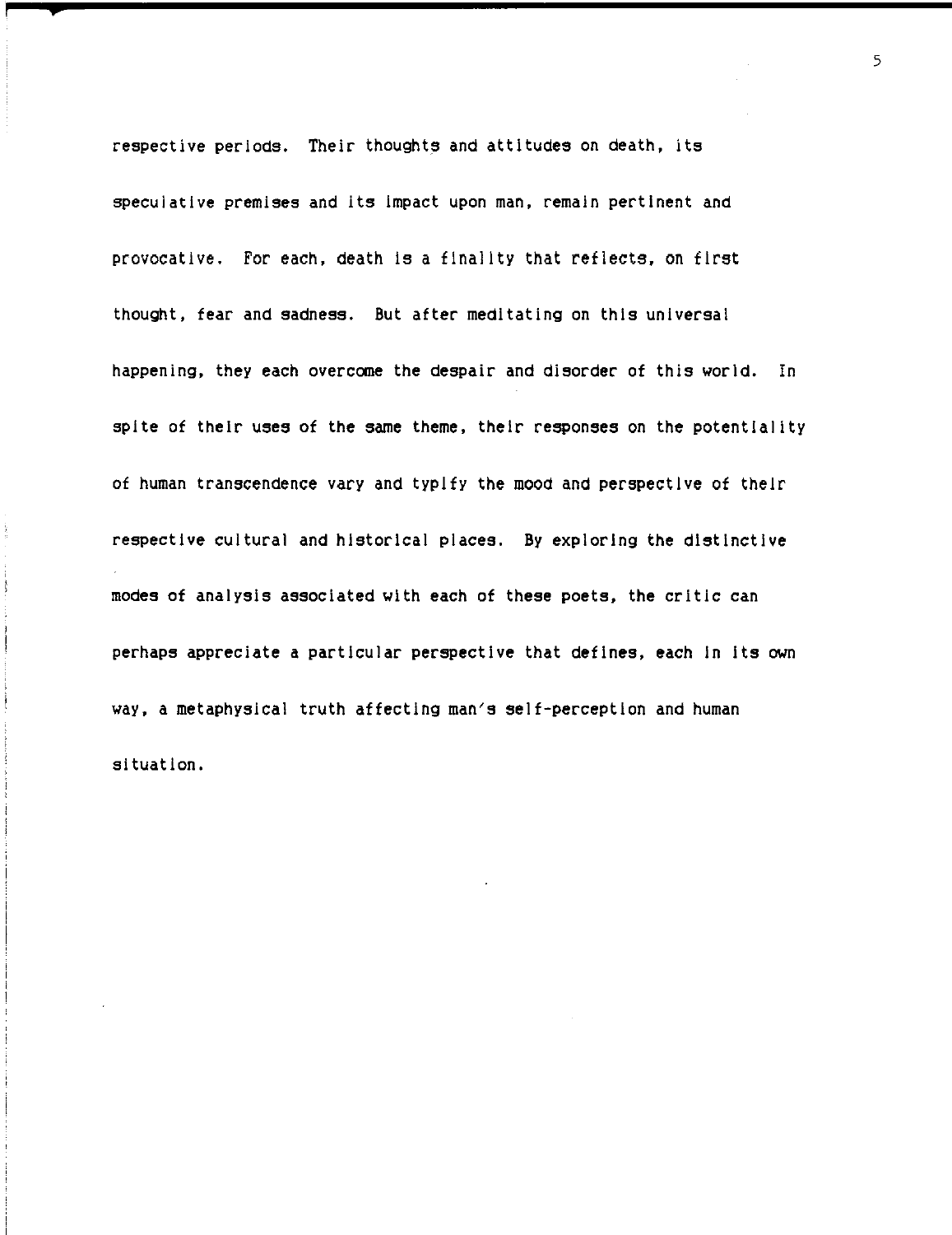respective periods. Their thoughts and attitudes on death, its speculative premises and its impact upon man, remain pertinent and provocative. For each, death is a finality that reflects, on first thought, fear and sadness. But after meditating on this universal happening, they each overcome the despair and disorder of this world. In spite of their uses of the same theme, their responses on the potentiality of human transcendence vary and typify the mood and perspective of their respective cultural and historical places. By exploring the distinctive modes of analysis associated with each of these poets, the critic can perhaps appreciate a particular perspective that defines, each in its own way, a metaphysical truth affecting man's self-perception and human situation.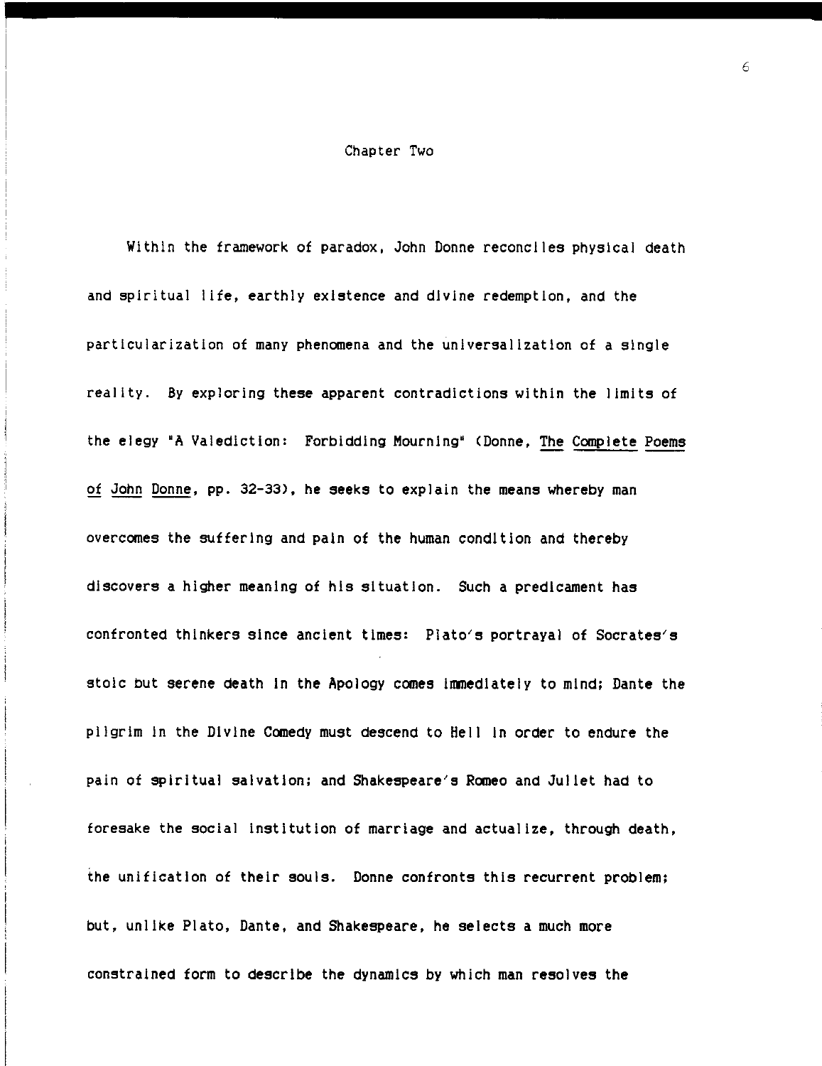## Chapter Two

Within the framework of paradox, John Donne reconciles physical death and spiritual life, earthly existence and divine redemption, and the particularization of many phenomena and the universalization of a single reality. By exploring these apparent contradictions within the limits of the elegy "A Valediction: Forbidding Mourning" (Donne, The Complete Poems of John Donne, pp. 32-33), he seeks to explain the means whereby man overcomes the suffering and pain of the human condition and thereby discovers a higher meaning of his situation. Such a predicament has confronted thinkers since ancient times: Plato's portrayal of Socrates's stoic but serene death in the Apology comes immediately to mind; Dante the pilgrim in the Divine Comedy must descend to Hell in order to endure the pain of spiritual salvation; and Shakespeare's Romeo and Juliet had to foresake the social institution of marriage and actualize, through death, the unification of their souls. Donne confronts this recurrent problem; but, unlike Plato, Dante, and Shakespeare, he selects a much more constrained form to describe the dynamics by which man resolves the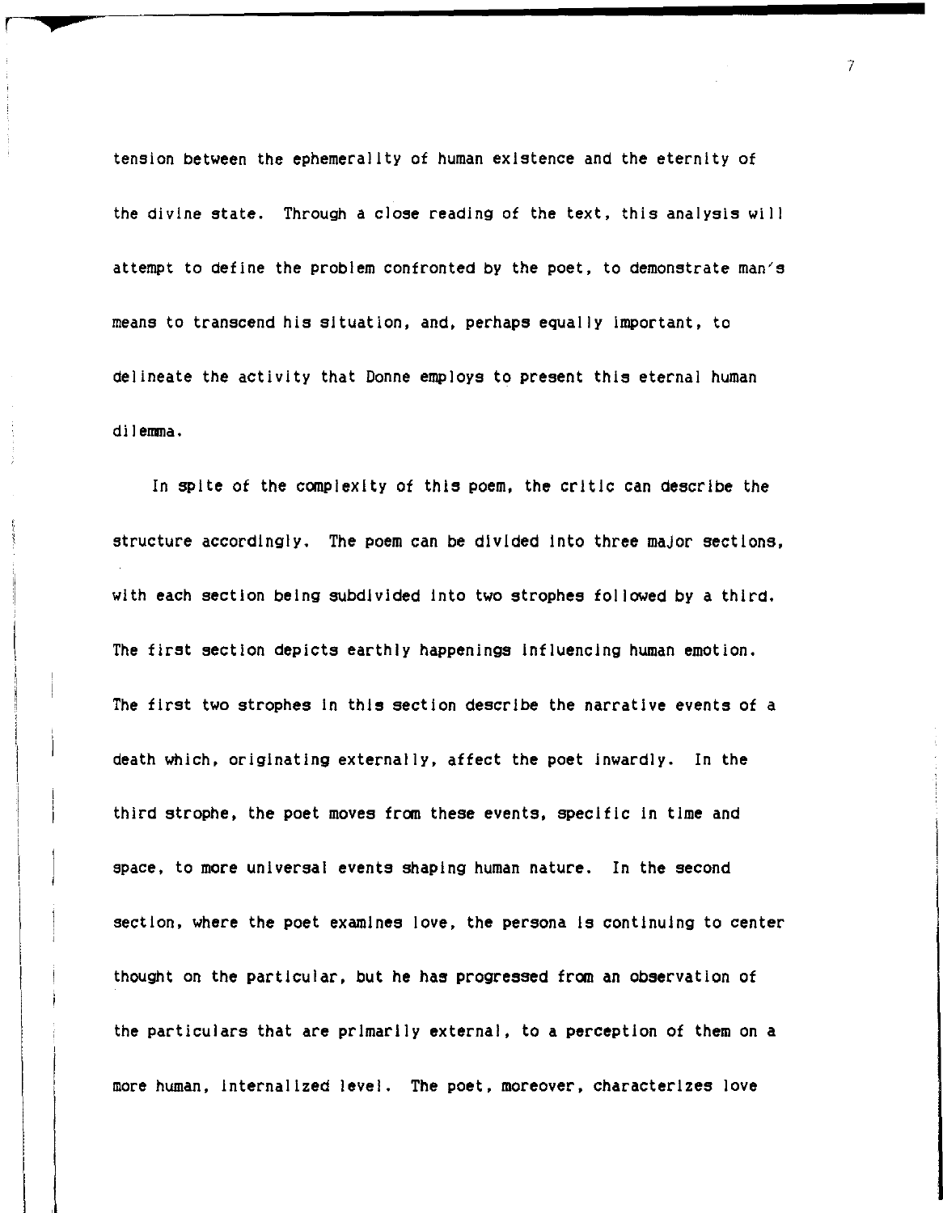tension between the ephemerality of human existence and the eternity of the divine state. Through a close reading of the text, this analysis will attempt to define the problem confronted by the poet, to demonstrate man's means to transcend his situation, and, perhaps equally important, to delineate the activity that Donne employs to present this eternal human dilemma.

In spite of the complexity of this poem, the critic can describe the structure accordingly. The poem can be divided into three major sections, with each section being subdivided into two strophes followed by a third. The first section depicts earthly happenings influencing human emotion. The first two strophes in this section describe the narrative events of a death which, originating externally, affect the poet inwardly. In the third strophe, the poet moves from these events, specific in time and space, to more universal events shaping human nature. In the second section, where the poet examines love, the persona is continuing to center thought on the particular, but he has progressed from an observation of the particulars that are primarily external, to a perception of them on a more human, internalized level. The poet, moreover, characterizes love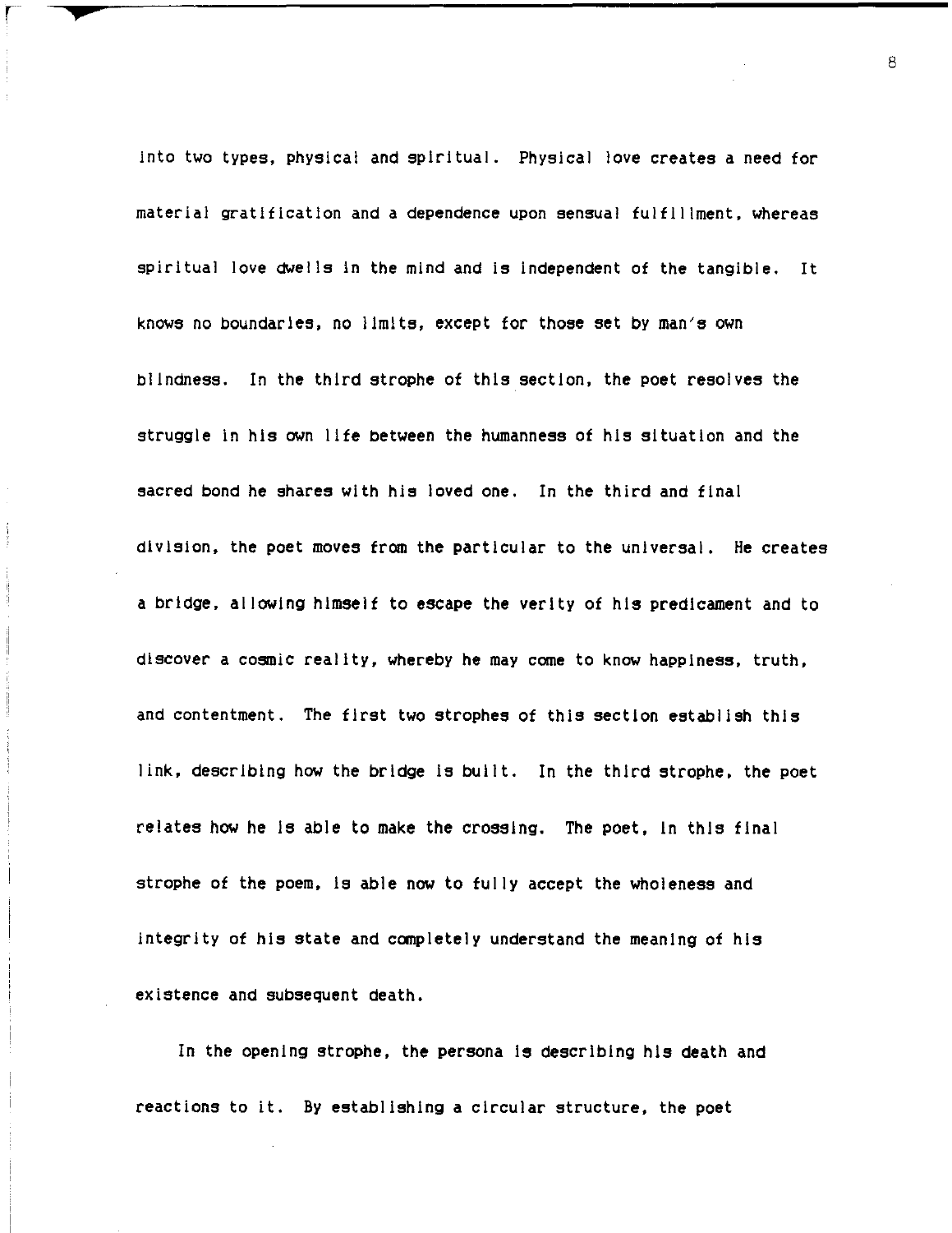into two types, physical and spiritual. Physical love creates a need for material gratification and a dependence upon sensual fulfillment, whereas spiritual love dwells in the mind and is independent of the tangible. It knows no boundaries, no limits, except for those set by man's own blindness. In the third strophe of this section, the poet resolves the struggle in his own life between the humanness of his situation and the sacred bond he shares with his loved one. In the third and final division, the poet moves from the particular to the universal. He creates a bridge, allowing himself to escape the verity of his predicament and to discover a cosmic reality, whereby he may come to know happiness, truth, and contentment. The first two strophes of this section establish this link, describing how the bridge is built. In the third strophe, the poet relates how he is able to make the crossing. The poet, in this final strophe of the poem, is able now to fully accept the wholeness and integrity of his state and completely understand the meaning of his existence and subsequent death.

In the opening strophe, the persona is describing his death and reactions to it. By establishing a circular structure, the poet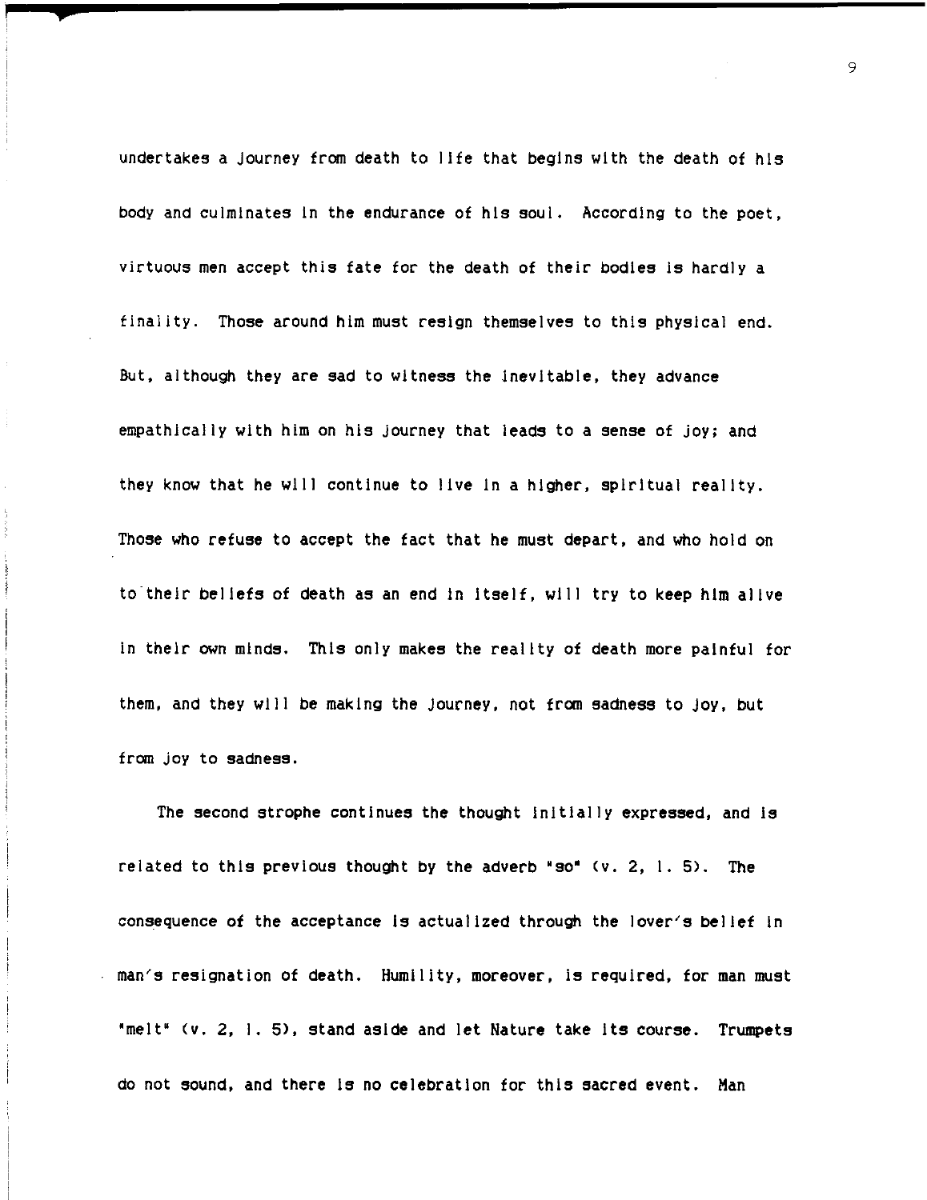undertakes a journey from death to life that begins with the death of his body and culminates in the endurance of his soul. According to the poet, virtuous men accept this fate for the death of their bodies is hardly a finality. Those around him must resign themselves to this physical end. But, although they are sad to witness the inevitable, they advance empathically with him on his journey that leads to a sense of joy; and they know that he will continue to live in a higher, spiritual reality. Those who refuse to accept the fact that he must depart, and who hold on to their beliefs of death as an end in itself, will try to keep him alive in their own minds. This only makes the reality of death more painful for them, and they will be making the journey, not from sadness to joy, but from joy to sadness.

The second strophe continues the thought initially expressed, and is related to this previous thought by the adverb "so" (v. 2, l. 5). The consequence of the acceptance is actualized through the lover's belief in man's resignation of death. Humility, moreover, is required, for man must "melt" (v. 2, l. 5), stand aside and let Nature take its course. Trumpets do not sound, and there is no celebration for this sacred event. Man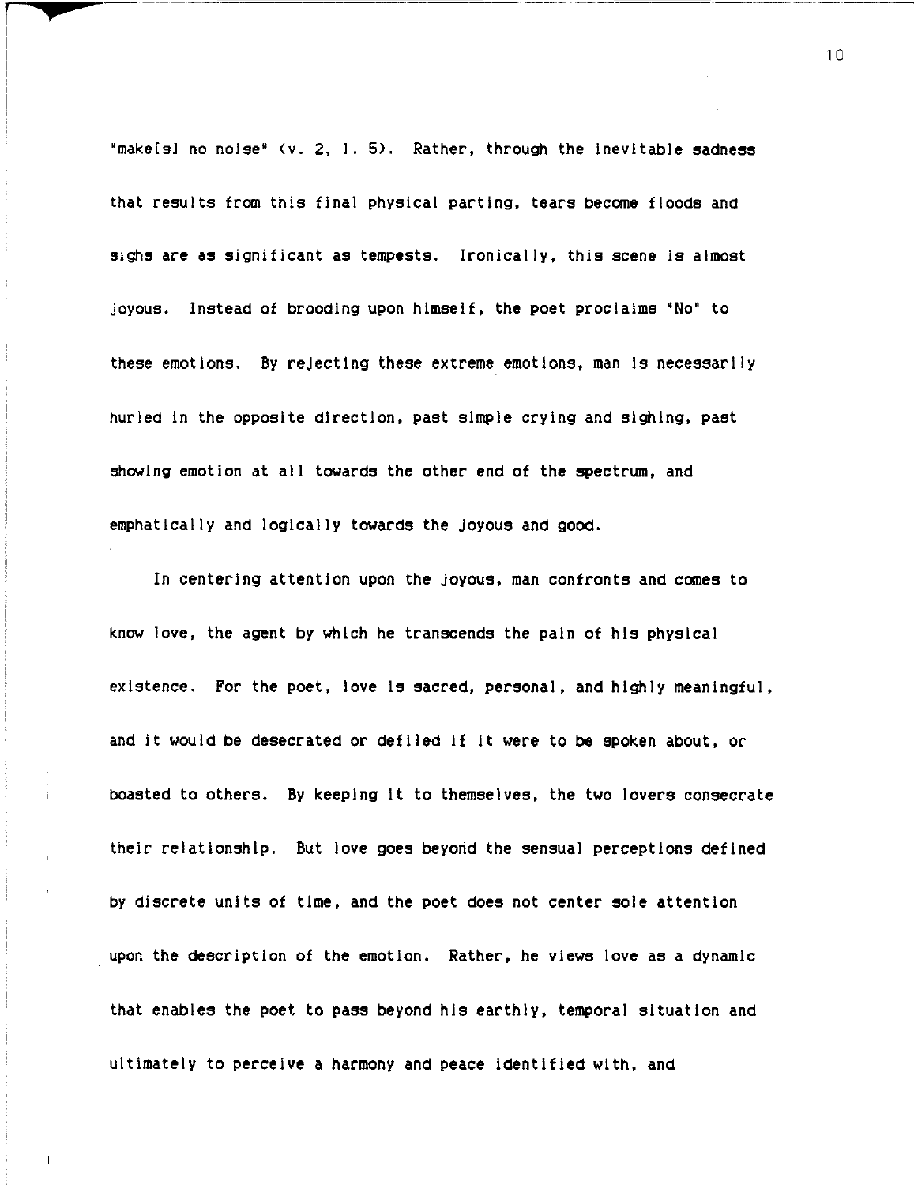"make[s] no noise" (v. 2, l. 5). Rather, through the inevitable sadness that results from this final physical parting, tears become floods and sighs are as significant as tempests. Ironically, this scene is almost joyous. Instead of brooding upon himself, the poet proclaims "No" to these emotions. By rejecting these extreme emotions, man is necessarily hurled in the opposite direction, past simple crying and sighing, past showing emotion at all towards the other end of the spectrum, and emphatically and logically towards the joyous and good.

In centering attention upon the joyous, man confronts and comes to know love, the agent by which he transcends the pain of his physical existence. For the poet, love is sacred, personal, and highly meaningful, and it would be desecrated or defiled if it were to be spoken about, or boasted to others. By keeping it to themselves, the two lovers consecrate their relationship. But love goes beyond the sensual perceptions defined by discrete units of time, and the poet does not center sole attention upon the description of the emotion. Rather, he views love as a dynamic that enables the poet to pass beyond his earthly, temporal situation and ultimately to perceive a harmony and peace identified with, and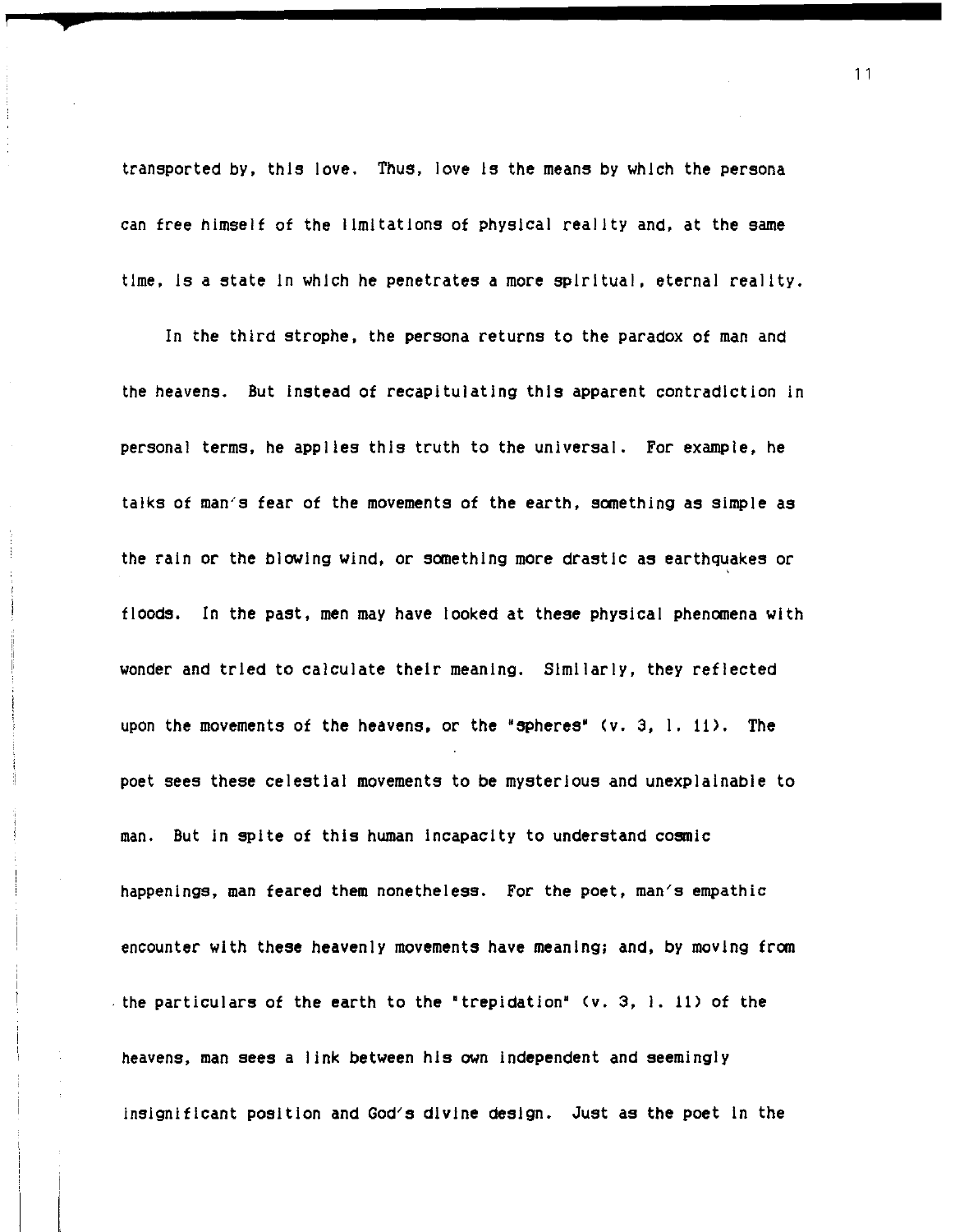transported by, this love. Thus, love is the means by which the persona can free himself of the limitations of physical reality and, at the same time, is a state in which he penetrates a more spiritual, eternal reality.

In the third strophe, the persona returns to the paradox of man and the heavens. But instead of recapitulating this apparent contradiction in personal terms, he applies this truth to the universal. For example, he talks of man's fear of the movements of the earth, something as simple as the rain or the blowing wind, or something more drastic as earthquakes or floods. In the past, men may have looked at these physical phenomena with wonder and tried to calculate their meaning. Similarly, they reflected upon the movements of the heavens, or the "spheres" (v. 3, l. 11). The poet sees these celestial movements to be mysterious and unexplainable to man. But in spite of this human incapacity to understand cosmic happenings, man feared them nonetheless. For the poet, man's empathic encounter with these heavenly movements have meaning; and, by moving from the particulars of the earth to the "trepidation" (v. 3, l. 11) of the heavens, man sees a link between his own independent and seemingly insignificant position and God's divine design. Just as the poet in the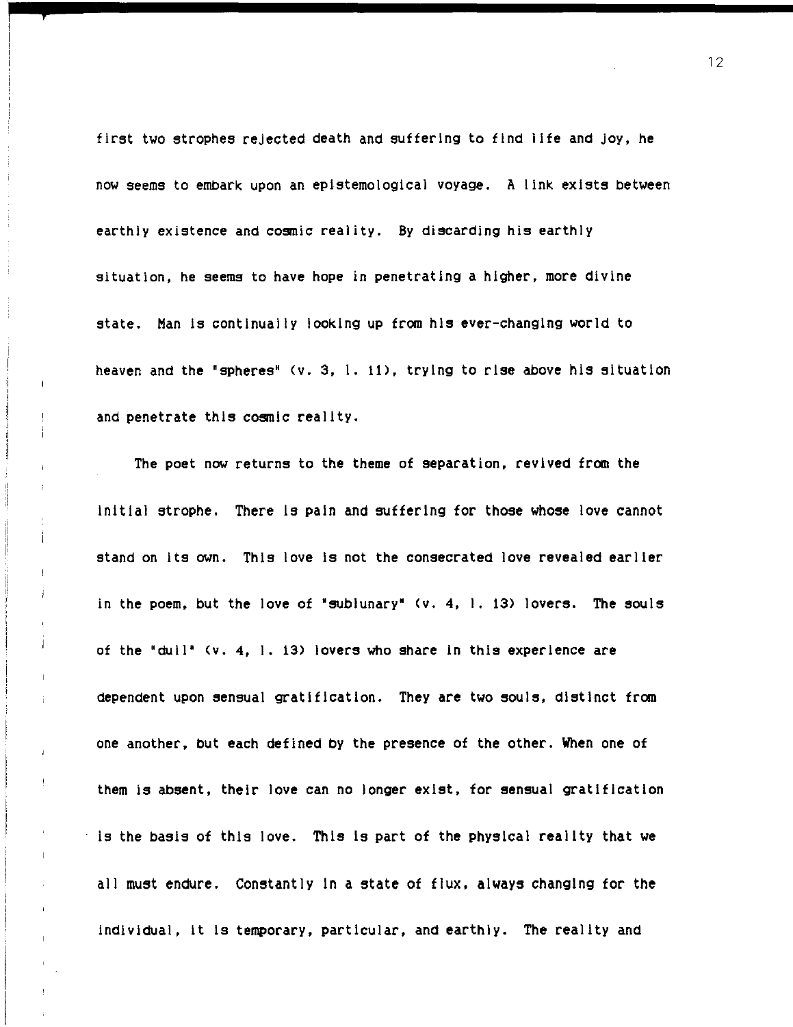first two strophes rejected death and suffering to find life and joy, he now seems to embark upon an epistemological voyage. A link exists between earthly existence and cosmic reality. By discarding his earthly situation, he seems to have hope in penetrating a higher, more divine state. Man is continually looking up from his ever-changing world to heaven and the "spheres" (v. 3, l. 11), trying to rise above his situation and penetrate this cosmic reality.

The poet now returns to the theme of separation, revived from the initial strophe. There is pain and suffering for those whose love cannot stand on its own. This love is not the consecrated love revealed earlier in the poem, but the love of "sublunary" (v. 4, l. 13) lovers. The souls of the "dull" (v. 4, l. 13) lovers who share in this experience are dependent upon sensual gratification. They are two souls, distinct from one another, but each defined by the presence of the other. When one of them is absent, their love can no longer exist, for sensual gratification is the basis of this love. This is part of the physical reality that we all must endure. Constantly in a state of flux, always changing for the individual, it is temporary, particular, and earthly. The reality and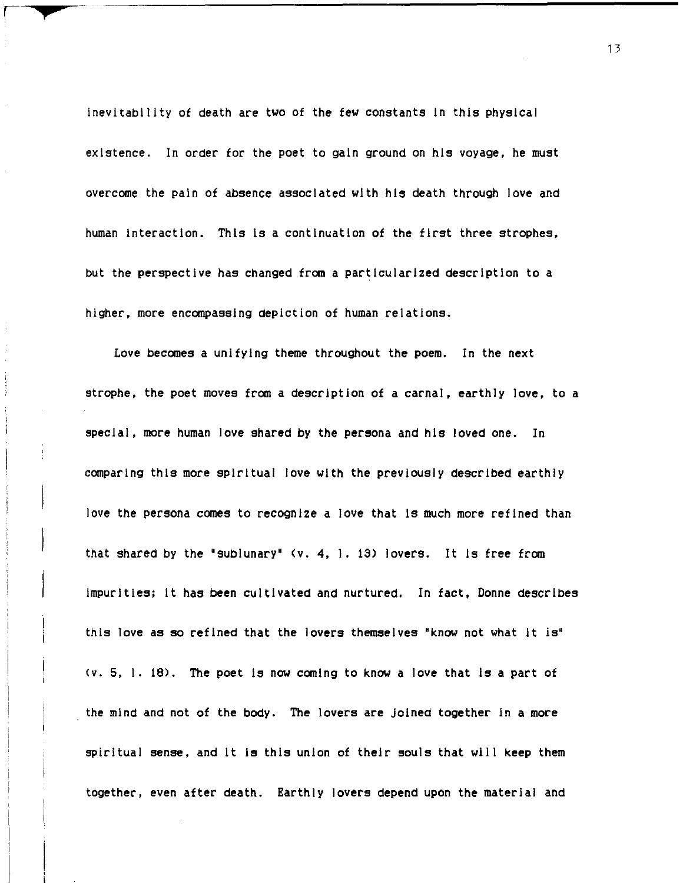inevitability of death are two of the few constants in this physical existence. In order for the poet to gain ground on his voyage, he must overcome the pain of absence associated with his death through love and human interaction. This is a continuation of the first three strophes, but the perspective has changed from a particularized description to a higher, more encompassing depiction of human relations.

Love becomes a unifying theme throughout the poem. In the next strophe, the poet moves from a description of a carnal, earthly love, to a special, more human love shared by the persona and his loved one. In comparing this more spiritual love with the previously described earthly love the persona comes to recognize a love that is much more refined than that shared by the "sublunary" (v. 4, l. 13) lovers. It is free from impurities; it has been cultivated and nurtured. In fact, Donne describes this love as so refined that the lovers themselves "know not what it is" (v. 5, l. 18). The poet is now coming to know a love that is a part of the mind and not of the body. The lovers are joined together in a more spiritual sense, and it is this union of their souls that will keep them together, even after death. Earthly lovers depend upon the material and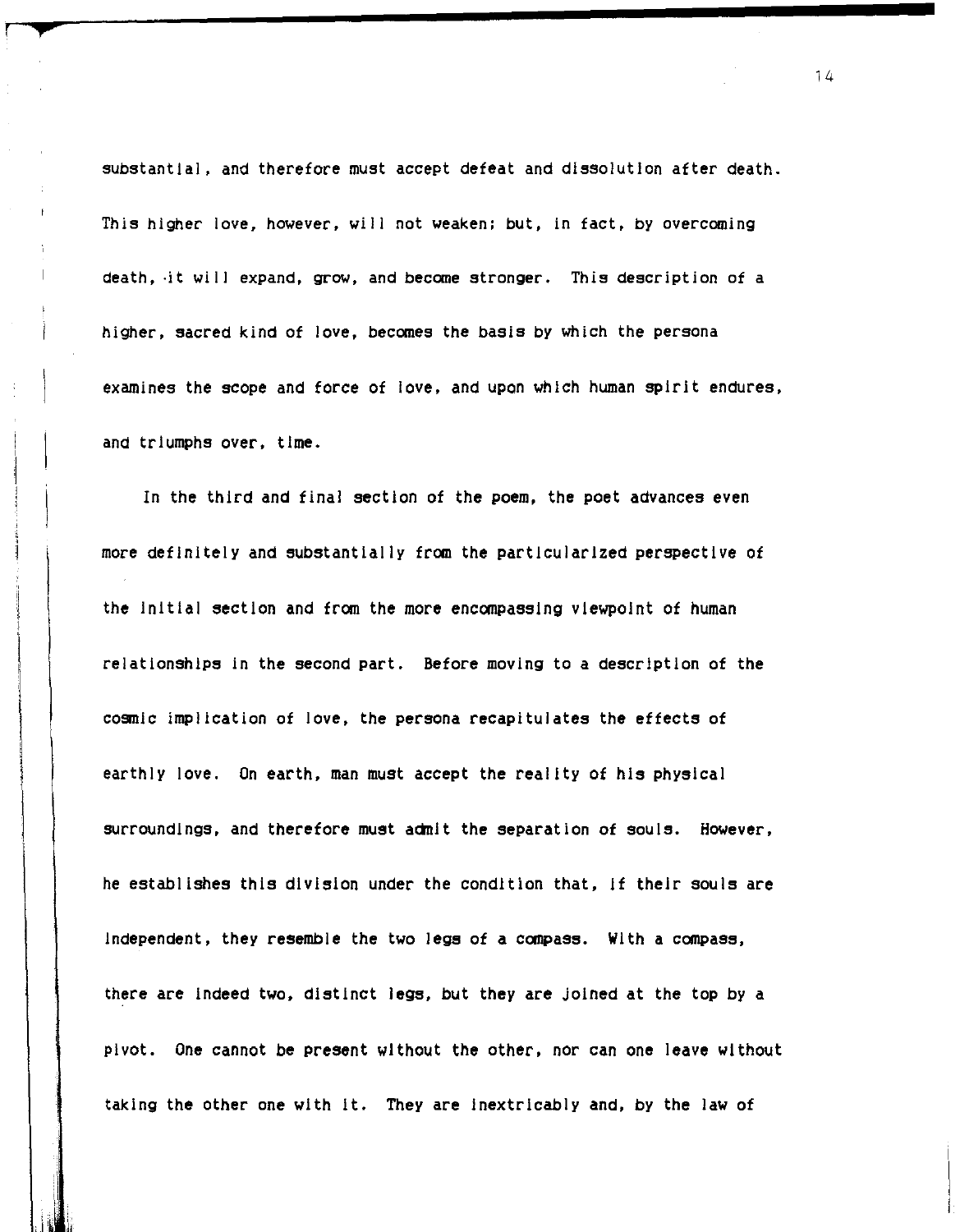substantial, and therefore must accept defeat and dissolution after death. This higher love, however, will not weaken; but, in fact, by overcoming death, it will expand, grow, and become stronger. This description of a higher, sacred kind of love, becomes the basis by which the persona examines the scope and force of love, and upon which human spirit endures, and triumphs over, time.

In the third and final section of the poem, the poet advances even more definitely and substantially from the particularized perspective of the initial section and from the more encompassing viewpoint of human relationships in the second part. Before moving to a description of the cosmic implication of love, the persona recapitulates the effects of earthly love. On earth, man must accept the reality of his physical surroundings, and therefore must admit the separation of souls. However, he establishes this division under the condition that, if their souls are independent, they resemble the two legs of a compass. With a compass, there are indeed two, distinct legs, but they are joined at the top by a pivot. One cannot be present without the other, nor can one leave without taking the other one with it. They are inextricably and, by the law of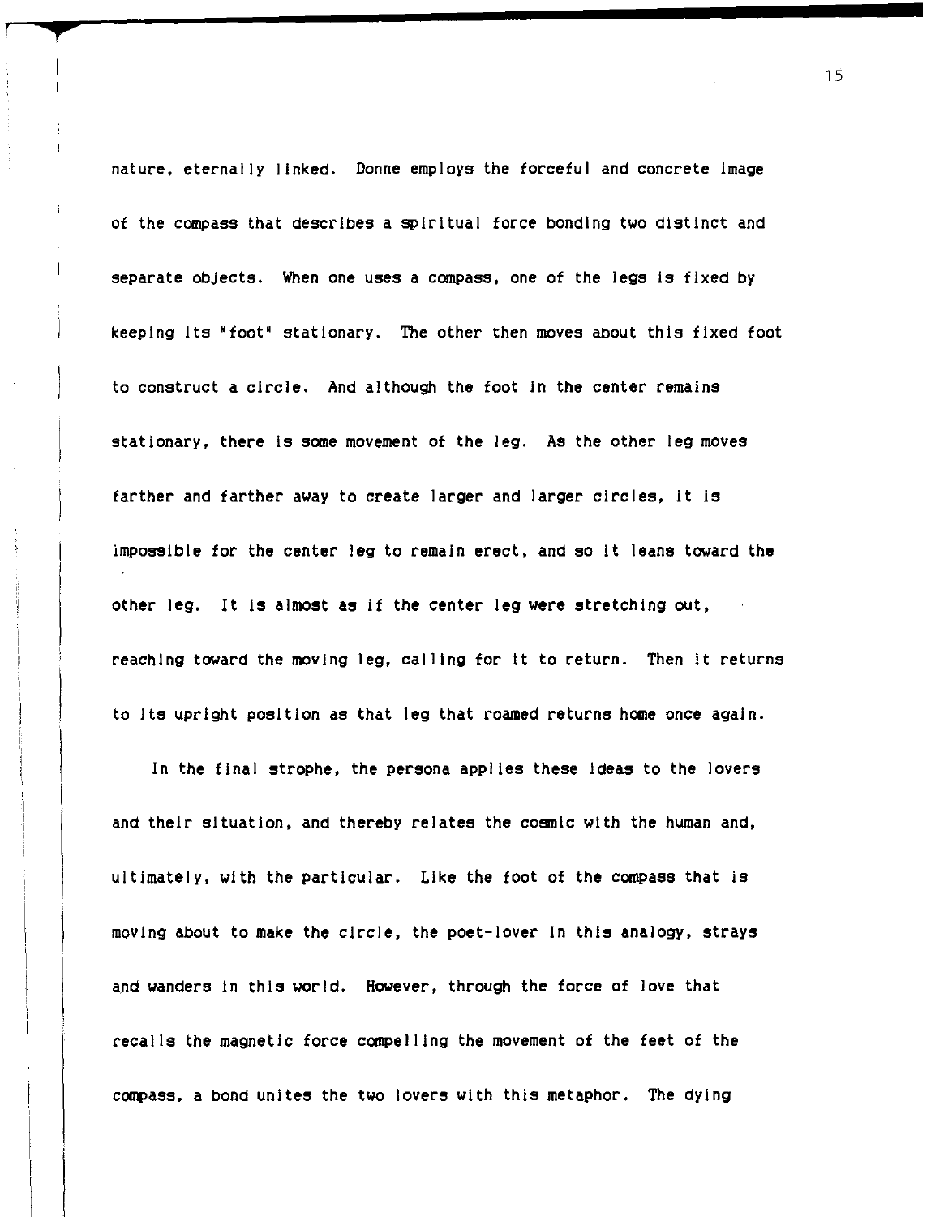nature, eternally linked. Donne employs the forceful and concrete image of the compass that describes a spiritual force bonding two distinct and separate objects. When one uses a compass, one of the legs is fixed by keeping its "foot" stationary. The other then moves about this fixed foot to construct a circle. And although the foot in the center remains stationary, there is some movement of the leg. As the other leg moves farther and farther away to create larger and larger circles, it is impossible for the center leg to remain erect, and so it leans toward the other leg. It is almost as if the center leg were stretching out, reaching toward the moving leg, calling for it to return. Then it returns to its upright position as that leg that roamed returns home once again.

In the final strophe, the persona applies these ideas to the lovers and their situation, and thereby relates the cosmic with the human and, ultimately, with the particular. Like the foot of the compass that is moving about to make the circle, the poet-lover in this analogy, strays and wanders in this world. However, through the force of love that recalls the magnetic force compelling the movement of the feet of the compass, a bond unites the two lovers with this metaphor. The dying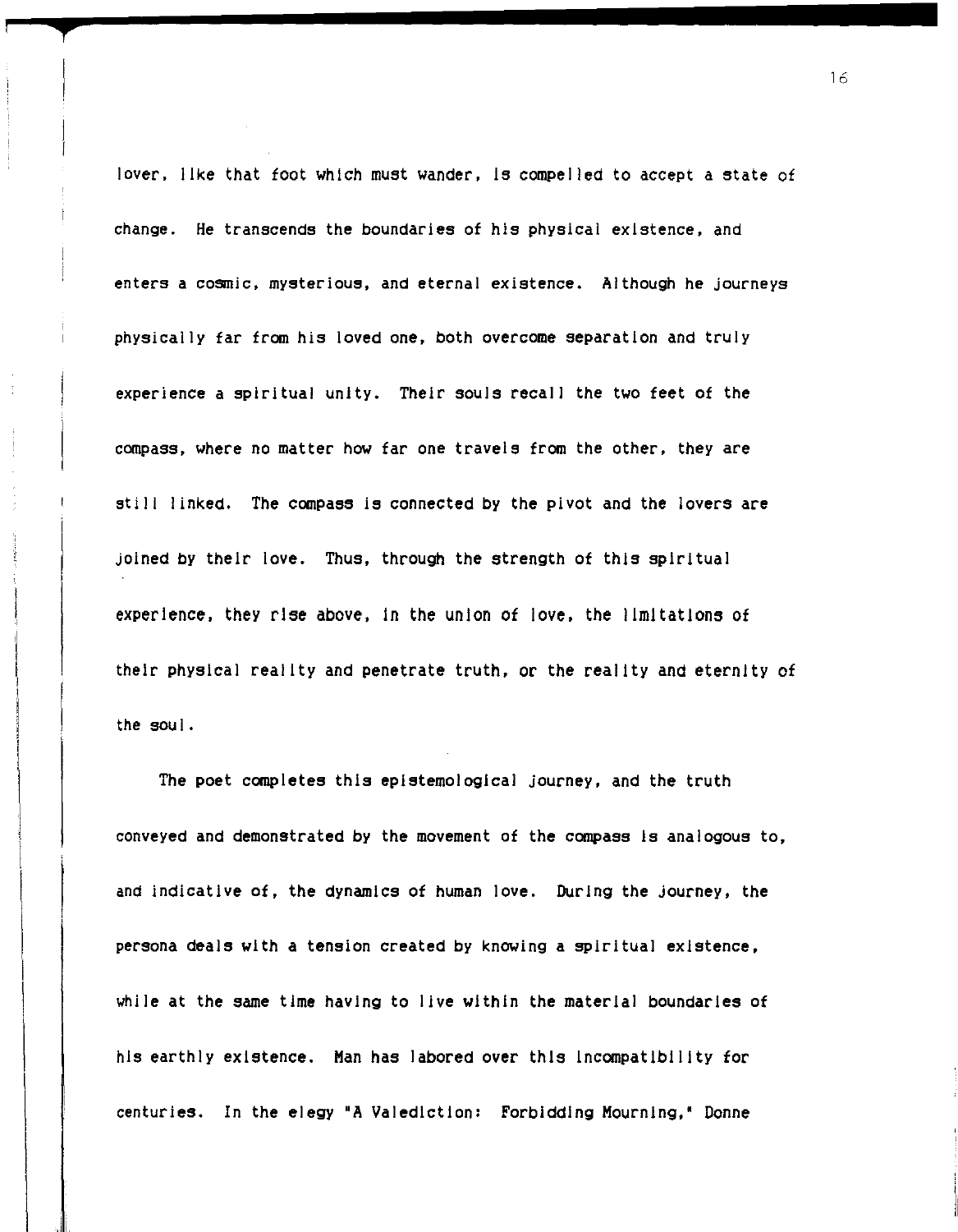lover, like that foot which must wander, is compelled to accept a state of change. He transcends the boundaries of his physical existence, and enters a cosmic, mysterious, and eternal existence. Although he journeys physically far from his loved one, both overcome separation and truly experience a spiritual unity. Their souls recall the two feet of the compass, where no matter how far one travels from the other, they are still linked. The compass is connected by the pivot and the lovers are joined by their love. Thus, through the strength of this spiritual experience, they rise above, in the union of love, the limitations of their physical reality and penetrate truth, or the reality and eternity of the soul.

The poet completes this epistemological journey, and the truth conveyed and demonstrated by the movement of the compass is analogous to, and indicative of, the dynamics of human love. During the journey, the persona deals with a tension created by knowing a spiritual existence, while at the same time having to live within the material boundaries of his earthly existence. Man has labored over this incompatibility for centuries. In the elegy "A Valediction: Forbidding Mourning," Donne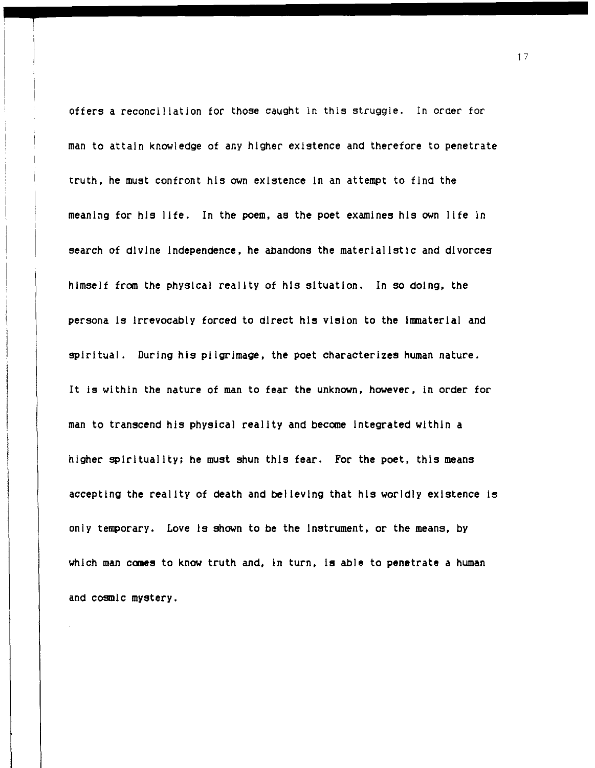offers a reconciliation for those caught in this struggle. In order for man to attain knowledge of any higher existence and therefore to penetrate truth, he must confront his own existence in an attempt to find the meaning for his life. In the poem, as the poet examines his own life in search of divine independence, he abandons the materialistic and divorces himself from the physical reality of his situation. In so doing, the persona is irrevocably forced to direct his vision to the immaterial and spiritual. During his pilgrimage, the poet characterizes human nature. It is within the nature of man to fear the unknown, however, in order for man to transcend his physical reality and become integrated within a higher spirituality; he must shun this fear. For the poet, this means accepting the reality of death and believing that his worldly existence is only temporary. Love is shown to be the instrument, or the means, by which man comes to know truth and, in turn, is able to penetrate a human and cosmic mystery.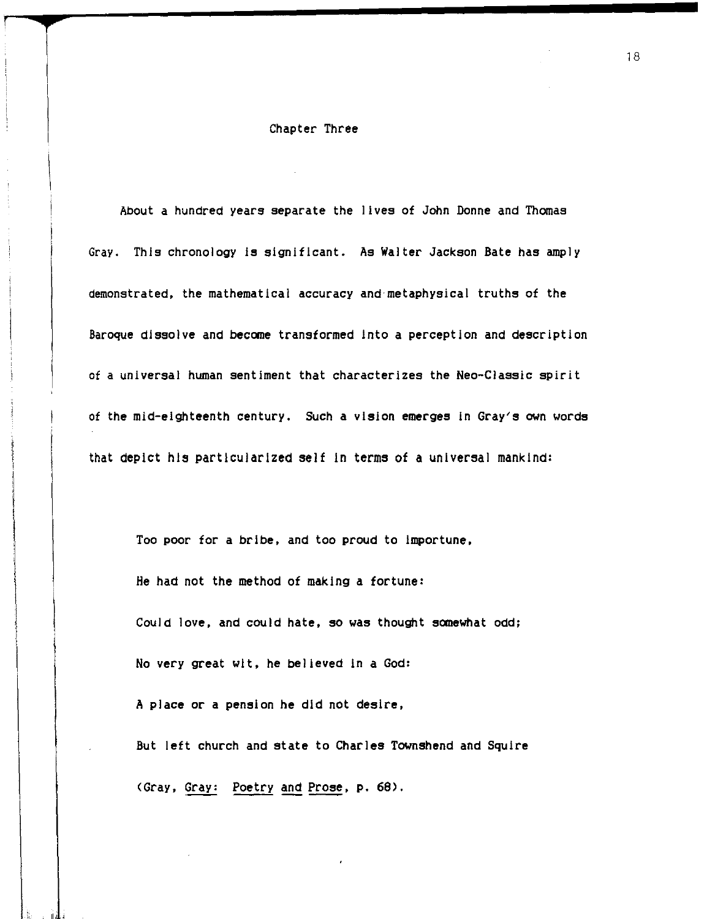## Chapter Three

About a hundred years separate the lives of John Donne and Thomas Gray. This chronology is significant. As Walter Jackson Bate has amply demonstrated, the mathematical accuracy and metaphysical truths of the Baroque dissolve and become transformed into a perception and description of a universal human sentiment that characterizes the Neo-Classic spirit of the mid-eighteenth century. Such a vision emerges in Gray's own words that depict his particularized self in terms of a universal mankind:

> Too poor for a bribe, and too proud to importune,
>
> He had not the method of making a fortune:
>
> Could love, and could hate, so was thought somewhat odd;
>
> No very great wit, he believed in a God:
>
> A place or a pension he did not desire,
>
> But left church and state to Charles Townshend and Squire
>
> (Gray, *Gray: Poetry and Prose*, p. 68).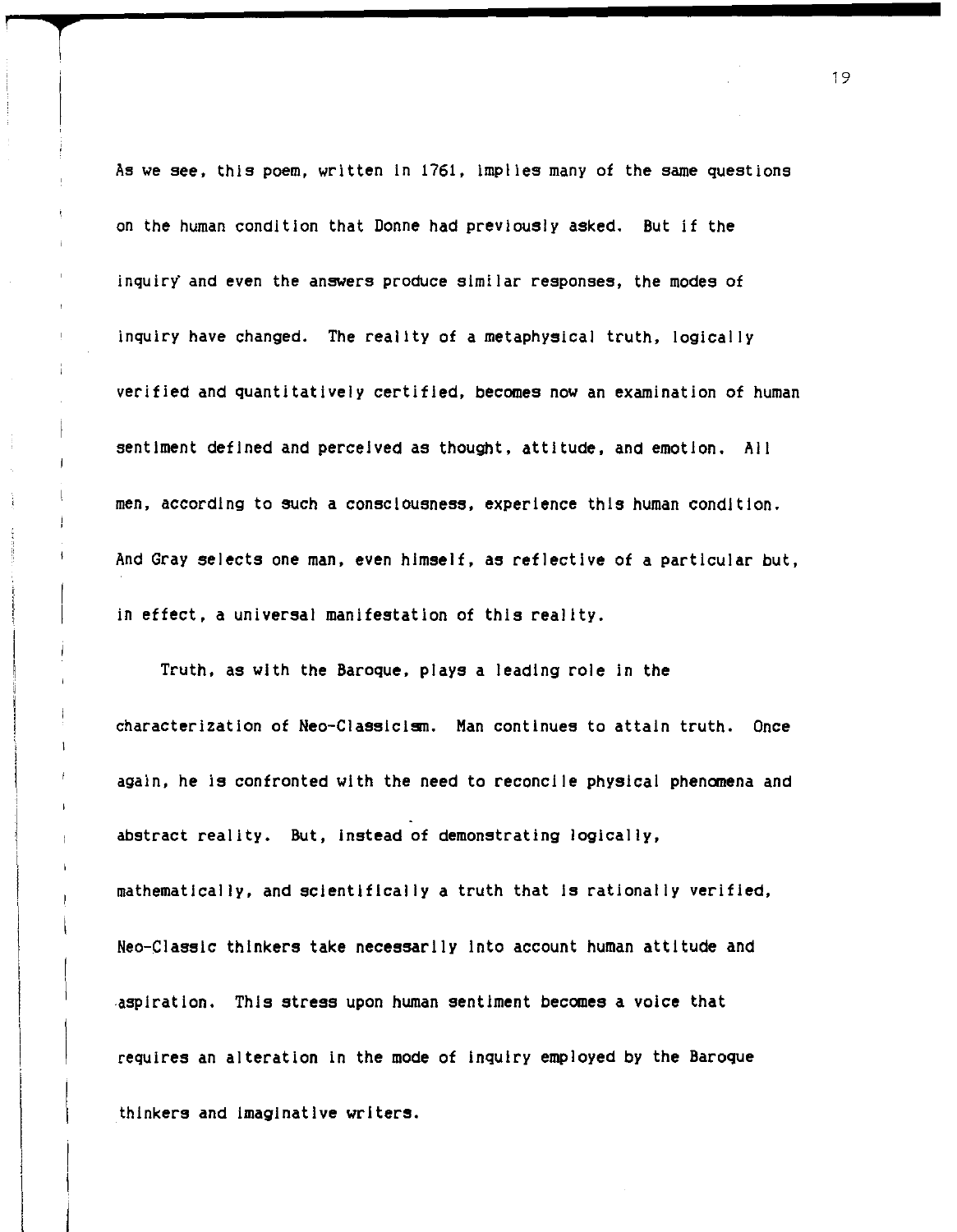As we see, this poem, written in 1761, implies many of the same questions on the human condition that Donne had previously asked. But if the inquiry and even the answers produce similar responses, the modes of inquiry have changed. The reality of a metaphysical truth, logically verified and quantitatively certified, becomes now an examination of human sentiment defined and perceived as thought, attitude, and emotion. All men, according to such a consciousness, experience this human condition. And Gray selects one man, even himself, as reflective of a particular but, in effect, a universal manifestation of this reality.

Truth, as with the Baroque, plays a leading role in the characterization of Neo-Classicism. Man continues to attain truth. Once again, he is confronted with the need to reconcile physical phenomena and abstract reality. But, instead of demonstrating logically, mathematically, and scientifically a truth that is rationally verified, Neo-Classic thinkers take necessarily into account human attitude and aspiration. This stress upon human sentiment becomes a voice that requires an alteration in the mode of inquiry employed by the Baroque thinkers and imaginative writers.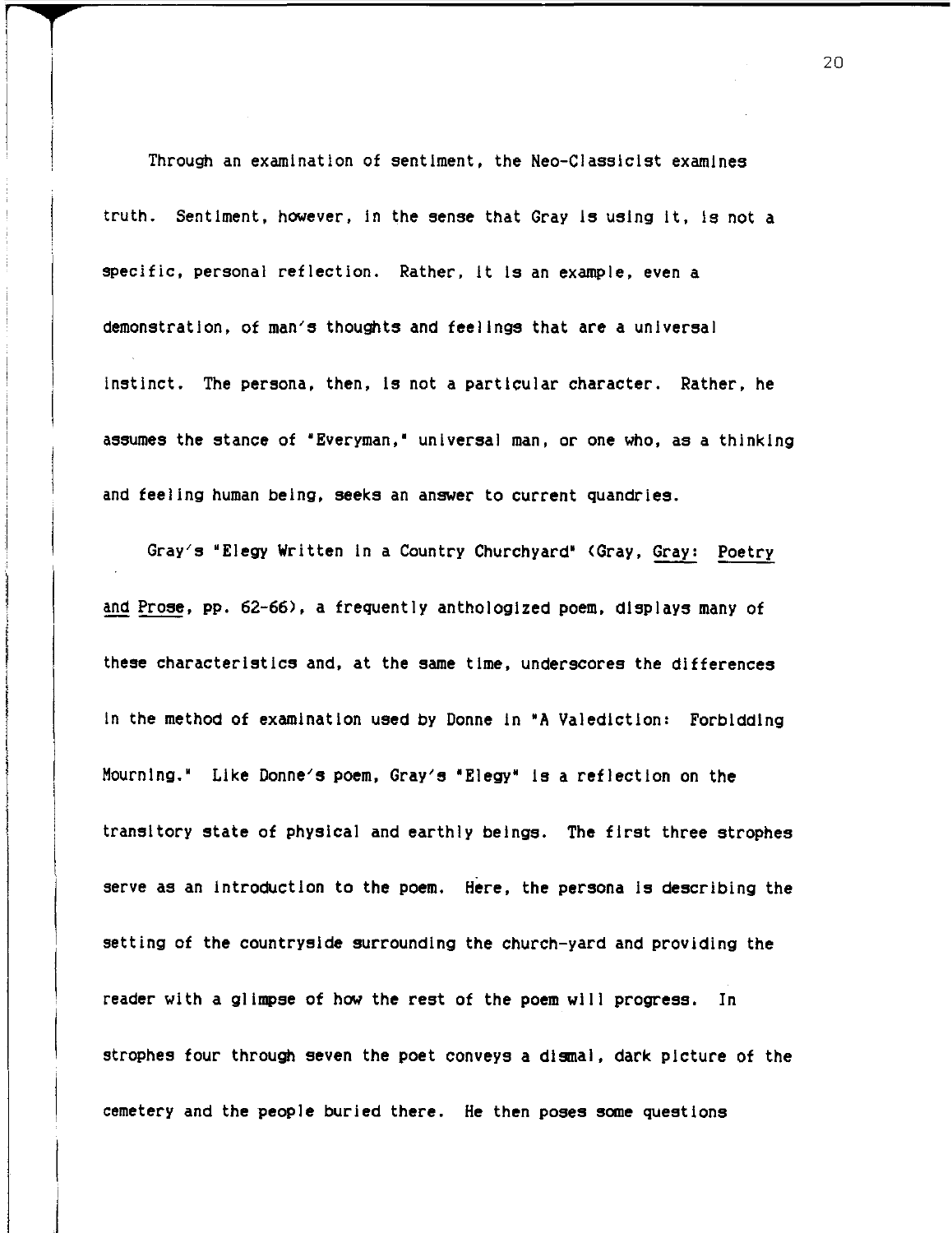Through an examination of sentiment, the Neo-Classicist examines truth. Sentiment, however, in the sense that Gray is using it, is not a specific, personal reflection. Rather, it is an example, even a demonstration, of man's thoughts and feelings that are a universal instinct. The persona, then, is not a particular character. Rather, he assumes the stance of "Everyman," universal man, or one who, as a thinking and feeling human being, seeks an answer to current quandries.

Gray's "Elegy Written in a Country Churchyard" (Gray, Gray: Poetry and Prose, pp. 62-66), a frequently anthologized poem, displays many of these characteristics and, at the same time, underscores the differences in the method of examination used by Donne in "A Valediction: Forbidding Mourning." Like Donne's poem, Gray's "Elegy" is a reflection on the transitory state of physical and earthly beings. The first three strophes serve as an introduction to the poem. Here, the persona is describing the setting of the countryside surrounding the church-yard and providing the reader with a glimpse of how the rest of the poem will progress. In strophes four through seven the poet conveys a dismal, dark picture of the cemetery and the people buried there. He then poses some questions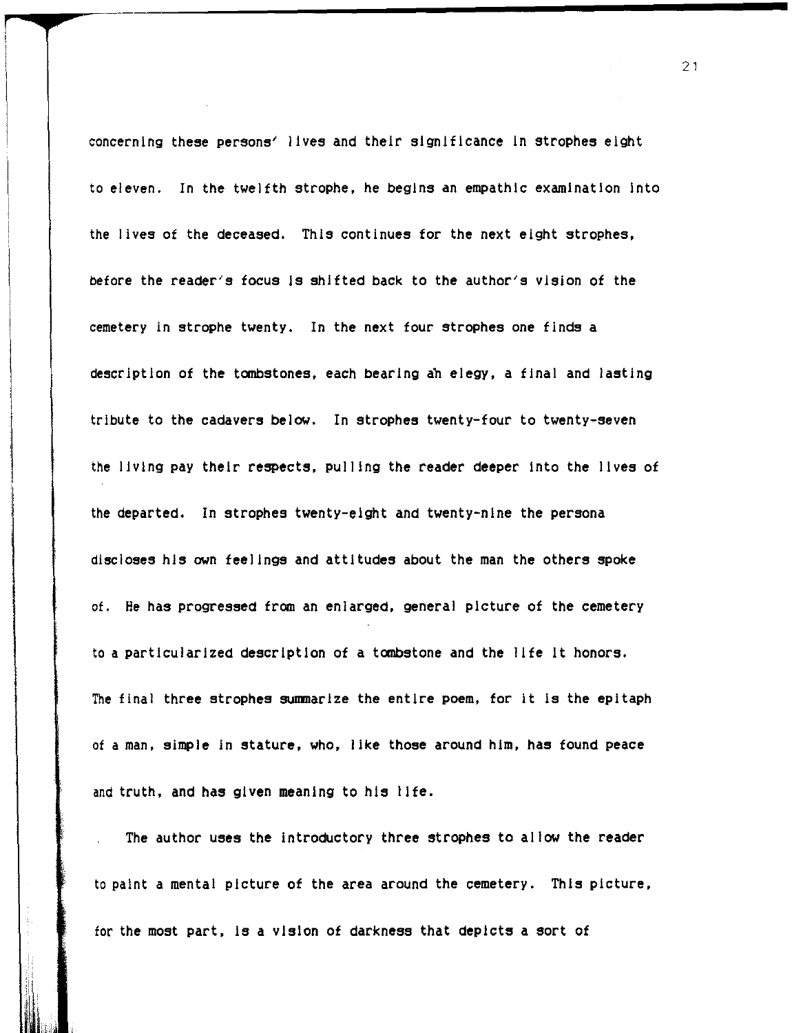concerning these persons' lives and their significance in strophes eight to eleven. In the twelfth strophe, he begins an empathic examination into the lives of the deceased. This continues for the next eight strophes, before the reader's focus is shifted back to the author's vision of the cemetery in strophe twenty. In the next four strophes one finds a description of the tombstones, each bearing an elegy, a final and lasting tribute to the cadavers below. In strophes twenty-four to twenty-seven the living pay their respects, pulling the reader deeper into the lives of the departed. In strophes twenty-eight and twenty-nine the persona discloses his own feelings and attitudes about the man the others spoke of. He has progressed from an enlarged, general picture of the cemetery to a particularized description of a tombstone and the life it honors. The final three strophes summarize the entire poem, for it is the epitaph of a man, simple in stature, who, like those around him, has found peace and truth, and has given meaning to his life.

The author uses the introductory three strophes to allow the reader to paint a mental picture of the area around the cemetery. This picture, for the most part, is a vision of darkness that depicts a sort of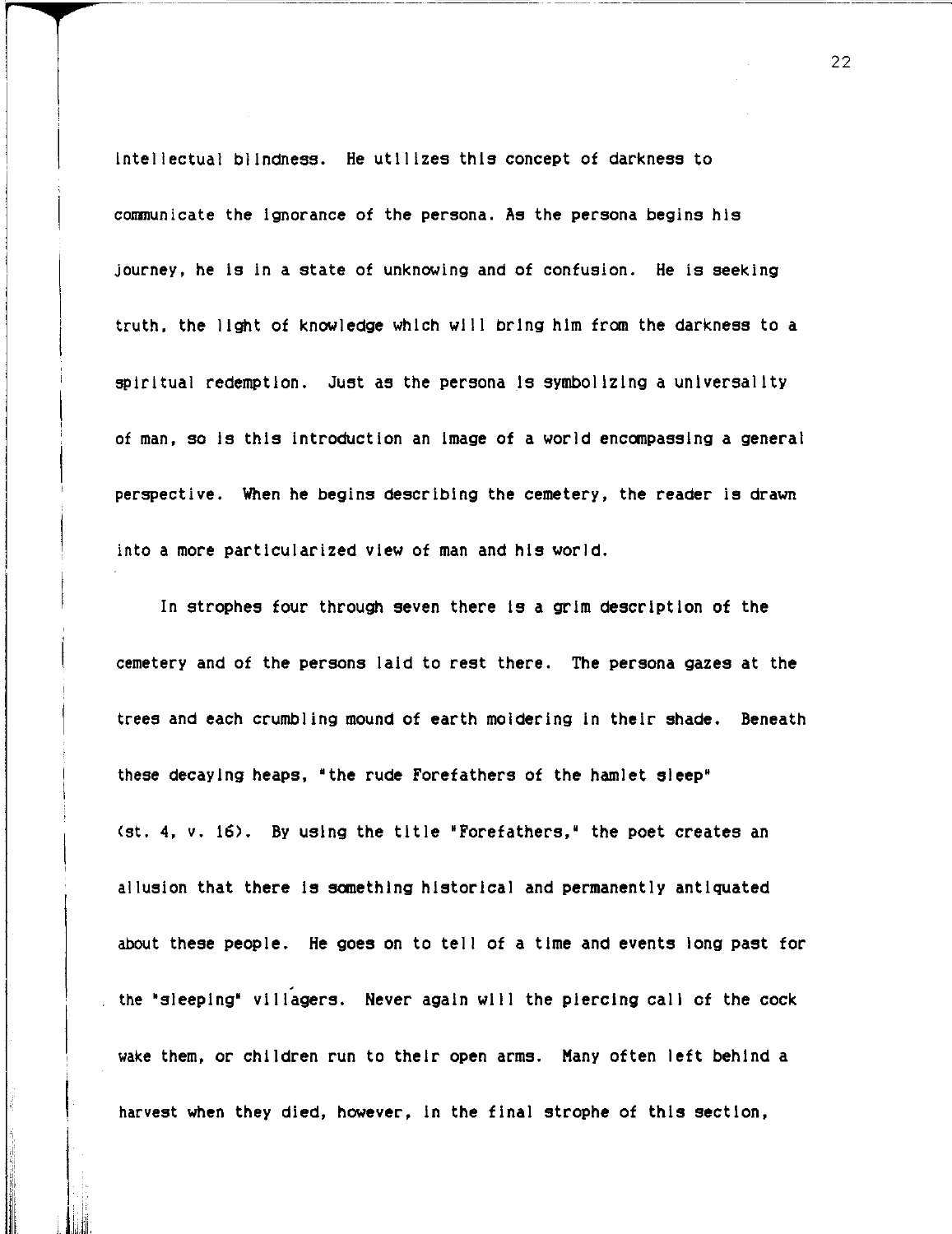intellectual blindness. He utilizes this concept of darkness to communicate the ignorance of the persona. As the persona begins his journey, he is in a state of unknowing and of confusion. He is seeking truth, the light of knowledge which will bring him from the darkness to a spiritual redemption. Just as the persona is symbolizing a universality of man, so is this introduction an image of a world encompassing a general perspective. When he begins describing the cemetery, the reader is drawn into a more particularized view of man and his world.

In strophes four through seven there is a grim description of the cemetery and of the persons laid to rest there. The persona gazes at the trees and each crumbling mound of earth moldering in their shade. Beneath these decaying heaps, "the rude Forefathers of the hamlet sleep" (st. 4, v. 16). By using the title "Forefathers," the poet creates an allusion that there is something historical and permanently antiquated about these people. He goes on to tell of a time and events long past for the "sleeping" villagers. Never again will the piercing call of the cock wake them, or children run to their open arms. Many often left behind a harvest when they died, however, in the final strophe of this section,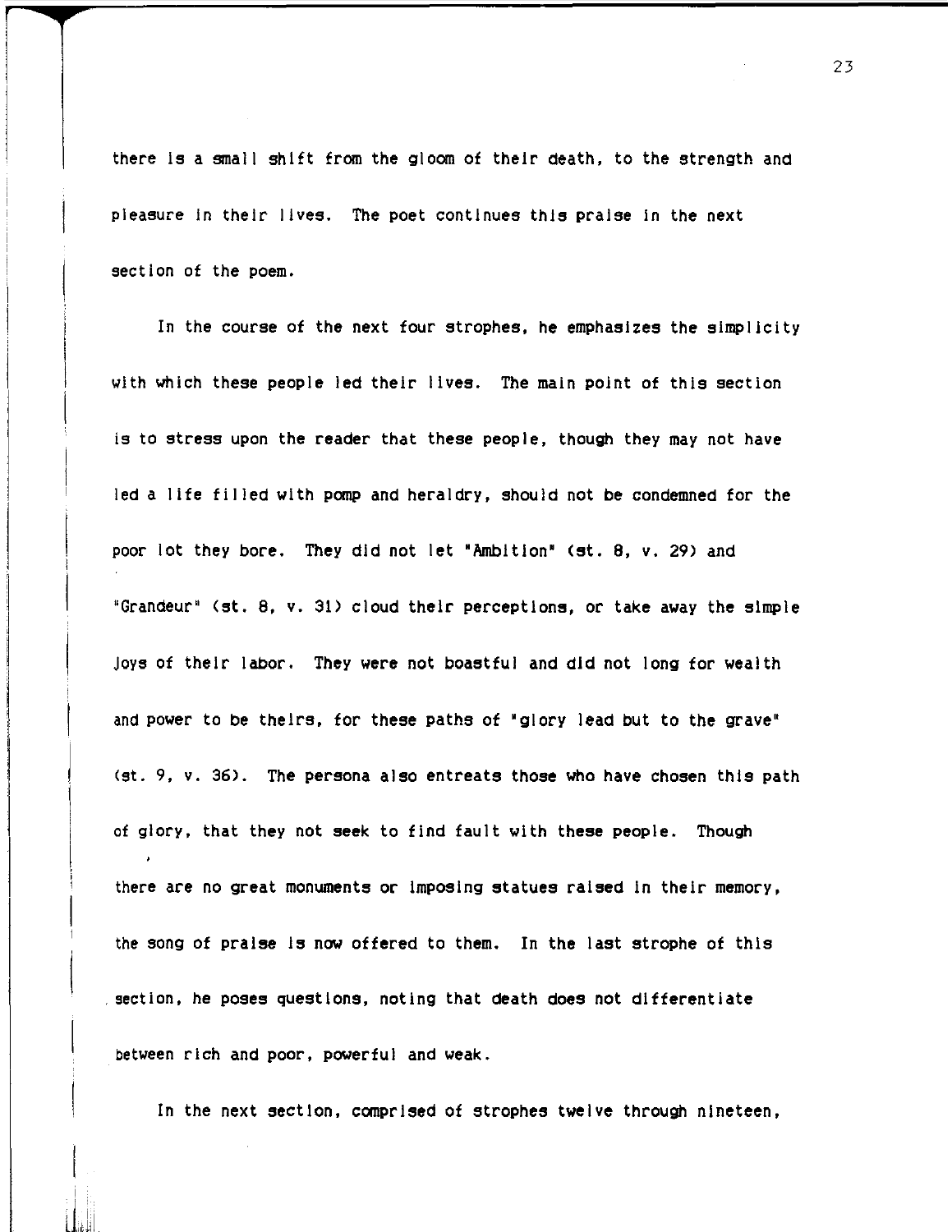there is a small shift from the gloom of their death, to the strength and pleasure in their lives. The poet continues this praise in the next section of the poem.

In the course of the next four strophes, he emphasizes the simplicity with which these people led their lives. The main point of this section is to stress upon the reader that these people, though they may not have led a life filled with pomp and heraldry, should not be condemned for the poor lot they bore. They did not let "Ambition" (st. 8, v. 29) and "Grandeur" (st. 8, v. 31) cloud their perceptions, or take away the simple joys of their labor. They were not boastful and did not long for wealth and power to be theirs, for these paths of "glory lead but to the grave" (st. 9, v. 36). The persona also entreats those who have chosen this path of glory, that they not seek to find fault with these people. Though there are no great monuments or imposing statues raised in their memory, the song of praise is now offered to them. In the last strophe of this section, he poses questions, noting that death does not differentiate between rich and poor, powerful and weak.

In the next section, comprised of strophes twelve through nineteen,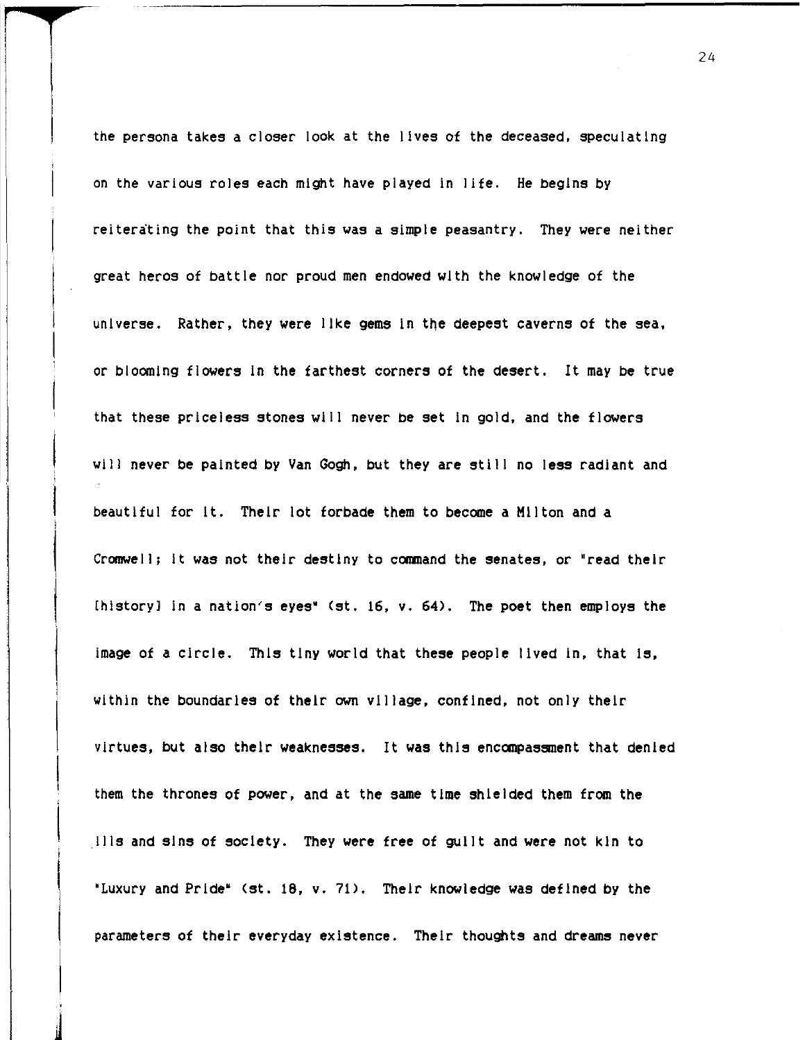the persona takes a closer look at the lives of the deceased, speculating on the various roles each might have played in life. He begins by reiterating the point that this was a simple peasantry. They were neither great heros of battle nor proud men endowed with the knowledge of the universe. Rather, they were like gems in the deepest caverns of the sea, or blooming flowers in the farthest corners of the desert. It may be true that these priceless stones will never be set in gold, and the flowers will never be painted by Van Gogh, but they are still no less radiant and beautiful for it. Their lot forbade them to become a Milton and a Cromwell; it was not their destiny to command the senates, or "read their [history] in a nation's eyes" (st. 16, v. 64). The poet then employs the image of a circle. This tiny world that these people lived in, that is, within the boundaries of their own village, confined, not only their virtues, but also their weaknesses. It was this encompassment that denied them the thrones of power, and at the same time shielded them from the ills and sins of society. They were free of guilt and were not kin to "Luxury and Pride" (st. 18, v. 71). Their knowledge was defined by the parameters of their everyday existence. Their thoughts and dreams never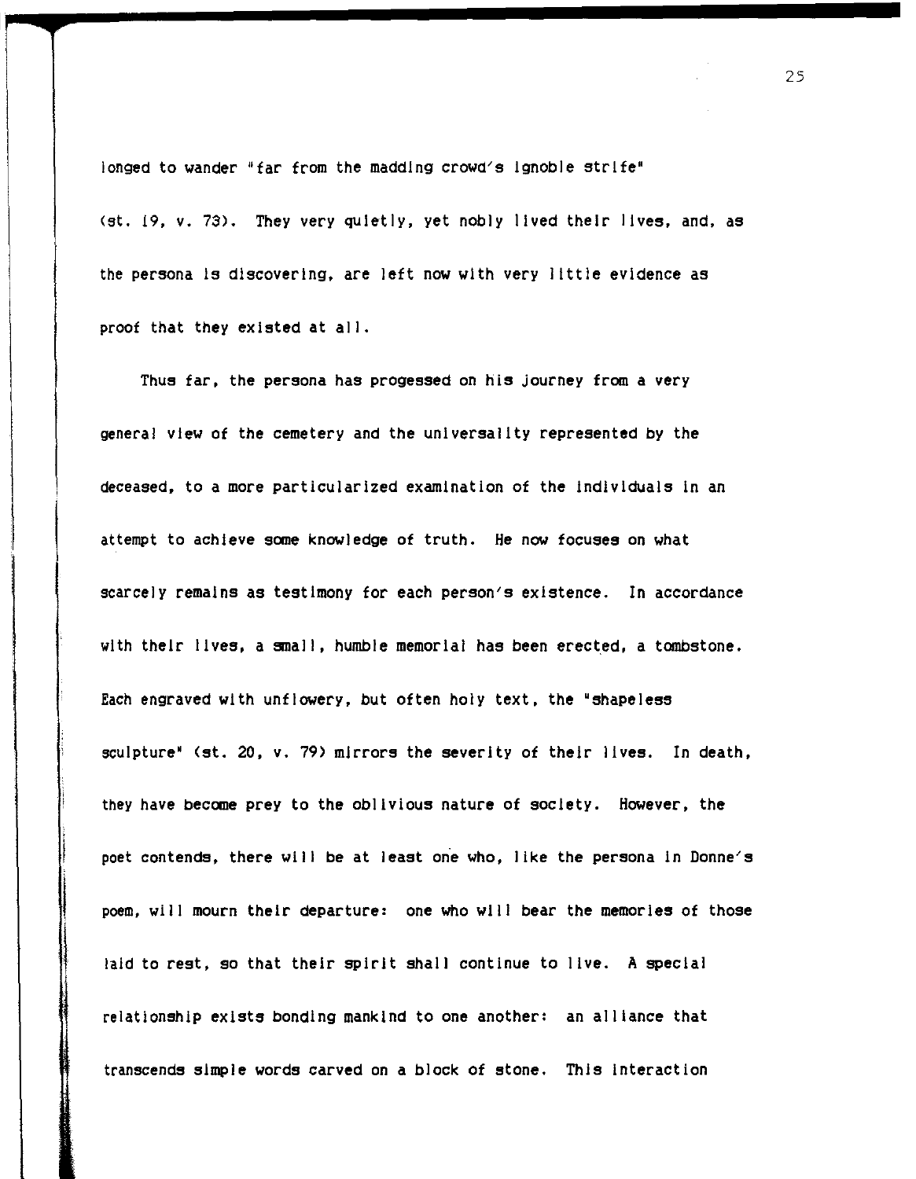longed to wander "far from the madding crowd's ignoble strife" (st. 19, v. 73). They very quietly, yet nobly lived their lives, and, as the persona is discovering, are left now with very little evidence as proof that they existed at all.

Thus far, the persona has progessed on his journey from a very general view of the cemetery and the universality represented by the deceased, to a more particularized examination of the individuals in an attempt to achieve some knowledge of truth. He now focuses on what scarcely remains as testimony for each person's existence. In accordance with their lives, a small, humble memorial has been erected, a tombstone. Each engraved with unflowery, but often holy text, the "shapeless sculpture" (st. 20, v. 79) mirrors the severity of their lives. In death, they have become prey to the oblivious nature of society. However, the poet contends, there will be at least one who, like the persona in Donne's poem, will mourn their departure: one who will bear the memories of those laid to rest, so that their spirit shall continue to live. A special relationship exists bonding mankind to one another: an alliance that transcends simple words carved on a block of stone. This interaction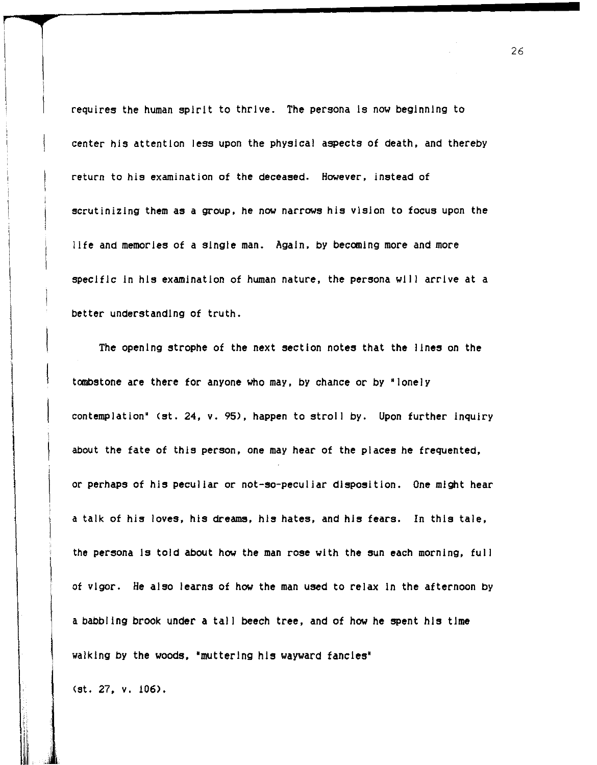requires the human spirit to thrive. The persona is now beginning to center his attention less upon the physical aspects of death, and thereby return to his examination of the deceased. However, instead of scrutinizing them as a group, he now narrows his vision to focus upon the life and memories of a single man. Again, by becoming more and more specific in his examination of human nature, the persona will arrive at a better understanding of truth.

The opening strophe of the next section notes that the lines on the tombstone are there for anyone who may, by chance or by "lonely contemplation" (st. 24, v. 95), happen to stroll by. Upon further inquiry about the fate of this person, one may hear of the places he frequented, or perhaps of his peculiar or not-so-peculiar disposition. One might hear a talk of his loves, his dreams, his hates, and his fears. In this tale, the persona is told about how the man rose with the sun each morning, full of vigor. He also learns of how the man used to relax in the afternoon by a babbling brook under a tall beech tree, and of how he spent his time walking by the woods, "muttering his wayward fancies" (st. 27, v. 106).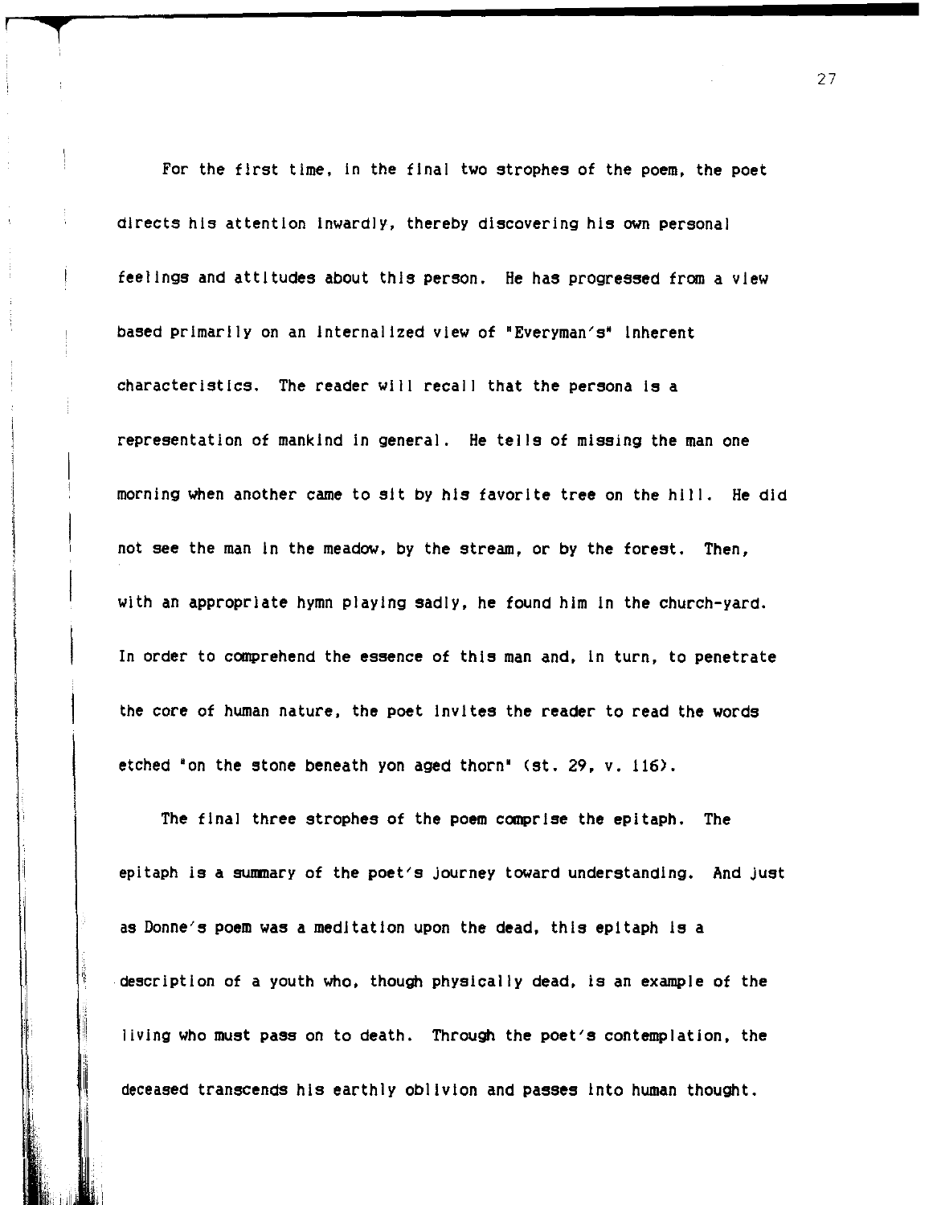For the first time, in the final two strophes of the poem, the poet directs his attention inwardly, thereby discovering his own personal feelings and attitudes about this person. He has progressed from a view based primarily on an internalized view of "Everyman's" inherent characteristics. The reader will recall that the persona is a representation of mankind in general. He tells of missing the man one morning when another came to sit by his favorite tree on the hill. He did not see the man in the meadow, by the stream, or by the forest. Then, with an appropriate hymn playing sadly, he found him in the church-yard. In order to comprehend the essence of this man and, in turn, to penetrate the core of human nature, the poet invites the reader to read the words etched "on the stone beneath yon aged thorn" (st. 29, v. 116).

The final three strophes of the poem comprise the epitaph. The epitaph is a summary of the poet's journey toward understanding. And just as Donne's poem was a meditation upon the dead, this epitaph is a description of a youth who, though physically dead, is an example of the living who must pass on to death. Through the poet's contemplation, the deceased transcends his earthly oblivion and passes into human thought.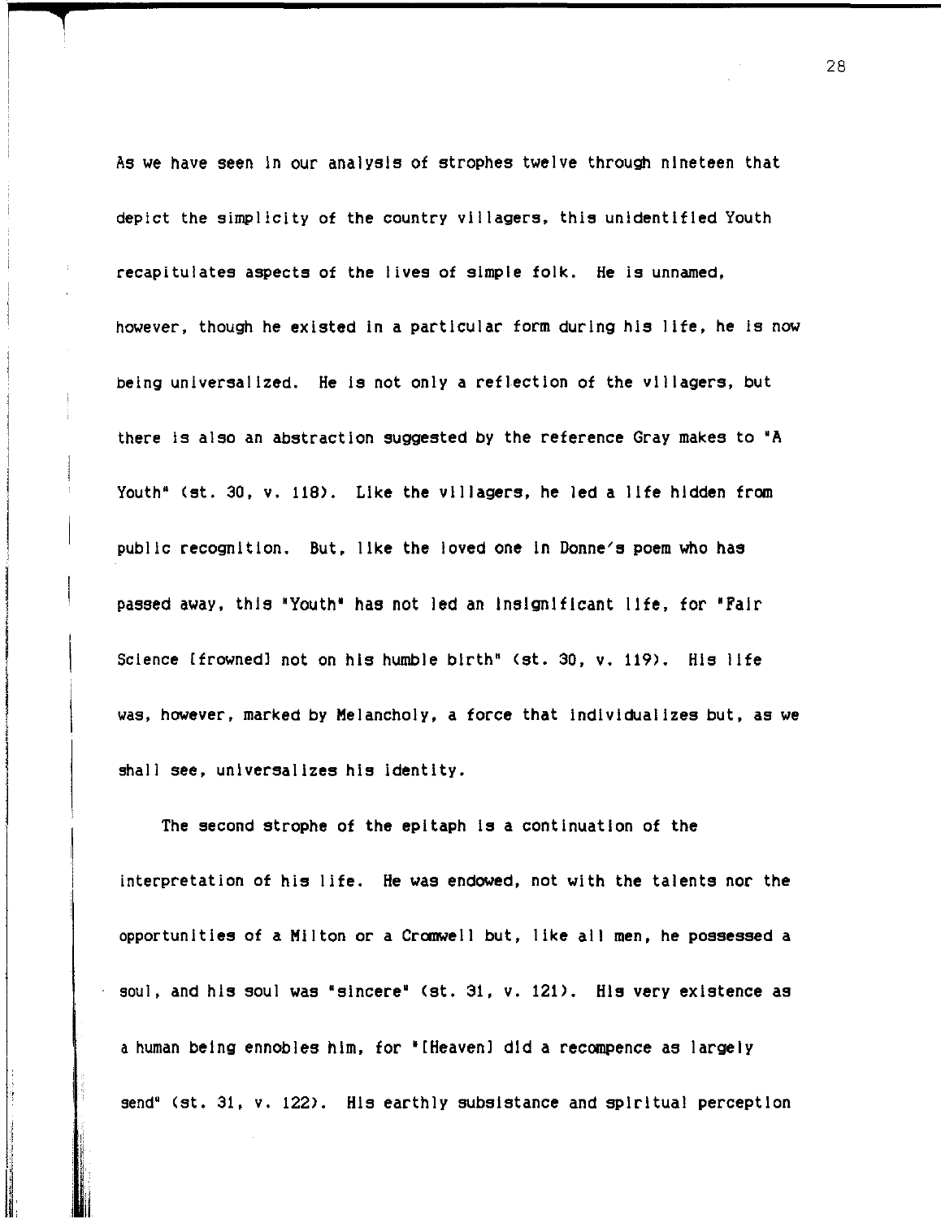As we have seen in our analysis of strophes twelve through nineteen that depict the simplicity of the country villagers, this unidentified Youth recapitulates aspects of the lives of simple folk. He is unnamed, however, though he existed in a particular form during his life, he is now being universalized. He is not only a reflection of the villagers, but there is also an abstraction suggested by the reference Gray makes to "A Youth" (st. 30, v. 118). Like the villagers, he led a life hidden from public recognition. But, like the loved one in Donne's poem who has passed away, this "Youth" has not led an insignificant life, for "Fair Science [frowned] not on his humble birth" (st. 30, v. 119). His life was, however, marked by Melancholy, a force that individualizes but, as we shall see, universalizes his identity.

The second strophe of the epitaph is a continuation of the interpretation of his life. He was endowed, not with the talents nor the opportunities of a Milton or a Cromwell but, like all men, he possessed a soul, and his soul was "sincere" (st. 31, v. 121). His very existence as a human being ennobles him, for "[Heaven] did a recompence as largely send" (st. 31, v. 122). His earthly subsistance and spiritual perception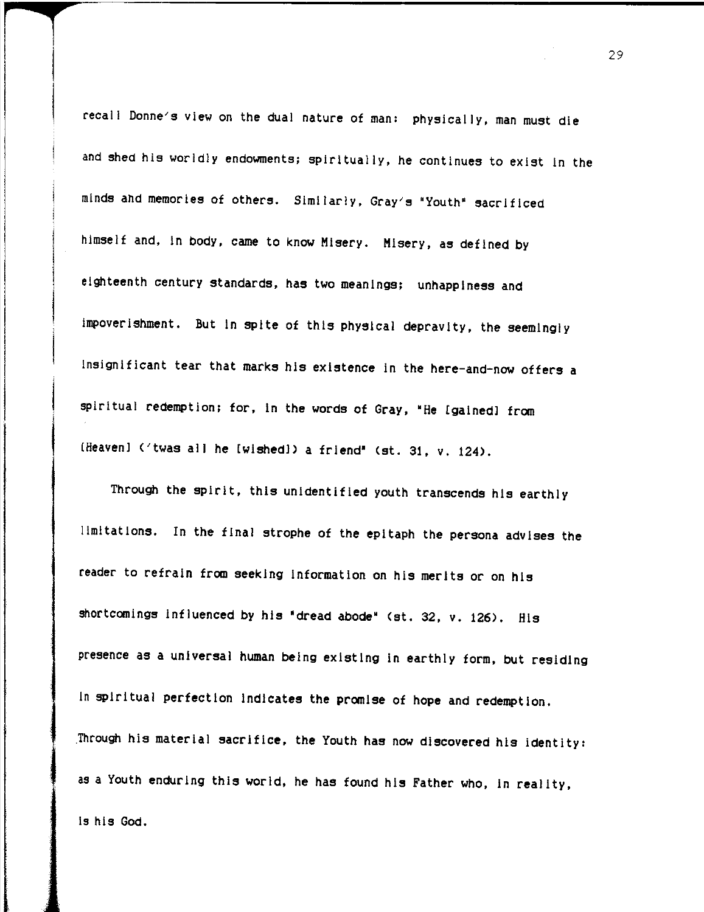recall Donne's view on the dual nature of man: physically, man must die and shed his worldly endowments; spiritually, he continues to exist in the minds and memories of others. Similarly, Gray's "Youth" sacrificed himself and, in body, came to know Misery. Misery, as defined by eighteenth century standards, has two meanings; unhappiness and impoverishment. But in spite of this physical depravity, the seemingly insignificant tear that marks his existence in the here-and-now offers a spiritual redemption; for, in the words of Gray, "He [gained] from [Heaven] ('twas all he [wished]) a friend" (st. 31, v. 124).

Through the spirit, this unidentified youth transcends his earthly limitations. In the final strophe of the epitaph the persona advises the reader to refrain from seeking information on his merits or on his shortcomings influenced by his "dread abode" (st. 32, v. 126). His presence as a universal human being existing in earthly form, but residing in spiritual perfection indicates the promise of hope and redemption. Through his material sacrifice, the Youth has now discovered his identity: as a Youth enduring this world, he has found his Father who, in reality, is his God.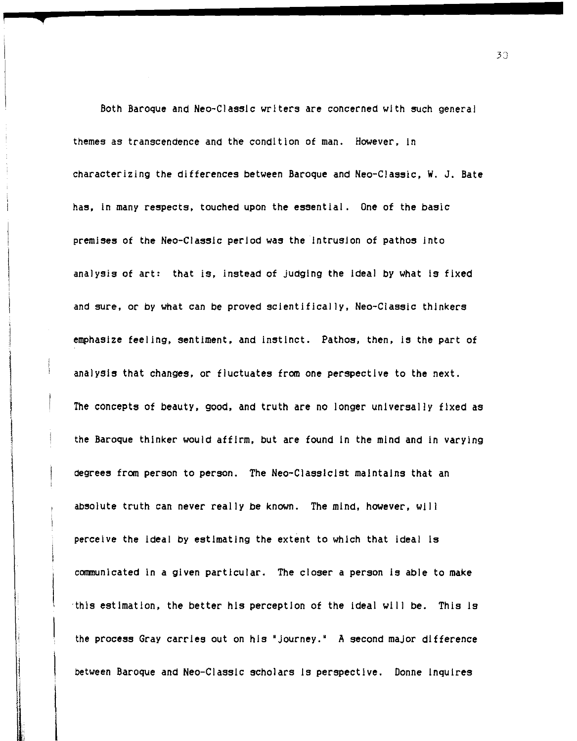Both Baroque and Neo-Classic writers are concerned with such general themes as transcendence and the condition of man. However, in characterizing the differences between Baroque and Neo-Classic, W. J. Bate has, in many respects, touched upon the essential. One of the basic premises of the Neo-Classic period was the intrusion of pathos into analysis of art: that is, instead of judging the ideal by what is fixed and sure, or by what can be proved scientifically, Neo-Classic thinkers emphasize feeling, sentiment, and instinct. Pathos, then, is the part of analysis that changes, or fluctuates from one perspective to the next. The concepts of beauty, good, and truth are no longer universally fixed as the Baroque thinker would affirm, but are found in the mind and in varying degrees from person to person. The Neo-Classicist maintains that an absolute truth can never really be known. The mind, however, will perceive the ideal by estimating the extent to which that ideal is communicated in a given particular. The closer a person is able to make this estimation, the better his perception of the ideal will be. This is the process Gray carries out on his "journey." A second major difference between Baroque and Neo-Classic scholars is perspective. Donne inquires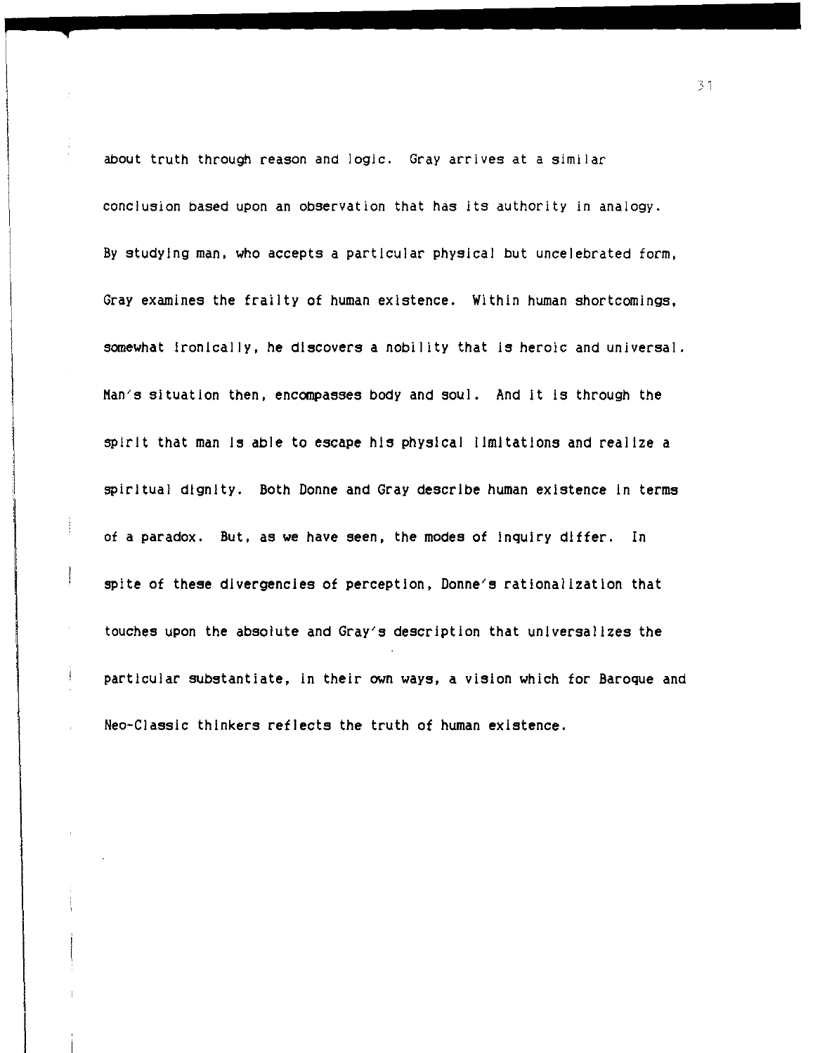about truth through reason and logic. Gray arrives at a similar conclusion based upon an observation that has its authority in analogy. By studying man, who accepts a particular physical but uncelebrated form, Gray examines the frailty of human existence. Within human shortcomings, somewhat ironically, he discovers a nobility that is heroic and universal. Man's situation then, encompasses body and soul. And it is through the spirit that man is able to escape his physical limitations and realize a spiritual dignity. Both Donne and Gray describe human existence in terms of a paradox. But, as we have seen, the modes of inquiry differ. In spite of these divergencies of perception, Donne's rationalization that touches upon the absolute and Gray's description that universalizes the particular substantiate, in their own ways, a vision which for Baroque and Neo-Classic thinkers reflects the truth of human existence.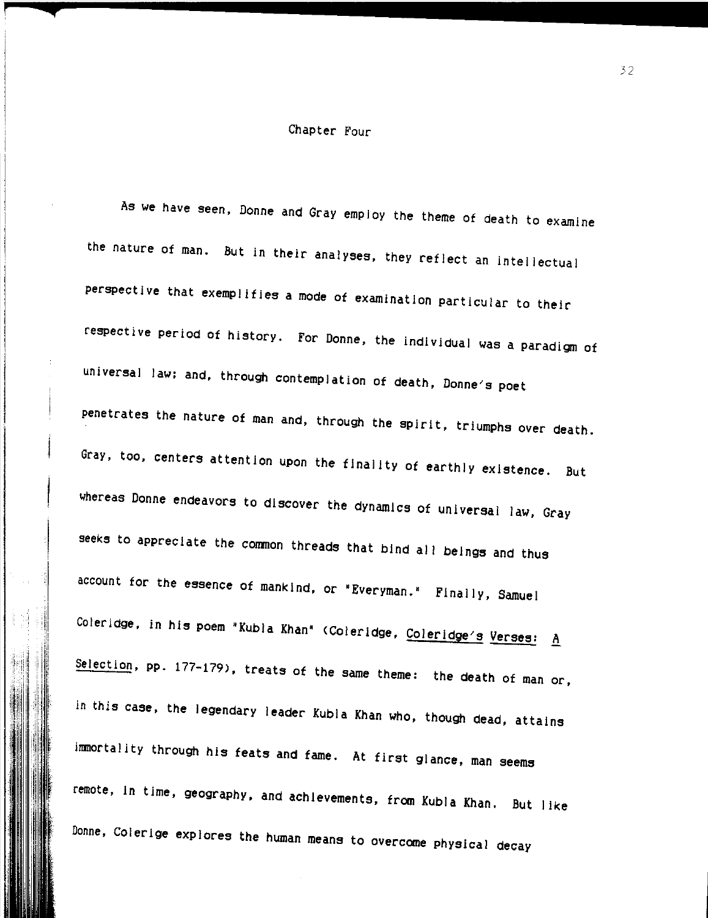# Chapter Four

As we have seen, Donne and Gray employ the theme of death to examine the nature of man. But in their analyses, they reflect an intellectual perspective that exemplifies a mode of examination particular to their respective period of history. For Donne, the individual was a paradigm of universal law; and, through contemplation of death, Donne's poet penetrates the nature of man and, through the spirit, triumphs over death. Gray, too, centers attention upon the finality of earthly existence. But whereas Donne endeavors to discover the dynamics of universal law, Gray seeks to appreciate the common threads that bind all beings and thus account for the essence of mankind, or "Everyman." Finally, Samuel Coleridge, in his poem "Kubla Khan" (Coleridge, _Coleridge's Verses: A Selection_, pp. 177-179), treats of the same theme: the death of man or, in this case, the legendary leader Kubla Khan who, though dead, attains immortality through his feats and fame. At first glance, man seems remote, in time, geography, and achievements, from Kubla Khan. But like Donne, Colerige explores the human means to overcome physical decay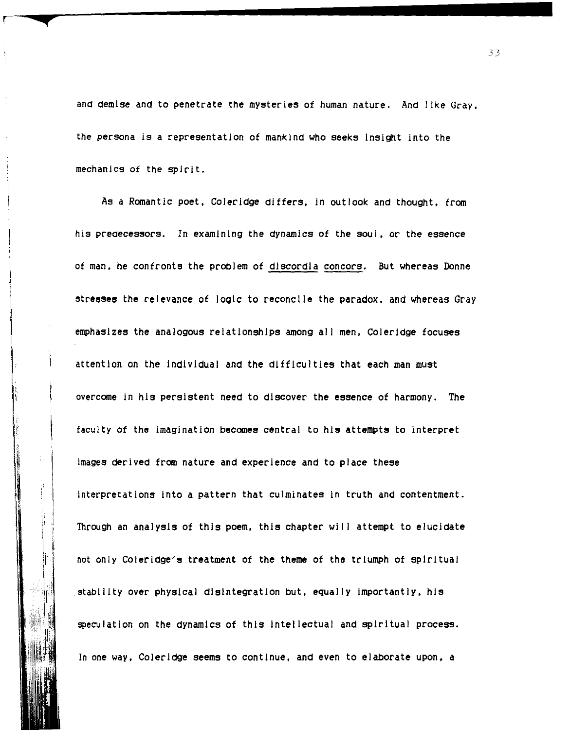and demise and to penetrate the mysteries of human nature. And like Gray, the persona is a representation of mankind who seeks insight into the mechanics of the spirit.

As a Romantic poet, Coleridge differs, in outlook and thought, from his predecessors. In examining the dynamics of the soul, or the essence of man, he confronts the problem of _discordia concors_. But whereas Donne stresses the relevance of logic to reconcile the paradox, and whereas Gray emphasizes the analogous relationships among all men, Coleridge focuses attention on the individual and the difficulties that each man must overcome in his persistent need to discover the essence of harmony. The faculty of the imagination becomes central to his attempts to interpret images derived from nature and experience and to place these interpretations into a pattern that culminates in truth and contentment. Through an analysis of this poem, this chapter will attempt to elucidate not only Coleridge's treatment of the theme of the triumph of spiritual stability over physical disintegration but, equally importantly, his speculation on the dynamics of this intellectual and spiritual process. In one way, Coleridge seems to continue, and even to elaborate upon, a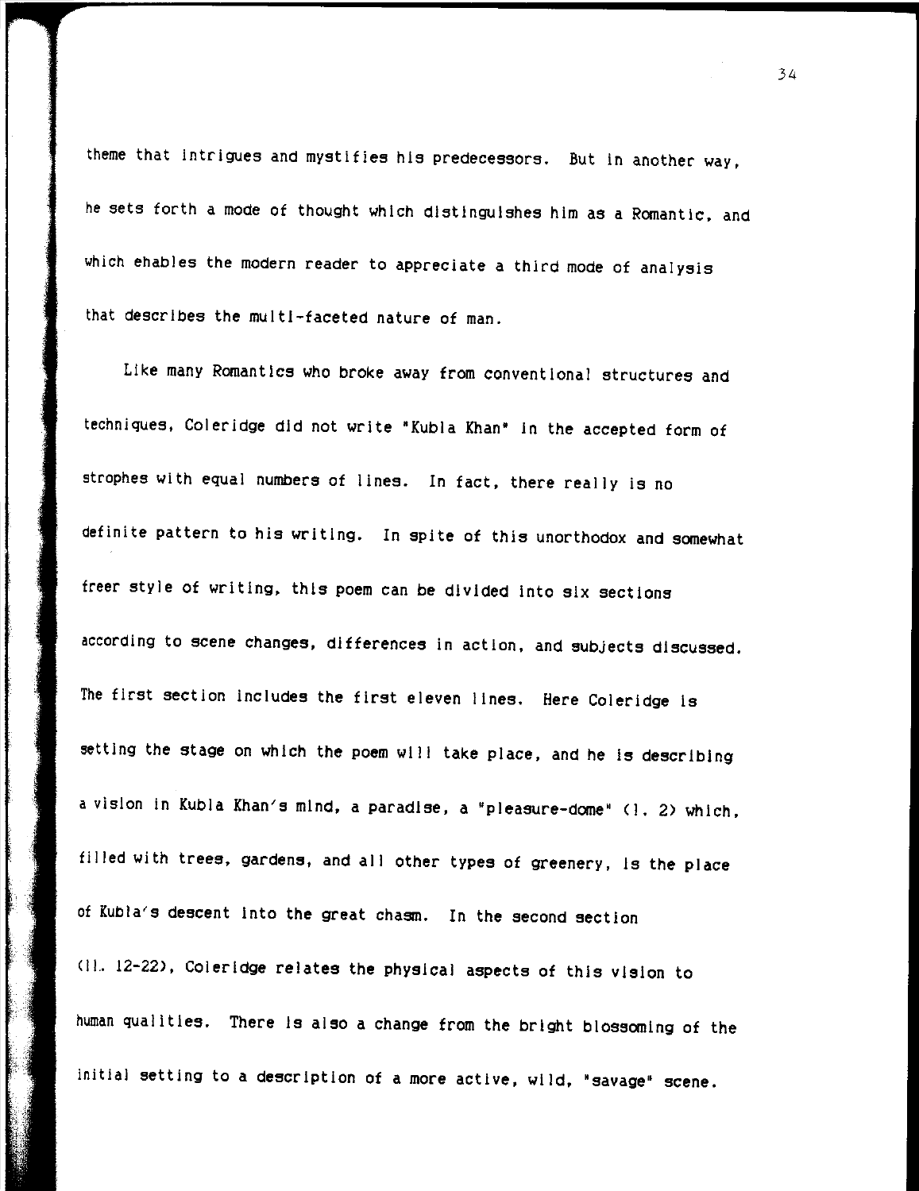theme that intrigues and mystifies his predecessors. But in another way, he sets forth a mode of thought which distinguishes him as a Romantic, and which enables the modern reader to appreciate a third mode of analysis that describes the multi-faceted nature of man.

Like many Romantics who broke away from conventional structures and techniques, Coleridge did not write "Kubla Khan" in the accepted form of strophes with equal numbers of lines. In fact, there really is no definite pattern to his writing. In spite of this unorthodox and somewhat freer style of writing, this poem can be divided into six sections according to scene changes, differences in action, and subjects discussed. The first section includes the first eleven lines. Here Coleridge is setting the stage on which the poem will take place, and he is describing a vision in Kubla Khan's mind, a paradise, a "pleasure-dome" (l. 2) which, filled with trees, gardens, and all other types of greenery, is the place of Kubla's descent into the great chasm. In the second section (ll. 12-22), Coleridge relates the physical aspects of this vision to human qualities. There is also a change from the bright blossoming of the initial setting to a description of a more active, wild, "savage" scene.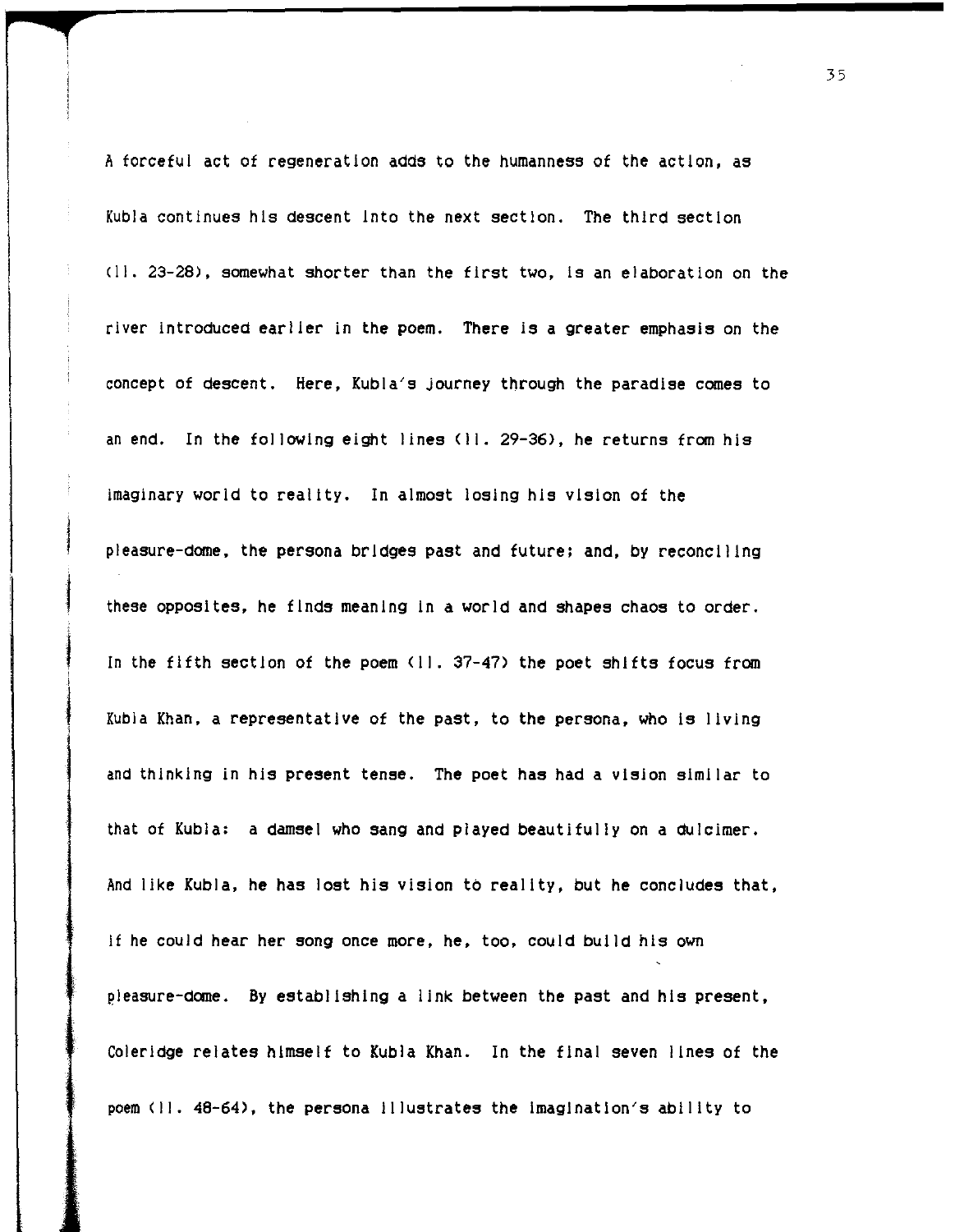A forceful act of regeneration adds to the humanness of the action, as Kubla continues his descent into the next section. The third section (ll. 23-28), somewhat shorter than the first two, is an elaboration on the river introduced earlier in the poem. There is a greater emphasis on the concept of descent. Here, Kubla's journey through the paradise comes to an end. In the following eight lines (ll. 29-36), he returns from his imaginary world to reality. In almost losing his vision of the pleasure-dome, the persona bridges past and future; and, by reconciling these opposites, he finds meaning in a world and shapes chaos to order. In the fifth section of the poem (ll. 37-47) the poet shifts focus from Kubla Khan, a representative of the past, to the persona, who is living and thinking in his present tense. The poet has had a vision similar to that of Kubla: a damsel who sang and played beautifully on a dulcimer. And like Kubla, he has lost his vision to reality, but he concludes that, if he could hear her song once more, he, too, could build his own pleasure-dome. By establishing a link between the past and his present, Coleridge relates himself to Kubla Khan. In the final seven lines of the poem (ll. 48-64), the persona illustrates the imagination's ability to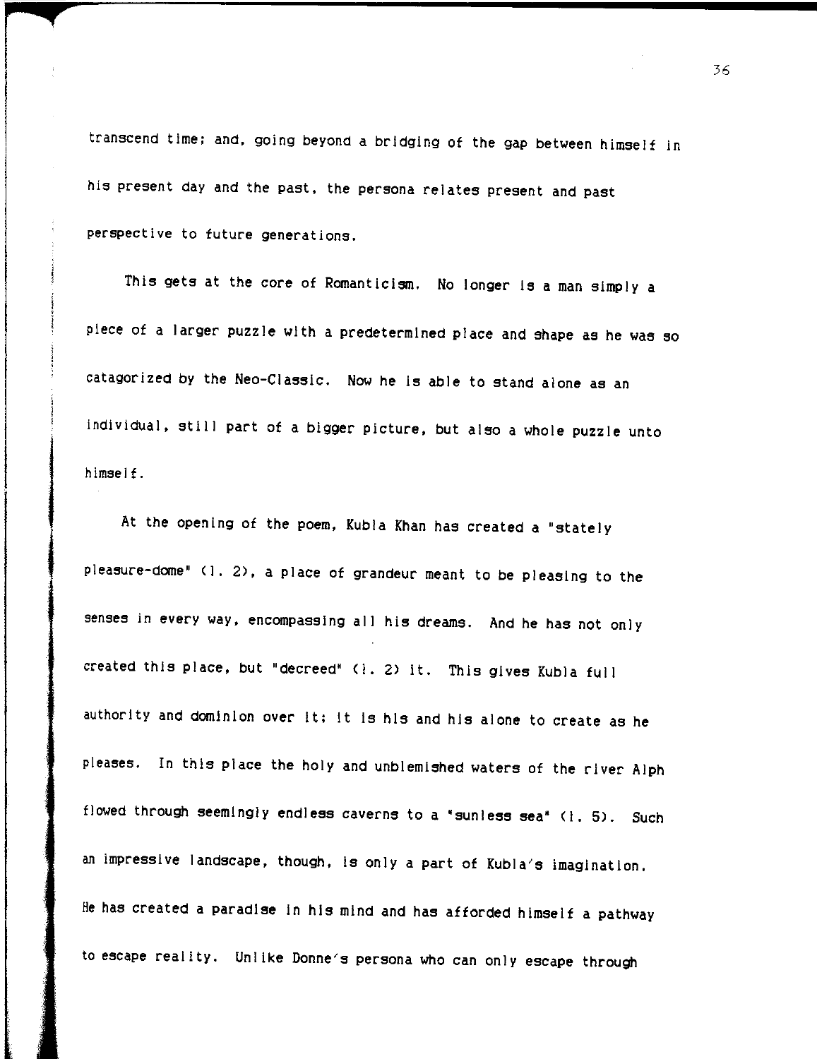transcend time; and, going beyond a bridging of the gap between himself in his present day and the past, the persona relates present and past perspective to future generations.

This gets at the core of Romanticism. No longer is a man simply a piece of a larger puzzle with a predetermined place and shape as he was so catagorized by the Neo-Classic. Now he is able to stand alone as an individual, still part of a bigger picture, but also a whole puzzle unto himself.

At the opening of the poem, Kubla Khan has created a "stately pleasure-dome" (l. 2), a place of grandeur meant to be pleasing to the senses in every way, encompassing all his dreams. And he has not only created this place, but "decreed" (l. 2) it. This gives Kubla full authority and dominion over it; it is his and his alone to create as he pleases. In this place the holy and unblemished waters of the river Alph flowed through seemingly endless caverns to a "sunless sea" (l. 5). Such an impressive landscape, though, is only a part of Kubla's imagination. He has created a paradise in his mind and has afforded himself a pathway to escape reality. Unlike Donne's persona who can only escape through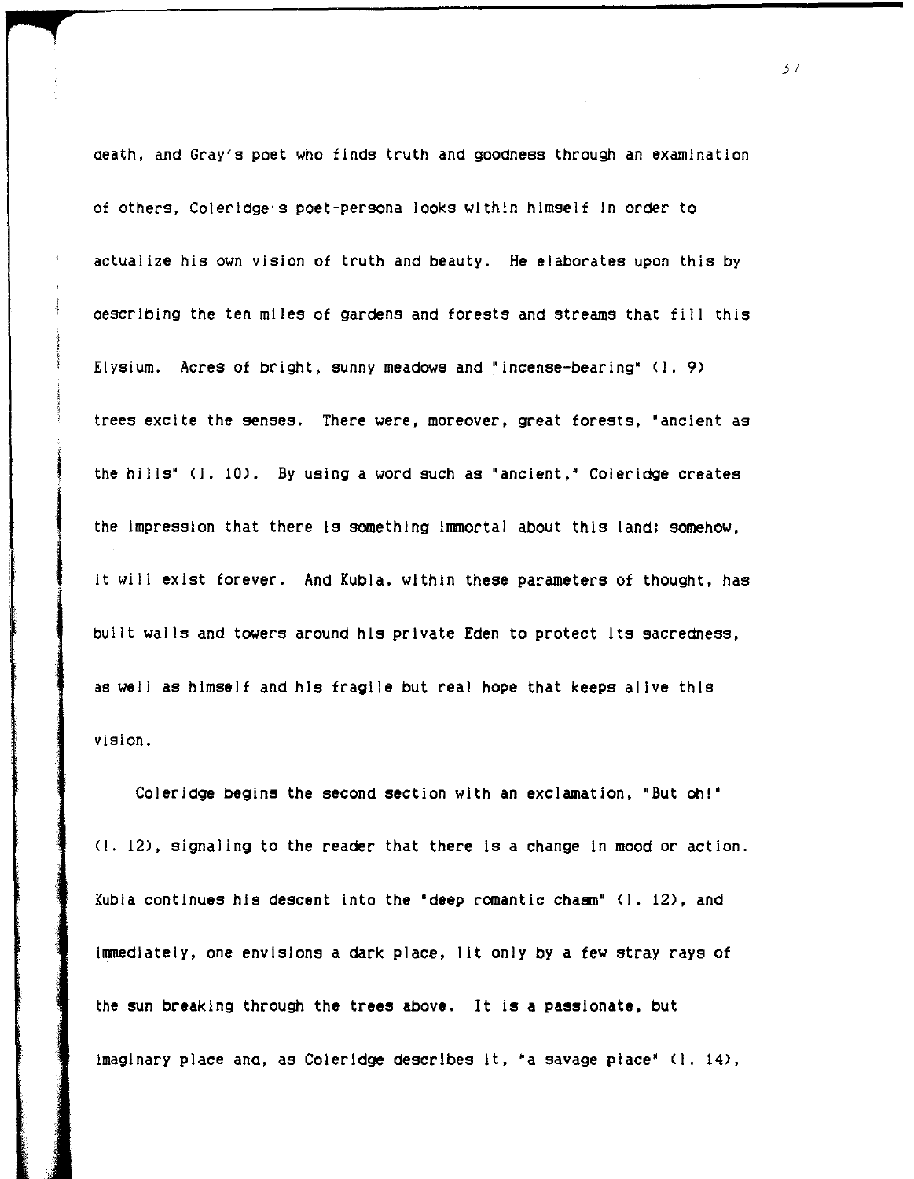death, and Gray's poet who finds truth and goodness through an examination of others, Coleridge's poet-persona looks within himself in order to actualize his own vision of truth and beauty. He elaborates upon this by describing the ten miles of gardens and forests and streams that fill this Elysium. Acres of bright, sunny meadows and "incense-bearing" (l. 9) trees excite the senses. There were, moreover, great forests, "ancient as the hills" (l. 10). By using a word such as "ancient," Coleridge creates the impression that there is something immortal about this land; somehow, it will exist forever. And Kubla, within these parameters of thought, has built walls and towers around his private Eden to protect its sacredness, as well as himself and his fragile but real hope that keeps alive this vision.

Coleridge begins the second section with an exclamation, "But oh!" (l. 12), signaling to the reader that there is a change in mood or action. Kubla continues his descent into the "deep romantic chasm" (l. 12), and immediately, one envisions a dark place, lit only by a few stray rays of the sun breaking through the trees above. It is a passionate, but imaginary place and, as Coleridge describes it, "a savage place" (l. 14),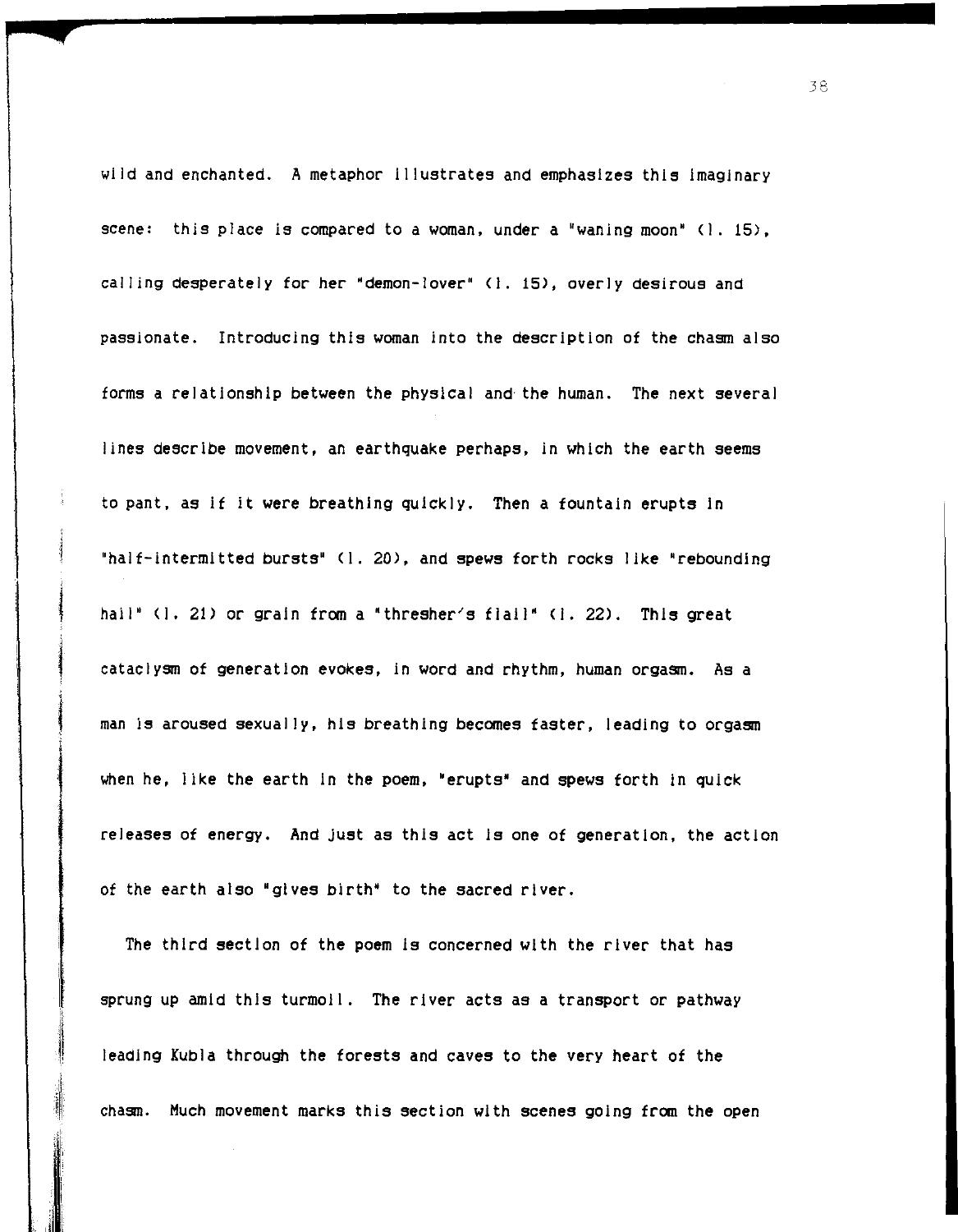wild and enchanted. A metaphor illustrates and emphasizes this imaginary scene: this place is compared to a woman, under a "waning moon" (l. 15), calling desperately for her "demon-lover" (l. 15), overly desirous and passionate. Introducing this woman into the description of the chasm also forms a relationship between the physical and the human. The next several lines describe movement, an earthquake perhaps, in which the earth seems to pant, as if it were breathing quickly. Then a fountain erupts in "half-intermitted bursts" (l. 20), and spews forth rocks like "rebounding hail" (l. 21) or grain from a "thresher's flail" (l. 22). This great cataclysm of generation evokes, in word and rhythm, human orgasm. As a man is aroused sexually, his breathing becomes faster, leading to orgasm when he, like the earth in the poem, "erupts" and spews forth in quick releases of energy. And just as this act is one of generation, the action of the earth also "gives birth" to the sacred river.

The third section of the poem is concerned with the river that has sprung up amid this turmoil. The river acts as a transport or pathway leading Kubla through the forests and caves to the very heart of the chasm. Much movement marks this section with scenes going from the open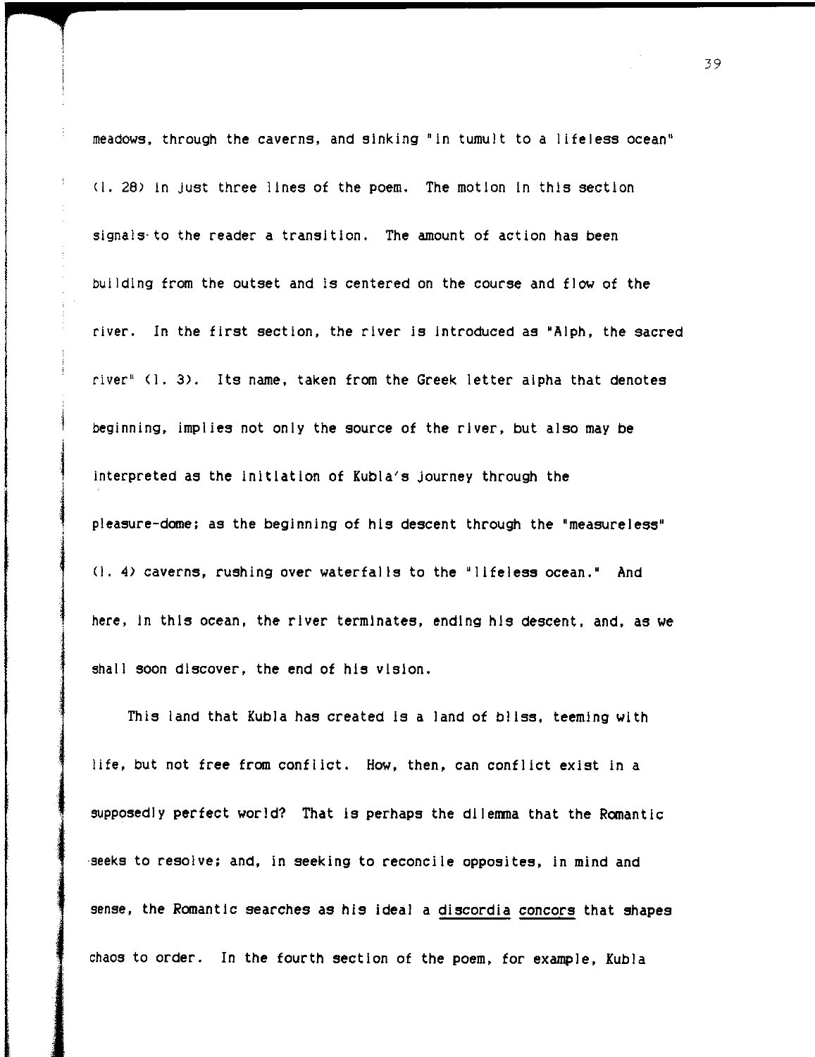meadows, through the caverns, and sinking "in tumult to a lifeless ocean" (l. 28) in just three lines of the poem. The motion in this section signals to the reader a transition. The amount of action has been building from the outset and is centered on the course and flow of the river. In the first section, the river is introduced as "Alph, the sacred river" (l. 3). Its name, taken from the Greek letter alpha that denotes beginning, implies not only the source of the river, but also may be interpreted as the initiation of Kubla's journey through the pleasure-dome; as the beginning of his descent through the "measureless" (l. 4) caverns, rushing over waterfalls to the "lifeless ocean." And here, in this ocean, the river terminates, ending his descent, and, as we shall soon discover, the end of his vision.

This land that Kubla has created is a land of bliss, teeming with life, but not free from conflict. How, then, can conflict exist in a supposedly perfect world? That is perhaps the dilemma that the Romantic seeks to resolve; and, in seeking to reconcile opposites, in mind and sense, the Romantic searches as his ideal a _discordia concors_ that shapes chaos to order. In the fourth section of the poem, for example, Kubla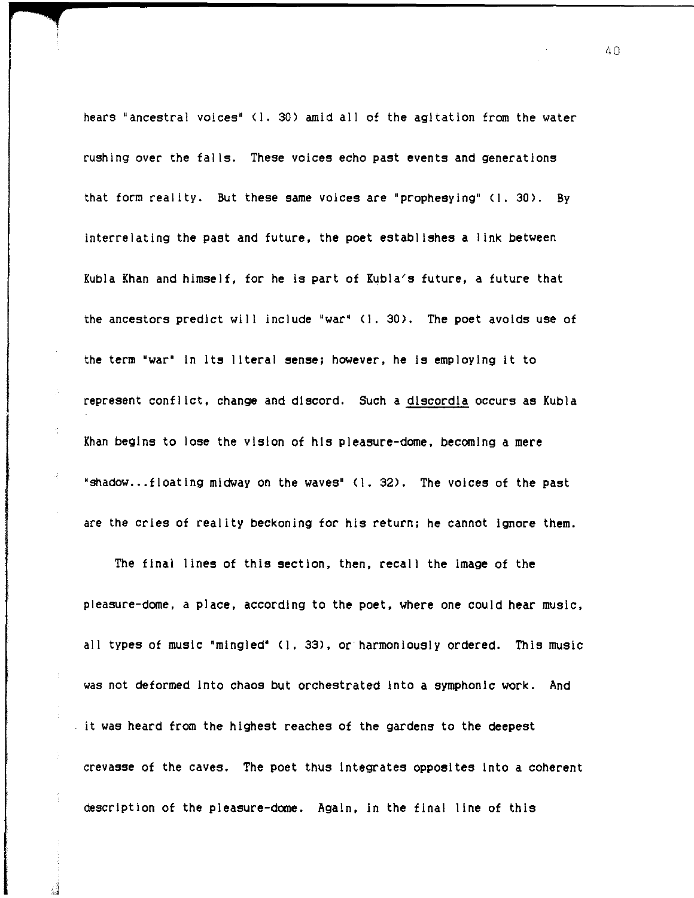hears "ancestral voices" (l. 30) amid all of the agitation from the water rushing over the falls. These voices echo past events and generations that form reality. But these same voices are "prophesying" (l. 30). By interrelating the past and future, the poet establishes a link between Kubla Khan and himself, for he is part of Kubla's future, a future that the ancestors predict will include "war" (l. 30). The poet avoids use of the term "war" in its literal sense; however, he is employing it to represent conflict, change and discord. Such a *discordia* occurs as Kubla Khan begins to lose the vision of his pleasure-dome, becoming a mere "shadow...floating midway on the waves" (l. 32). The voices of the past are the cries of reality beckoning for his return; he cannot ignore them.

The final lines of this section, then, recall the image of the pleasure-dome, a place, according to the poet, where one could hear music, all types of music "mingled" (l. 33), or harmoniously ordered. This music was not deformed into chaos but orchestrated into a symphonic work. And it was heard from the highest reaches of the gardens to the deepest crevasse of the caves. The poet thus integrates opposites into a coherent description of the pleasure-dome. Again, in the final line of this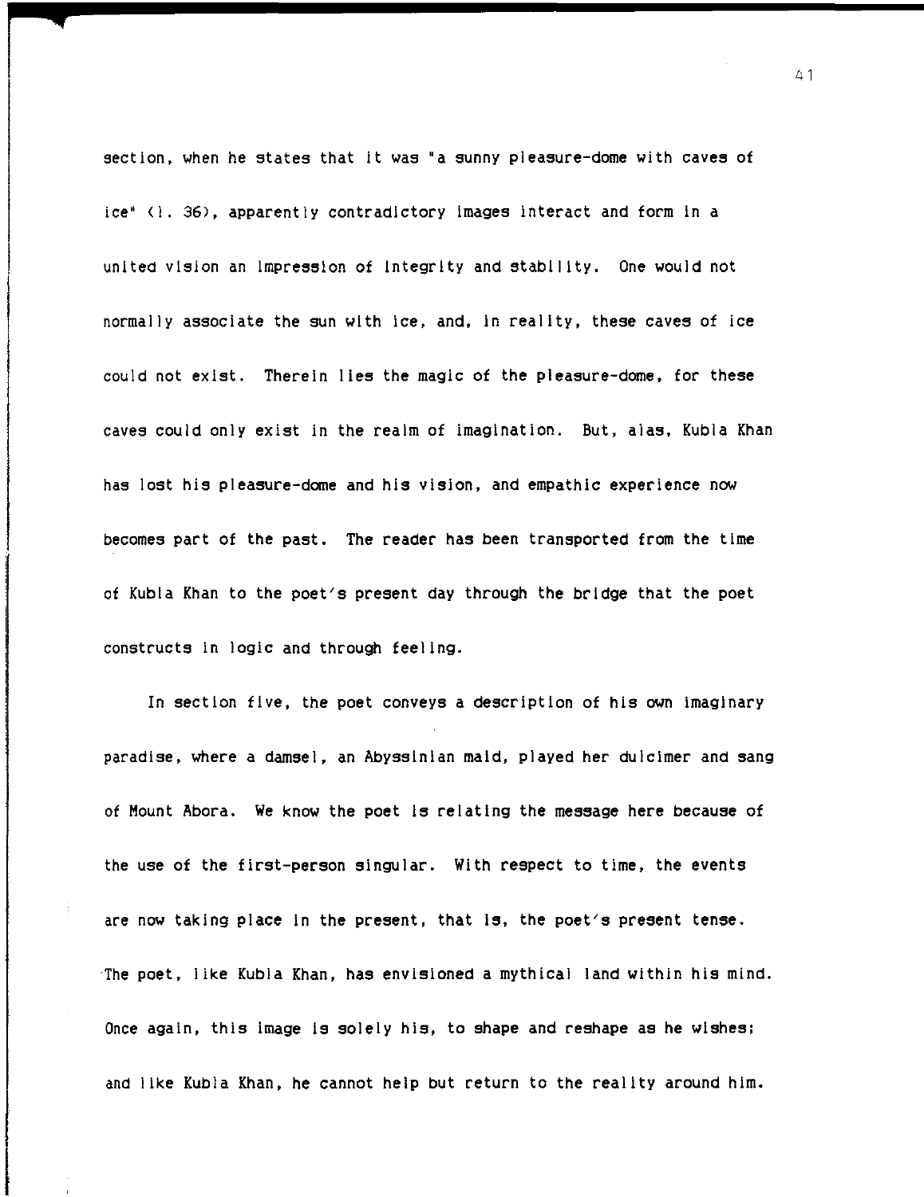section, when he states that it was "a sunny pleasure-dome with caves of ice" (l. 36), apparently contradictory images interact and form in a united vision an impression of integrity and stability. One would not normally associate the sun with ice, and, in reality, these caves of ice could not exist. Therein lies the magic of the pleasure-dome, for these caves could only exist in the realm of imagination. But, alas, Kubla Khan has lost his pleasure-dome and his vision, and empathic experience now becomes part of the past. The reader has been transported from the time of Kubla Khan to the poet's present day through the bridge that the poet constructs in logic and through feeling.

In section five, the poet conveys a description of his own imaginary paradise, where a damsel, an Abyssinian maid, played her dulcimer and sang of Mount Abora. We know the poet is relating the message here because of the use of the first-person singular. With respect to time, the events are now taking place in the present, that is, the poet's present tense. The poet, like Kubla Khan, has envisioned a mythical land within his mind. Once again, this image is solely his, to shape and reshape as he wishes; and like Kubla Khan, he cannot help but return to the reality around him.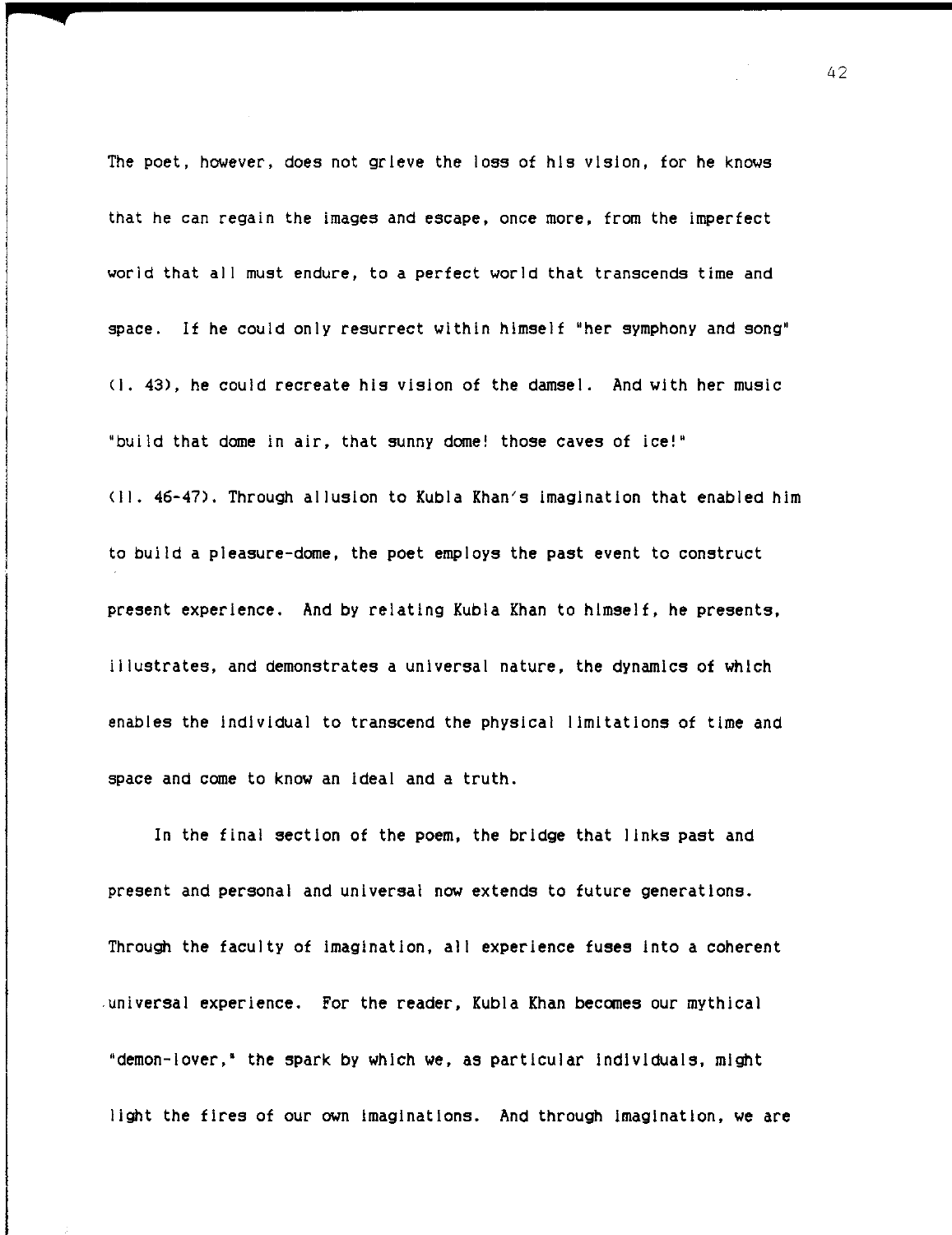The poet, however, does not grieve the loss of his vision, for he knows that he can regain the images and escape, once more, from the imperfect world that all must endure, to a perfect world that transcends time and space. If he could only resurrect within himself "her symphony and song" (l. 43), he could recreate his vision of the damsel. And with her music "build that dome in air, that sunny dome! those caves of ice!" (ll. 46-47). Through allusion to Kubla Khan's imagination that enabled him to build a pleasure-dome, the poet employs the past event to construct present experience. And by relating Kubla Khan to himself, he presents, illustrates, and demonstrates a universal nature, the dynamics of which enables the individual to transcend the physical limitations of time and space and come to know an ideal and a truth.

In the final section of the poem, the bridge that links past and present and personal and universal now extends to future generations. Through the faculty of imagination, all experience fuses into a coherent universal experience. For the reader, Kubla Khan becomes our mythical "demon-lover," the spark by which we, as particular individuals, might light the fires of our own imaginations. And through imagination, we are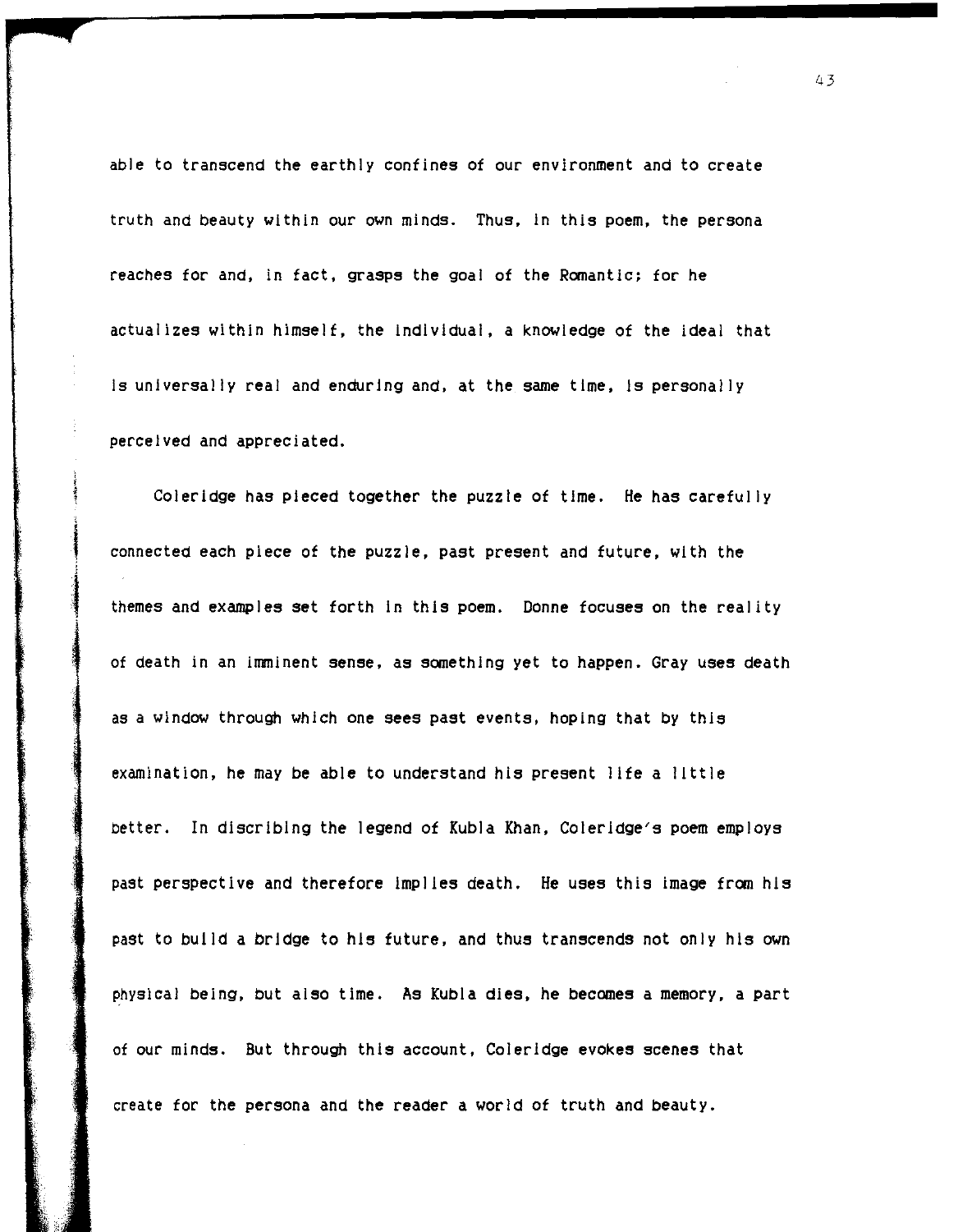able to transcend the earthly confines of our environment and to create truth and beauty within our own minds. Thus, in this poem, the persona reaches for and, in fact, grasps the goal of the Romantic; for he actualizes within himself, the individual, a knowledge of the ideal that is universally real and enduring and, at the same time, is personally perceived and appreciated.

Coleridge has pieced together the puzzle of time. He has carefully connected each piece of the puzzle, past present and future, with the themes and examples set forth in this poem. Donne focuses on the reality of death in an imminent sense, as something yet to happen. Gray uses death as a window through which one sees past events, hoping that by this examination, he may be able to understand his present life a little better. In discribing the legend of Kubla Khan, Coleridge's poem employs past perspective and therefore implies death. He uses this image from his past to build a bridge to his future, and thus transcends not only his own physical being, but also time. As Kubla dies, he becomes a memory, a part of our minds. But through this account, Coleridge evokes scenes that create for the persona and the reader a world of truth and beauty.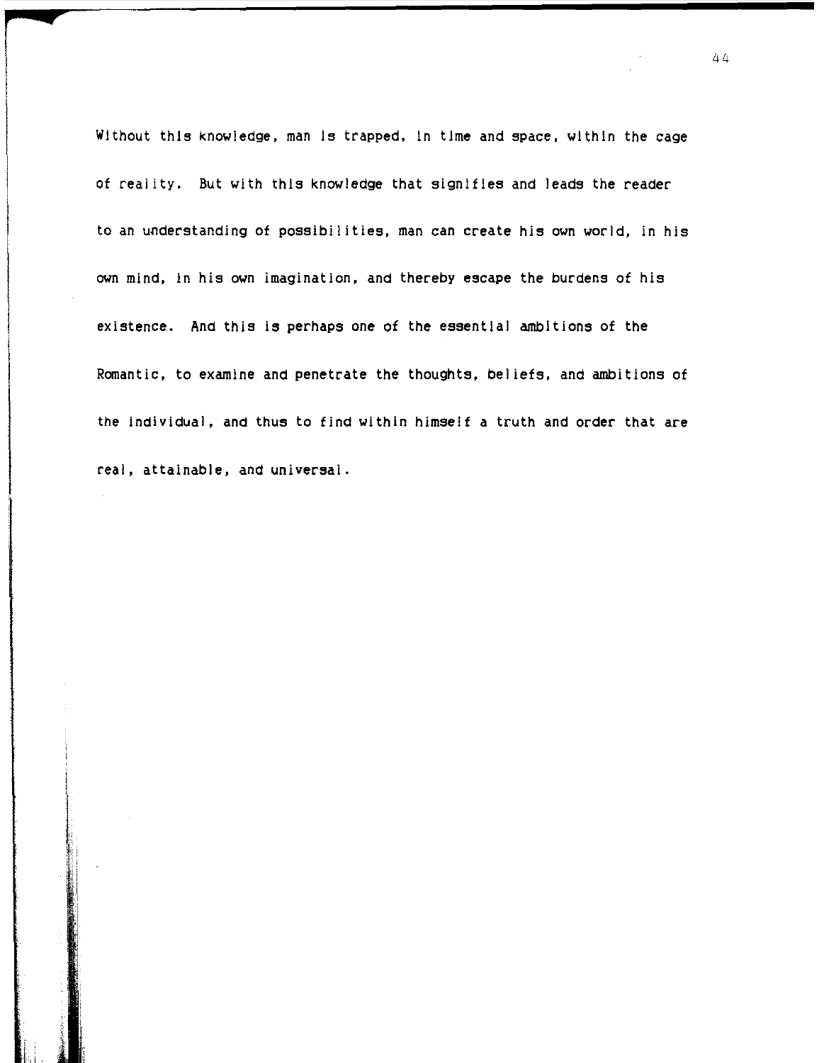Without this knowledge, man is trapped, in time and space, within the cage of reality. But with this knowledge that signifies and leads the reader to an understanding of possibilities, man can create his own world, in his own mind, in his own imagination, and thereby escape the burdens of his existence. And this is perhaps one of the essential ambitions of the Romantic, to examine and penetrate the thoughts, beliefs, and ambitions of the individual, and thus to find within himself a truth and order that are real, attainable, and universal.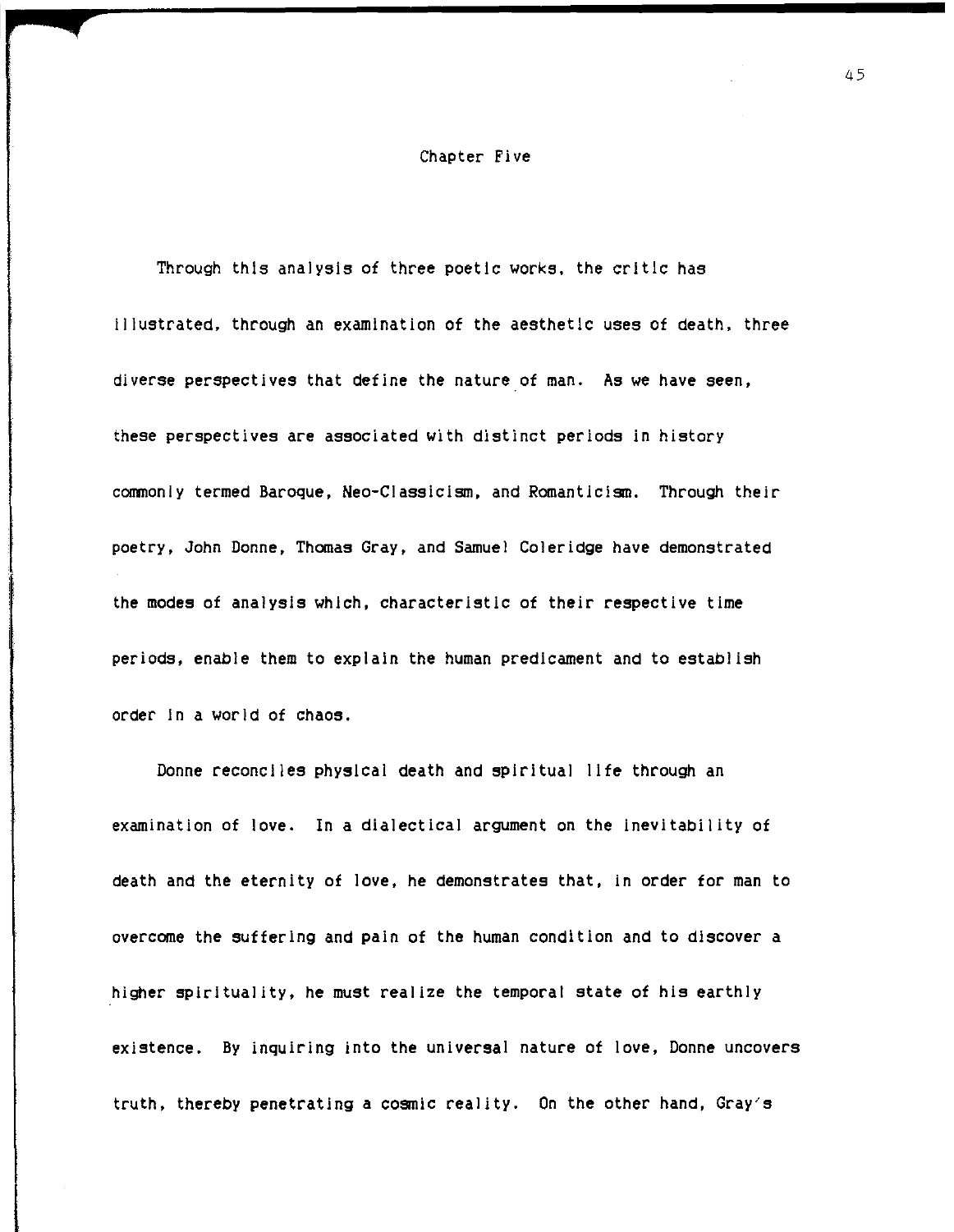# Chapter Five

Through this analysis of three poetic works, the critic has illustrated, through an examination of the aesthetic uses of death, three diverse perspectives that define the nature of man. As we have seen, these perspectives are associated with distinct periods in history commonly termed Baroque, Neo-Classicism, and Romanticism. Through their poetry, John Donne, Thomas Gray, and Samuel Coleridge have demonstrated the modes of analysis which, characteristic of their respective time periods, enable them to explain the human predicament and to establish order in a world of chaos.

Donne reconciles physical death and spiritual life through an examination of love. In a dialectical argument on the inevitability of death and the eternity of love, he demonstrates that, in order for man to overcome the suffering and pain of the human condition and to discover a higher spirituality, he must realize the temporal state of his earthly existence. By inquiring into the universal nature of love, Donne uncovers truth, thereby penetrating a cosmic reality. On the other hand, Gray's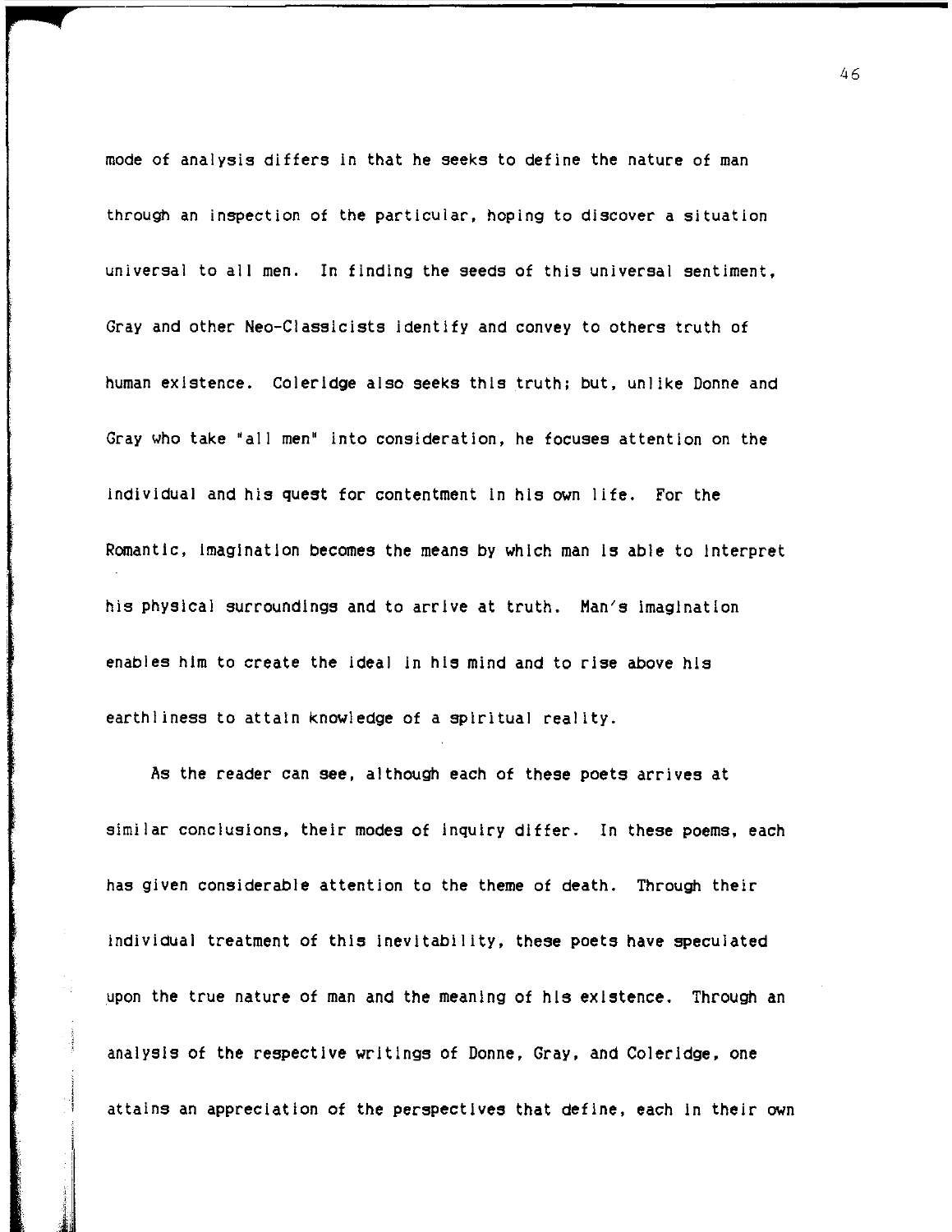mode of analysis differs in that he seeks to define the nature of man through an inspection of the particular, hoping to discover a situation universal to all men. In finding the seeds of this universal sentiment, Gray and other Neo-Classicists identify and convey to others truth of human existence. Coleridge also seeks this truth; but, unlike Donne and Gray who take "all men" into consideration, he focuses attention on the individual and his quest for contentment in his own life. For the Romantic, imagination becomes the means by which man is able to interpret his physical surroundings and to arrive at truth. Man's imagination enables him to create the ideal in his mind and to rise above his earthliness to attain knowledge of a spiritual reality.

As the reader can see, although each of these poets arrives at similar conclusions, their modes of inquiry differ. In these poems, each has given considerable attention to the theme of death. Through their individual treatment of this inevitability, these poets have speculated upon the true nature of man and the meaning of his existence. Through an analysis of the respective writings of Donne, Gray, and Coleridge, one attains an appreciation of the perspectives that define, each in their own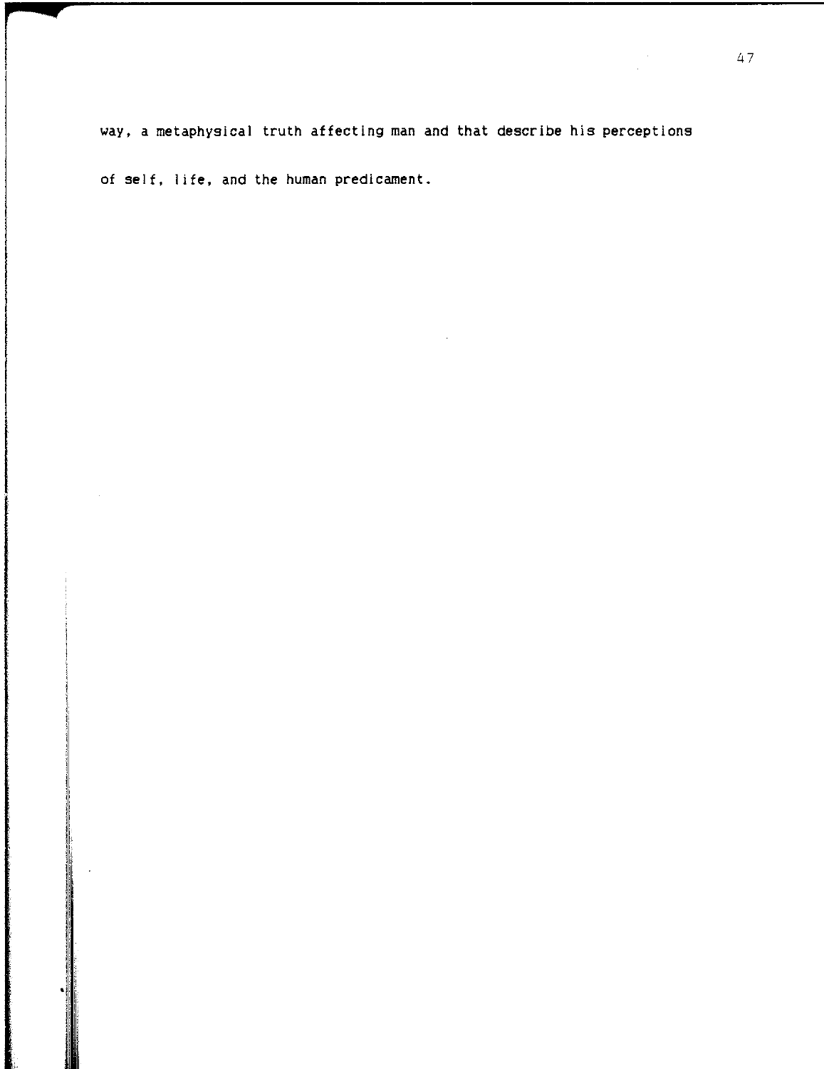way, a metaphysical truth affecting man and that describe his perceptions of self, life, and the human predicament.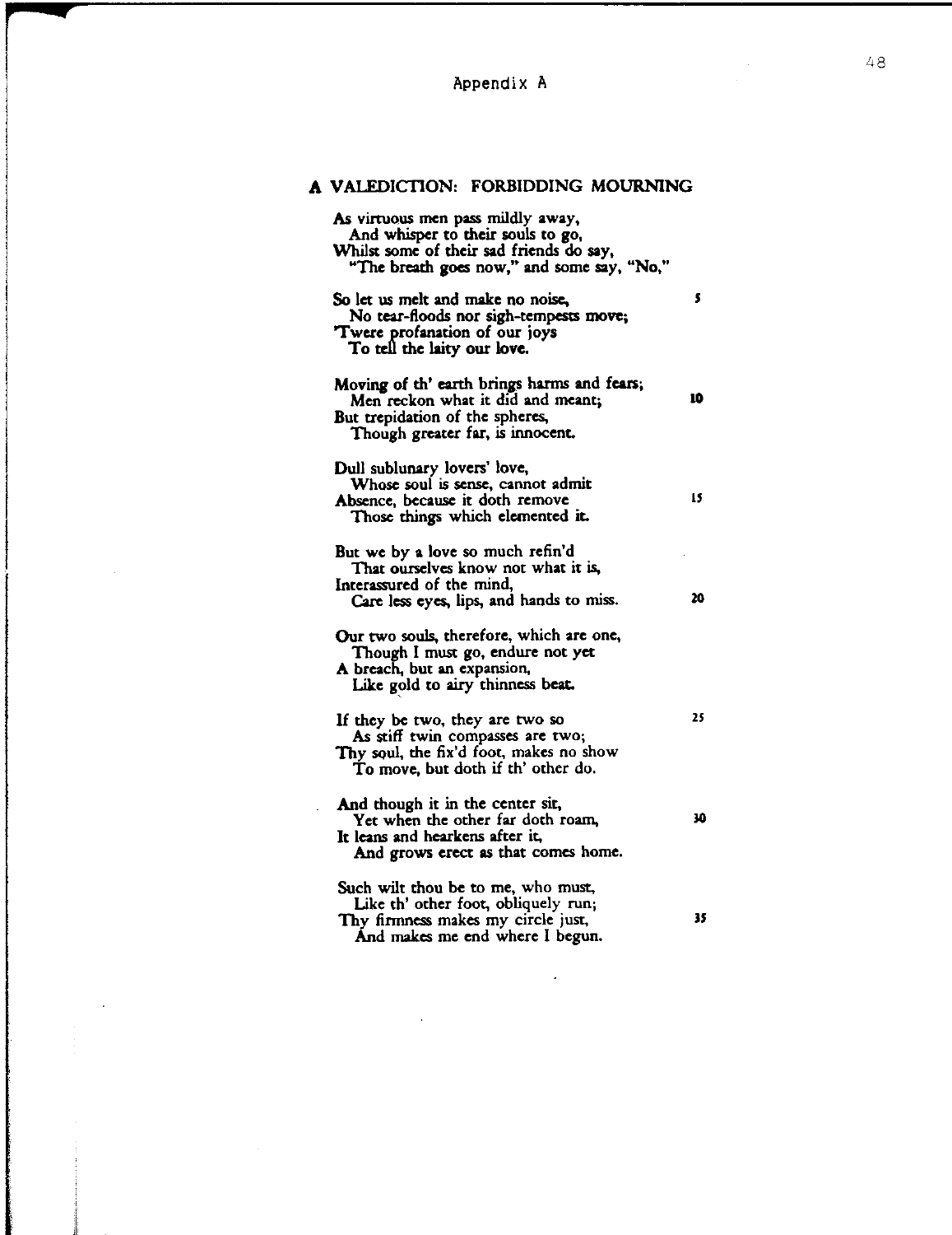Appendix A

## A VALEDICTION: FORBIDDING MOURNING

As virtuous men pass mildly away,  
  And whisper to their souls to go,  
Whilst some of their sad friends do say,  
  "The breath goes now," and some say, "No,"

So let us melt and make no noise, 5  
  No tear-floods nor sigh-tempests move;  
'Twere profanation of our joys  
  To tell the laity our love.

Moving of th' earth brings harms and fears;  
  Men reckon what it did and meant; 10  
But trepidation of the spheres,  
  Though greater far, is innocent.

Dull sublunary lovers' love,  
  Whose soul is sense, cannot admit  
Absence, because it doth remove 15  
  Those things which elemented it.

But we by a love so much refin'd  
  That ourselves know not what it is,  
Interassured of the mind,  
  Care less eyes, lips, and hands to miss. 20

Our two souls, therefore, which are one,  
  Though I must go, endure not yet  
A breach, but an expansion,  
  Like gold to airy thinness beat.

If they be two, they are two so 25  
  As stiff twin compasses are two;  
Thy soul, the fix'd foot, makes no show  
  To move, but doth if th' other do.

And though it in the center sit,  
  Yet when the other far doth roam, 30  
It leans and hearkens after it,  
  And grows erect as that comes home.

Such wilt thou be to me, who must,  
  Like th' other foot, obliquely run;  
Thy firmness makes my circle just, 35  
  And makes me end where I begun.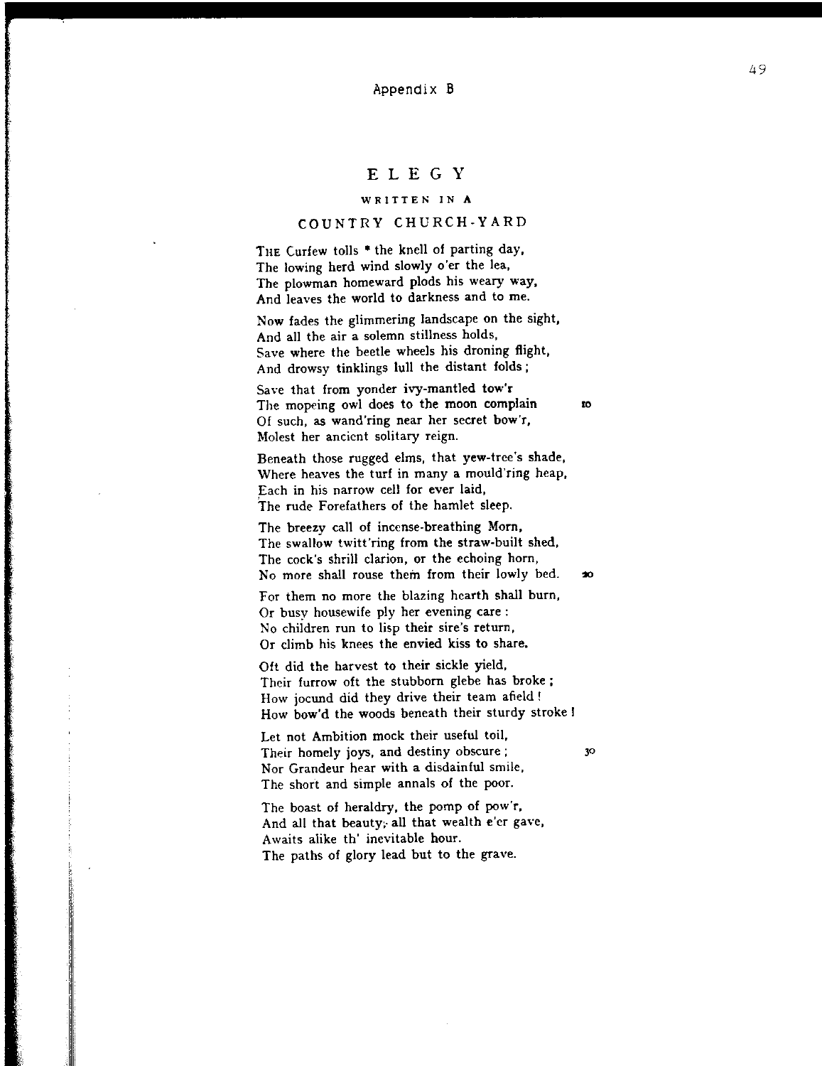Appendix B

# ELEGY

### WRITTEN IN A

## COUNTRY CHURCH-YARD

THE Curfew tolls * the knell of parting day,
The lowing herd wind slowly o'er the lea,
The plowman homeward plods his weary way,
And leaves the world to darkness and to me.

Now fades the glimmering landscape on the sight,
And all the air a solemn stillness holds,
Save where the beetle wheels his droning flight,
And drowsy tinklings lull the distant folds;

Save that from yonder ivy-mantled tow'r
The mopeing owl does to the moon complain    10
Of such, as wand'ring near her secret bow'r,
Molest her ancient solitary reign.

Beneath those rugged elms, that yew-tree's shade,
Where heaves the turf in many a mould'ring heap,
Each in his narrow cell for ever laid,
The rude Forefathers of the hamlet sleep.

The breezy call of incense-breathing Morn,
The swallow twitt'ring from the straw-built shed,
The cock's shrill clarion, or the echoing horn,
No more shall rouse them from their lowly bed.    20

For them no more the blazing hearth shall burn,
Or busy housewife ply her evening care:
No children run to lisp their sire's return,
Or climb his knees the envied kiss to share.

Oft did the harvest to their sickle yield,
Their furrow oft the stubborn glebe has broke;
How jocund did they drive their team afield!
How bow'd the woods beneath their sturdy stroke!

Let not Ambition mock their useful toil,
Their homely joys, and destiny obscure;    30
Nor Grandeur hear with a disdainful smile,
The short and simple annals of the poor.

The boast of heraldry, the pomp of pow'r,
And all that beauty, all that wealth e'er gave,
Awaits alike th' inevitable hour.
The paths of glory lead but to the grave.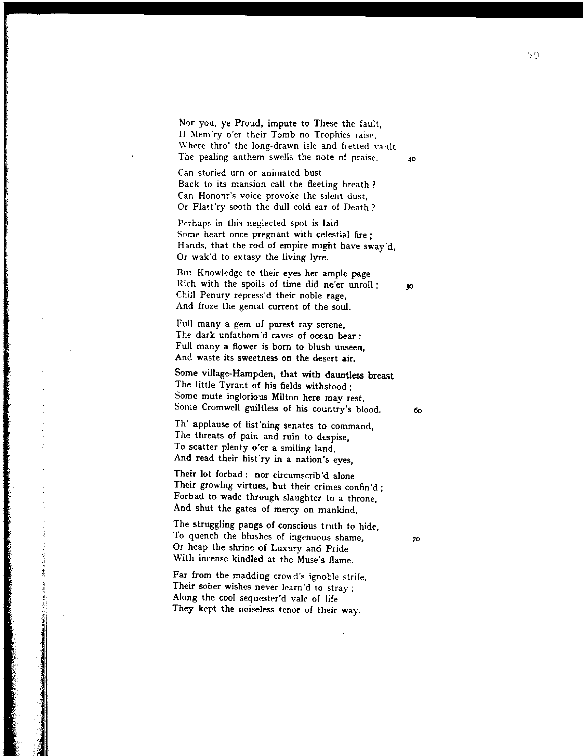Nor you, ye Proud, impute to These the fault,
If Mem'ry o'er their Tomb no Trophies raise,
Where thro' the long-drawn isle and fretted vault
The pealing anthem swells the note of praise. 40

Can storied urn or animated bust
Back to its mansion call the fleeting breath?
Can Honour's voice provoke the silent dust,
Or Flatt'ry sooth the dull cold ear of Death?

Perhaps in this neglected spot is laid
Some heart once pregnant with celestial fire;
Hands, that the rod of empire might have sway'd,
Or wak'd to extasy the living lyre.

But Knowledge to their eyes her ample page
Rich with the spoils of time did ne'er unroll; 50
Chill Penury repress'd their noble rage,
And froze the genial current of the soul.

Full many a gem of purest ray serene,
The dark unfathom'd caves of ocean bear:
Full many a flower is born to blush unseen,
And waste its sweetness on the desert air.

Some village-Hampden, that with dauntless breast
The little Tyrant of his fields withstood;
Some mute inglorious Milton here may rest,
Some Cromwell guiltless of his country's blood. 60

Th' applause of list'ning senates to command,
The threats of pain and ruin to despise,
To scatter plenty o'er a smiling land,
And read their hist'ry in a nation's eyes,

Their lot forbad: nor circumscrib'd alone
Their growing virtues, but their crimes confin'd;
Forbad to wade through slaughter to a throne,
And shut the gates of mercy on mankind,

The struggling pangs of conscious truth to hide,
To quench the blushes of ingenuous shame, 70
Or heap the shrine of Luxury and Pride
With incense kindled at the Muse's flame.

Far from the madding crowd's ignoble strife,
Their sober wishes never learn'd to stray;
Along the cool sequester'd vale of life
They kept the noiseless tenor of their way.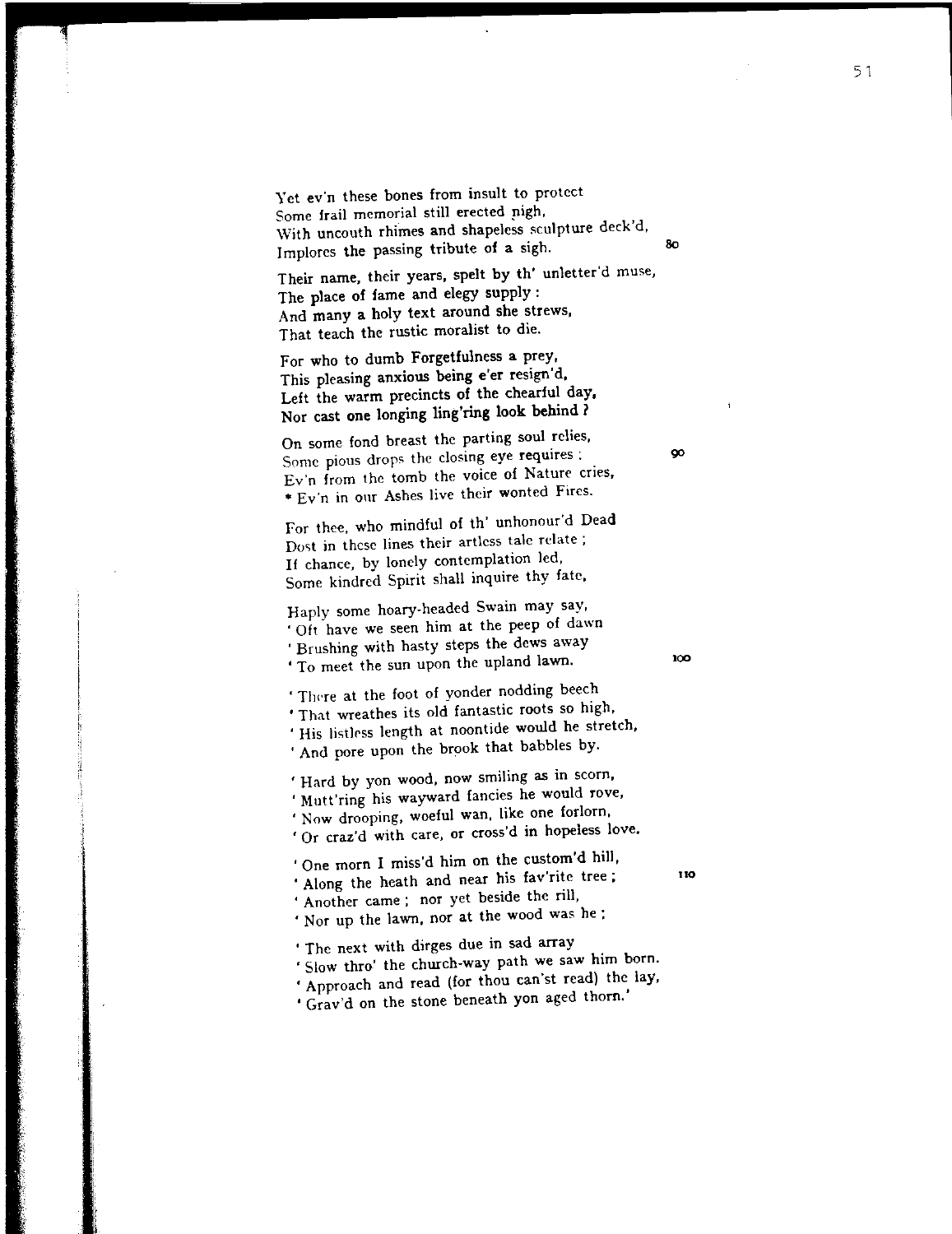Yet ev'n these bones from insult to protect
Some frail memorial still erected nigh,
With uncouth rhimes and shapeless sculpture deck'd,
Implores the passing tribute of a sigh. 80

Their name, their years, spelt by th' unletter'd muse,
The place of fame and elegy supply :
And many a holy text around she strews,
That teach the rustic moralist to die.

For who to dumb Forgetfulness a prey,
This pleasing anxious being e'er resign'd,
Left the warm precincts of the chearful day,
Nor cast one longing ling'ring look behind ?

On some fond breast the parting soul relies,
Some pious drops the closing eye requires ; 90
Ev'n from the tomb the voice of Nature cries,
* Ev'n in our Ashes live their wonted Fires.

For thee, who mindful of th' unhonour'd Dead
Dost in these lines their artless tale relate ;
If chance, by lonely contemplation led,
Some kindred Spirit shall inquire thy fate,

Haply some hoary-headed Swain may say,
'Oft have we seen him at the peep of dawn
'Brushing with hasty steps the dews away
'To meet the sun upon the upland lawn. 100

'There at the foot of yonder nodding beech
'That wreathes its old fantastic roots so high,
'His listless length at noontide would he stretch,
'And pore upon the brook that babbles by.

'Hard by yon wood, now smiling as in scorn,
'Mutt'ring his wayward fancies he would rove,
'Now drooping, woeful wan, like one forlorn,
'Or craz'd with care, or cross'd in hopeless love.

'One morn I miss'd him on the custom'd hill,
'Along the heath and near his fav'rite tree ; 110
'Another came ; nor yet beside the rill,
'Nor up the lawn, nor at the wood was he ;

'The next with dirges due in sad array
'Slow thro' the church-way path we saw him born.
'Approach and read (for thou can'st read) the lay,
'Grav'd on the stone beneath yon aged thorn.'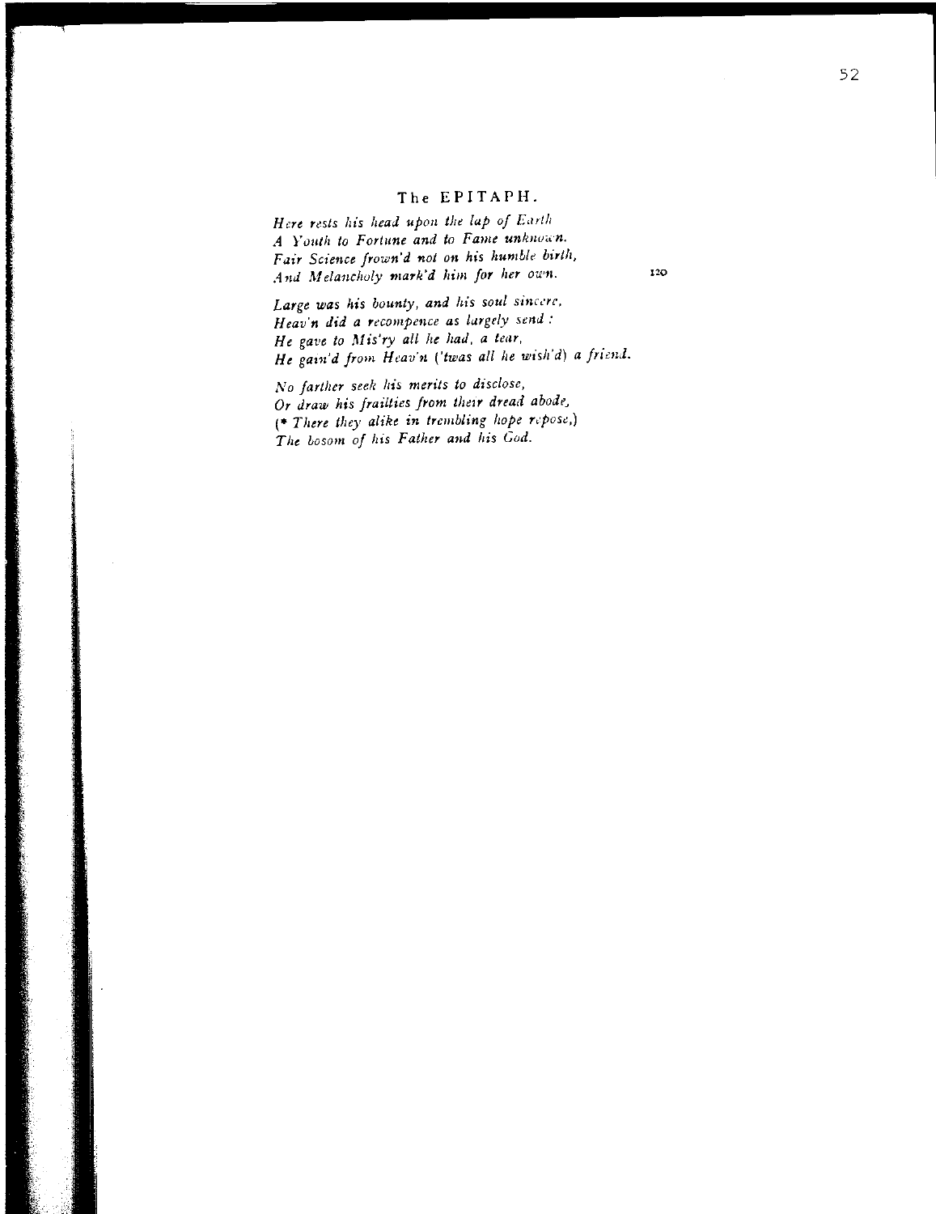## The EPITAPH.

*Here rests his head upon the lap of Earth*
*A Youth to Fortune and to Fame unknown.*
*Fair Science frown'd not on his humble birth,*
*And Melancholy mark'd him for her own.* 120

*Large was his bounty, and his soul sincere,*
*Heav'n did a recompence as largely send :*
*He gave to Mis'ry all he had, a tear,*
*He gain'd from Heav'n ('twas all he wish'd) a friend.*

*No farther seek his merits to disclose,*
*Or draw his frailties from their dread abode,*
*(* There they alike in trembling hope repose,)*
*The bosom of his Father and his God.*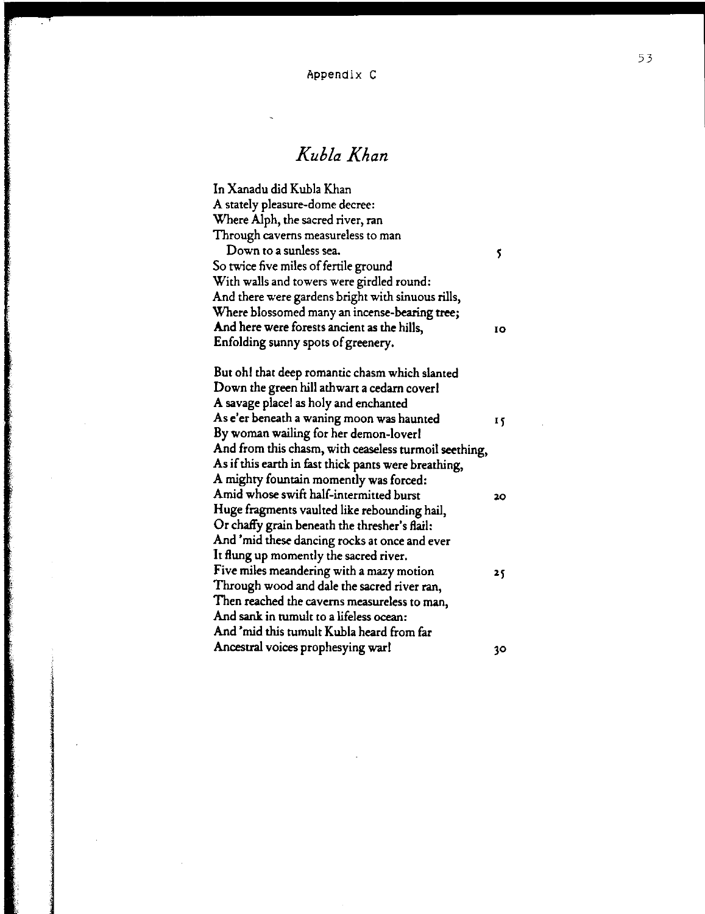Appendix C

# *Kubla Khan*

In Xanadu did Kubla Khan
A stately pleasure-dome decree:
Where Alph, the sacred river, ran
Through caverns measureless to man
   Down to a sunless sea. 5
So twice five miles of fertile ground
With walls and towers were girdled round:
And there were gardens bright with sinuous rills,
Where blossomed many an incense-bearing tree;
And here were forests ancient as the hills, 10
Enfolding sunny spots of greenery.

But oh! that deep romantic chasm which slanted
Down the green hill athwart a cedarn cover!
A savage place! as holy and enchanted
As e'er beneath a waning moon was haunted 15
By woman wailing for her demon-lover!
And from this chasm, with ceaseless turmoil seething,
As if this earth in fast thick pants were breathing,
A mighty fountain momently was forced:
Amid whose swift half-intermitted burst 20
Huge fragments vaulted like rebounding hail,
Or chaffy grain beneath the thresher's flail:
And 'mid these dancing rocks at once and ever
It flung up momently the sacred river.
Five miles meandering with a mazy motion 25
Through wood and dale the sacred river ran,
Then reached the caverns measureless to man,
And sank in tumult to a lifeless ocean:
And 'mid this tumult Kubla heard from far
Ancestral voices prophesying war! 30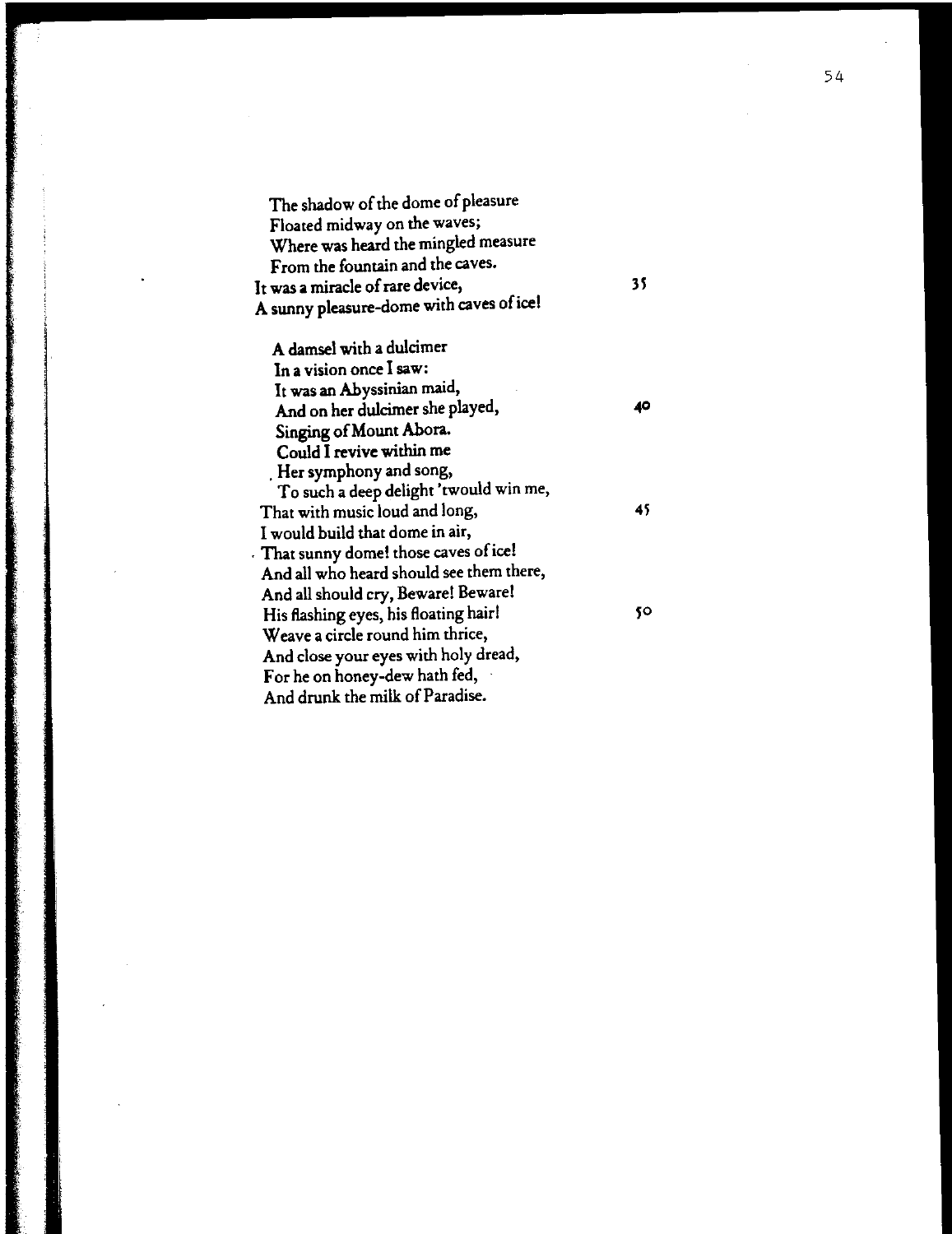The shadow of the dome of pleasure  
Floated midway on the waves;  
Where was heard the mingled measure  
From the fountain and the caves.  
It was a miracle of rare device, 35  
A sunny pleasure-dome with caves of ice!

A damsel with a dulcimer  
In a vision once I saw:  
It was an Abyssinian maid,  
And on her dulcimer she played, 40  
Singing of Mount Abora.  
Could I revive within me  
Her symphony and song,  
To such a deep delight 'twould win me,  
That with music loud and long, 45  
I would build that dome in air,  
That sunny dome! those caves of ice!  
And all who heard should see them there,  
And all should cry, Beware! Beware!  
His flashing eyes, his floating hair! 50  
Weave a circle round him thrice,  
And close your eyes with holy dread,  
For he on honey-dew hath fed,  
And drunk the milk of Paradise.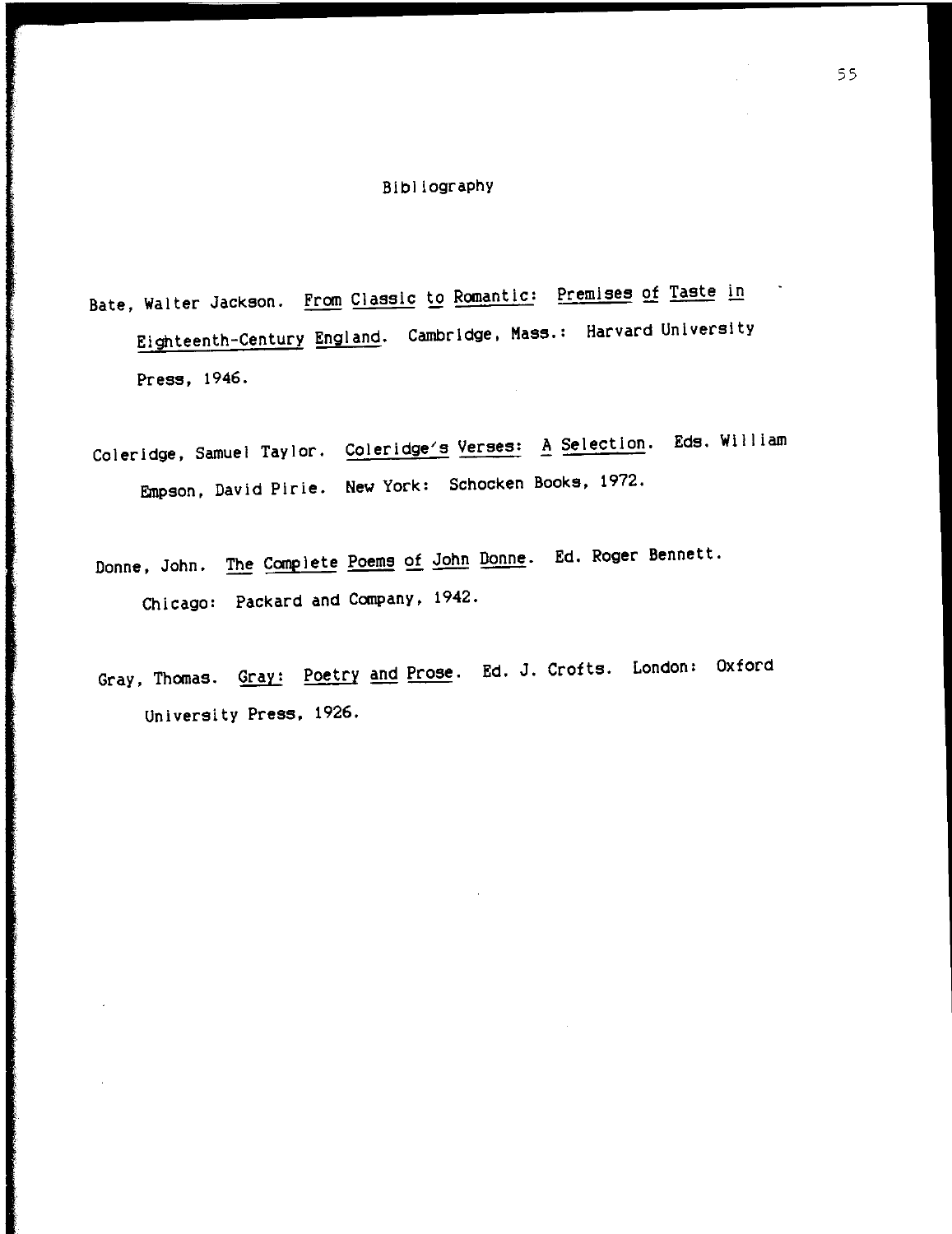# Bibliography

Bate, Walter Jackson. _From Classic to Romantic: Premises of Taste in Eighteenth-Century England_. Cambridge, Mass.: Harvard University Press, 1946.

Coleridge, Samuel Taylor. _Coleridge's Verses: A Selection_. Eds. William Empson, David Pirie. New York: Schocken Books, 1972.

Donne, John. _The Complete Poems of John Donne_. Ed. Roger Bennett. Chicago: Packard and Company, 1942.

Gray, Thomas. _Gray: Poetry and Prose_. Ed. J. Crofts. London: Oxford University Press, 1926.